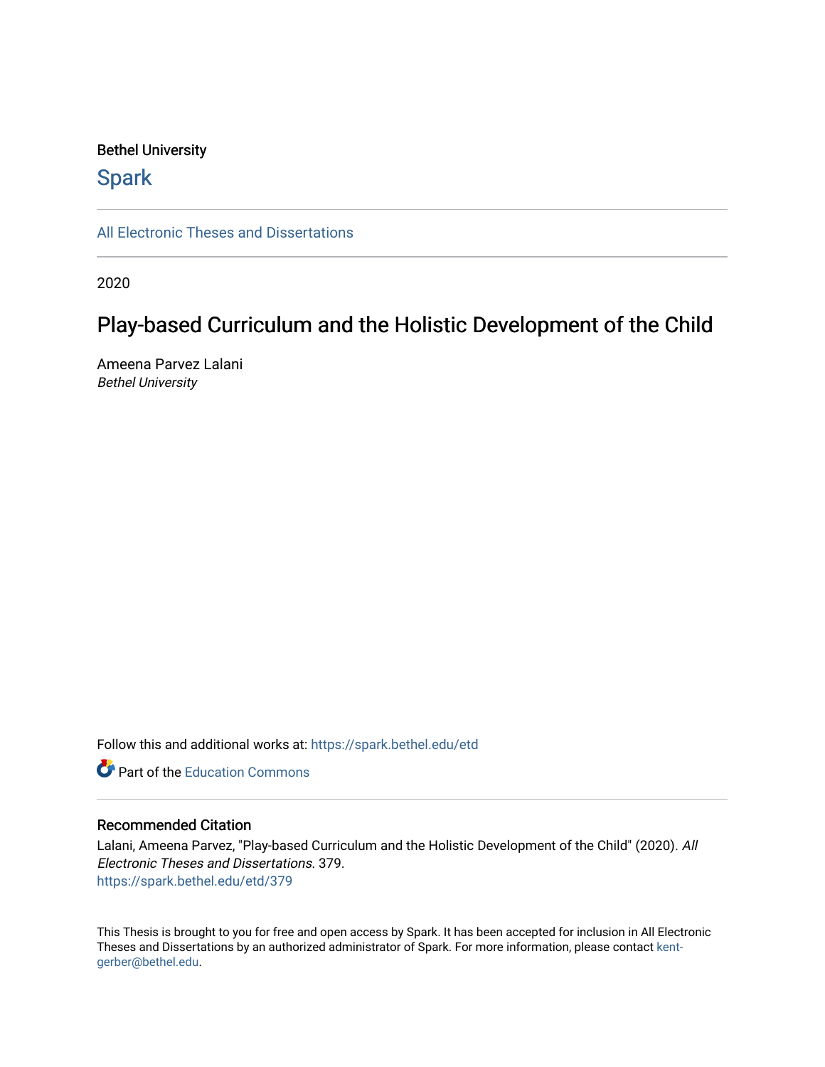Bethel University

# Spark

All Electronic Theses and Dissertations

2020

## Play-based Curriculum and the Holistic Development of the Child

Ameena Parvez Lalani
*Bethel University*

Follow this and additional works at: https://spark.bethel.edu/etd

Part of the Education Commons

### Recommended Citation

Lalani, Ameena Parvez, "Play-based Curriculum and the Holistic Development of the Child" (2020). *All Electronic Theses and Dissertations*. 379.
https://spark.bethel.edu/etd/379

This Thesis is brought to you for free and open access by Spark. It has been accepted for inclusion in All Electronic Theses and Dissertations by an authorized administrator of Spark. For more information, please contact kent-gerber@bethel.edu.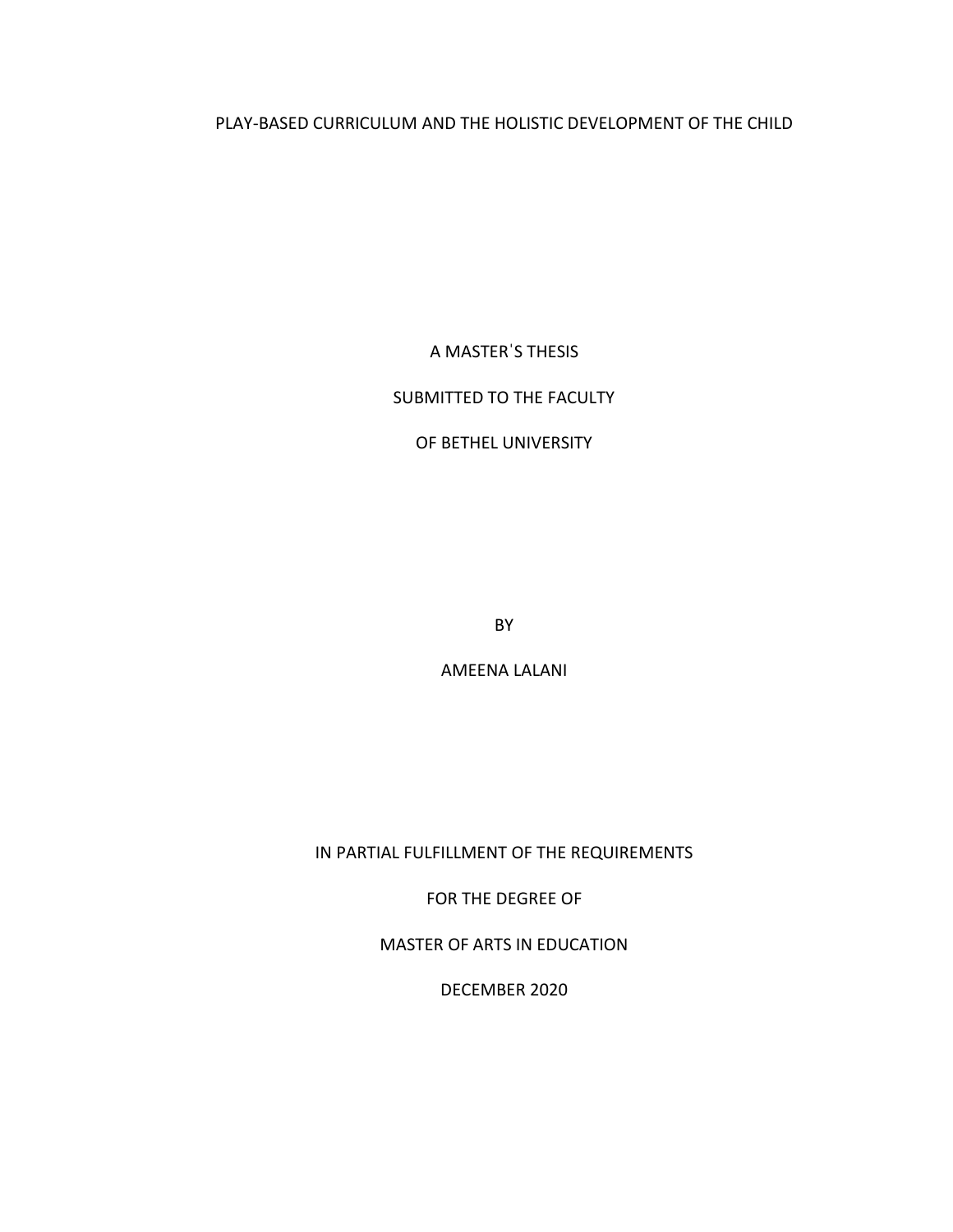PLAY-BASED CURRICULUM AND THE HOLISTIC DEVELOPMENT OF THE CHILD

A MASTER'S THESIS

SUBMITTED TO THE FACULTY

OF BETHEL UNIVERSITY

BY

AMEENA LALANI

IN PARTIAL FULFILLMENT OF THE REQUIREMENTS

FOR THE DEGREE OF

MASTER OF ARTS IN EDUCATION

DECEMBER 2020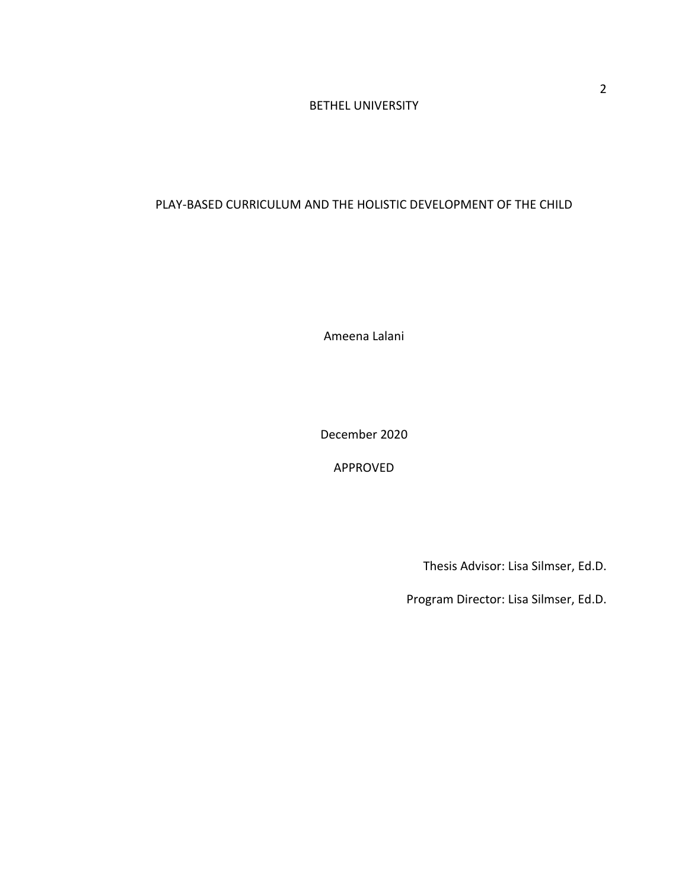BETHEL UNIVERSITY

PLAY-BASED CURRICULUM AND THE HOLISTIC DEVELOPMENT OF THE CHILD

Ameena Lalani

December 2020

APPROVED

Thesis Advisor: Lisa Silmser, Ed.D.

Program Director: Lisa Silmser, Ed.D.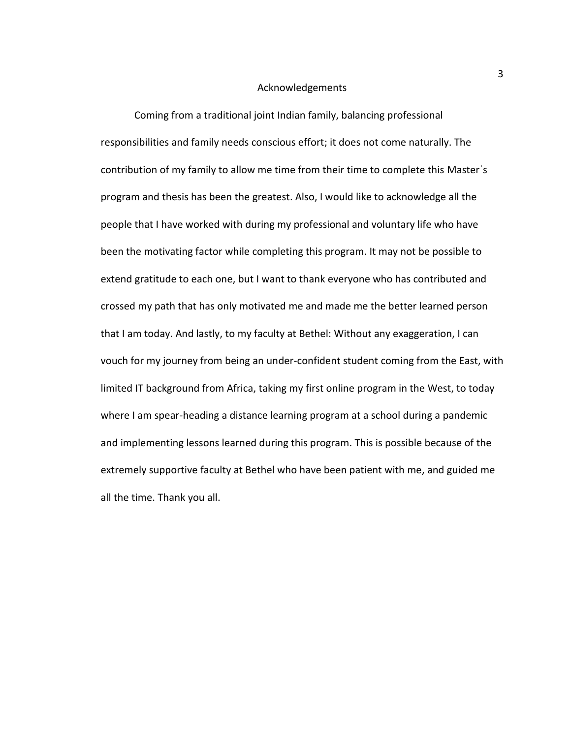# Acknowledgements

Coming from a traditional joint Indian family, balancing professional responsibilities and family needs conscious effort; it does not come naturally. The contribution of my family to allow me time from their time to complete this Masterˈs program and thesis has been the greatest. Also, I would like to acknowledge all the people that I have worked with during my professional and voluntary life who have been the motivating factor while completing this program. It may not be possible to extend gratitude to each one, but I want to thank everyone who has contributed and crossed my path that has only motivated me and made me the better learned person that I am today. And lastly, to my faculty at Bethel: Without any exaggeration, I can vouch for my journey from being an under-confident student coming from the East, with limited IT background from Africa, taking my first online program in the West, to today where I am spear-heading a distance learning program at a school during a pandemic and implementing lessons learned during this program. This is possible because of the extremely supportive faculty at Bethel who have been patient with me, and guided me all the time. Thank you all.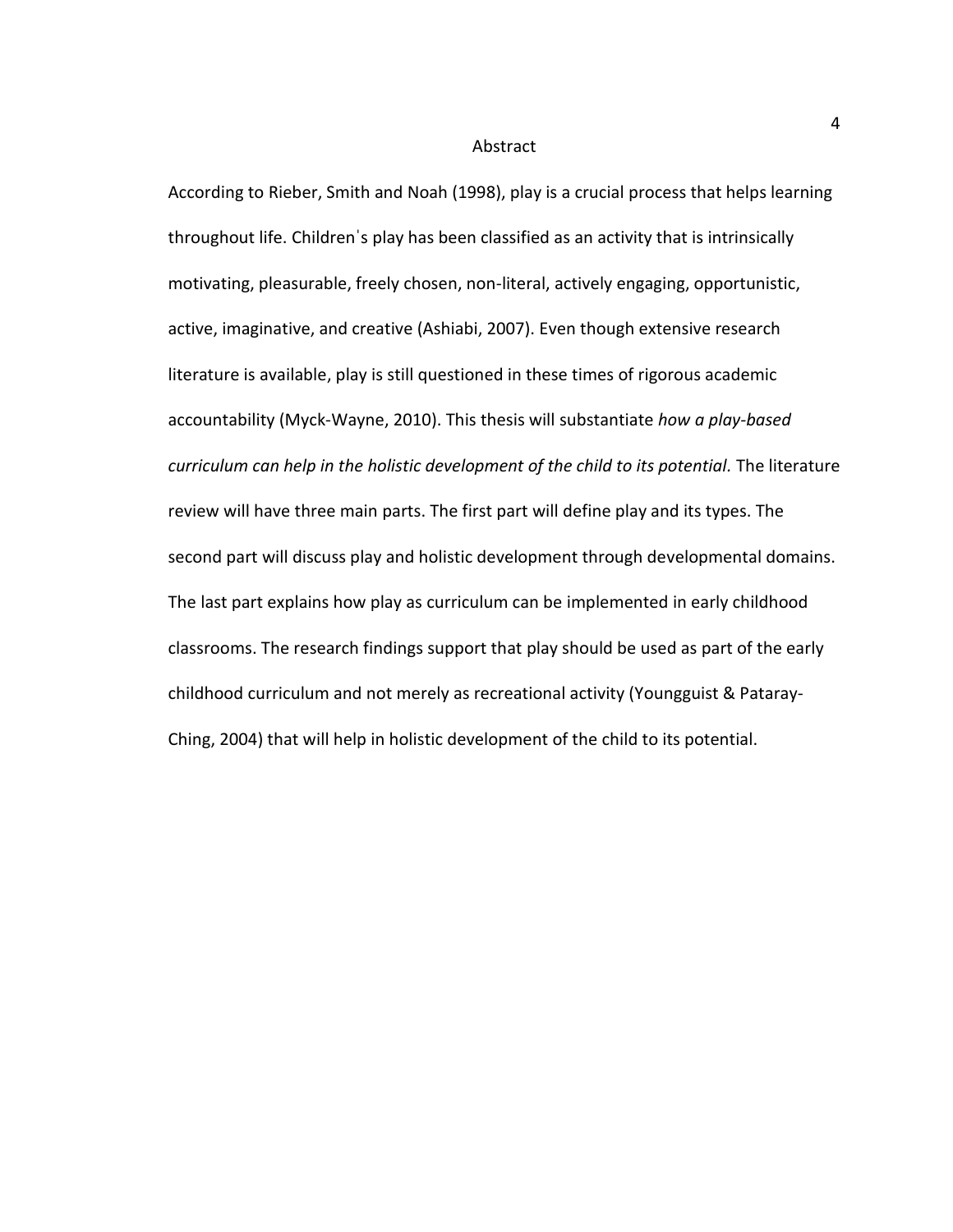# Abstract

According to Rieber, Smith and Noah (1998), play is a crucial process that helps learning throughout life. Childrenˈs play has been classified as an activity that is intrinsically motivating, pleasurable, freely chosen, non-literal, actively engaging, opportunistic, active, imaginative, and creative (Ashiabi, 2007). Even though extensive research literature is available, play is still questioned in these times of rigorous academic accountability (Myck-Wayne, 2010). This thesis will substantiate *how a play-based curriculum can help in the holistic development of the child to its potential.* The literature review will have three main parts. The first part will define play and its types. The second part will discuss play and holistic development through developmental domains. The last part explains how play as curriculum can be implemented in early childhood classrooms. The research findings support that play should be used as part of the early childhood curriculum and not merely as recreational activity (Youngguist & Pataray-Ching, 2004) that will help in holistic development of the child to its potential.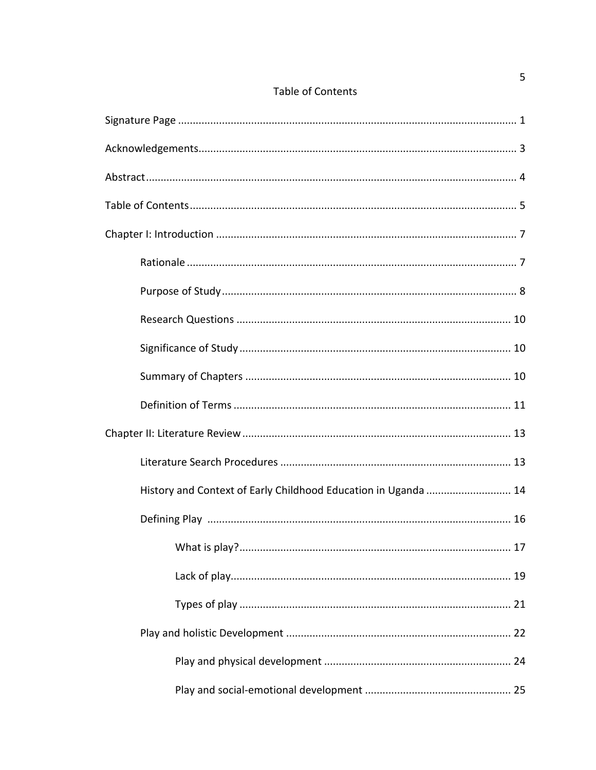# Table of Contents

Signature Page ........................................................................................................ 1

Acknowledgements.................................................................................................. 3

Abstract.................................................................................................................... 4

Table of Contents...................................................................................................... 5

Chapter I: Introduction ............................................................................................. 7

- Rationale ................................................................................................... 7
- Purpose of Study ....................................................................................... 8
- Research Questions ................................................................................. 10
- Significance of Study ................................................................................ 10
- Summary of Chapters ............................................................................... 10
- Definition of Terms ................................................................................... 11

Chapter II: Literature Review .................................................................................. 13

- Literature Search Procedures .................................................................. 13
- History and Context of Early Childhood Education in Uganda ............................ 14
- Defining Play .......................................................................................... 16
  - What is play?.................................................................................... 17
  - Lack of play....................................................................................... 19
  - Types of play .................................................................................... 21
- Play and holistic Development ................................................................. 22
  - Play and physical development ......................................................... 24
  - Play and social-emotional development ............................................ 25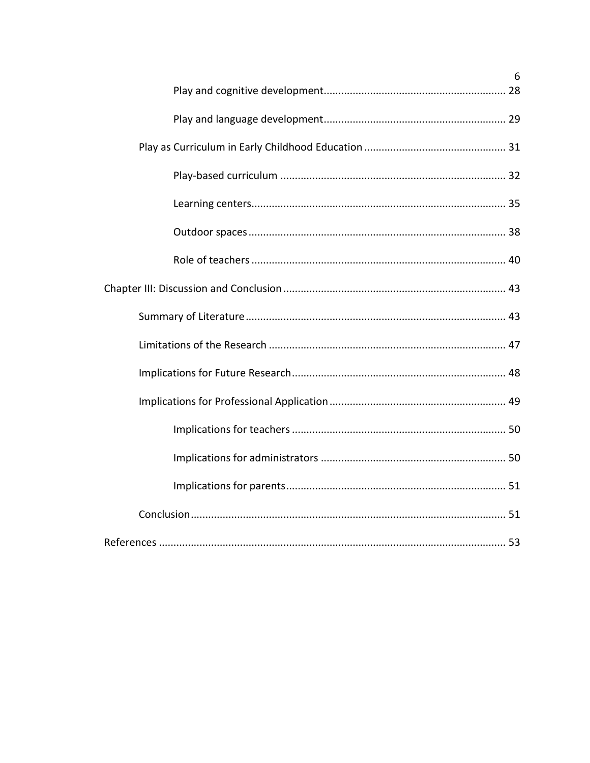Play and cognitive development ............................................................ 28

Play and language development ............................................................ 29

Play as Curriculum in Early Childhood Education ................................................ 31

Play-based curriculum ............................................................................ 32

Learning centers ..................................................................................... 35

Outdoor spaces ....................................................................................... 38

Role of teachers ...................................................................................... 40

Chapter III: Discussion and Conclusion ........................................................................ 43

Summary of Literature ........................................................................................ 43

Limitations of the Research ................................................................................ 47

Implications for Future Research ........................................................................ 48

Implications for Professional Application ........................................................... 49

Implications for teachers ........................................................................ 50

Implications for administrators .............................................................. 50

Implications for parents .......................................................................... 51

Conclusion ........................................................................................................... 51

References ...................................................................................................................... 53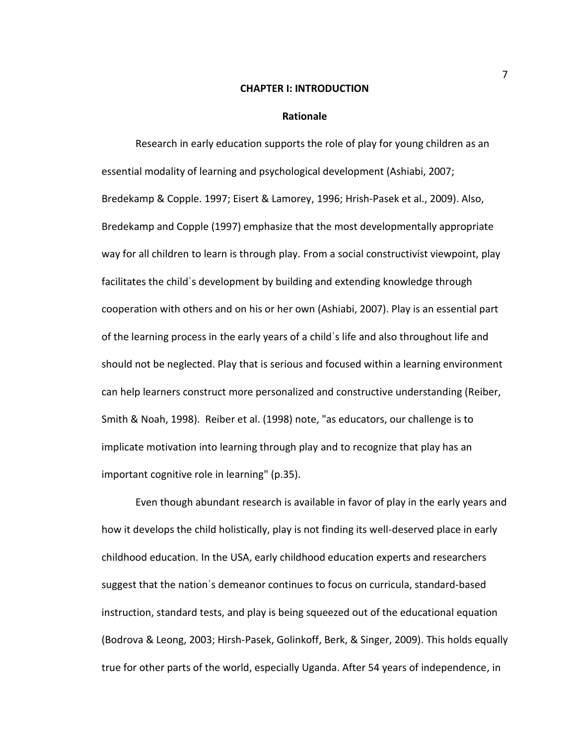# CHAPTER I: INTRODUCTION

## Rationale

Research in early education supports the role of play for young children as an essential modality of learning and psychological development (Ashiabi, 2007; Bredekamp & Copple. 1997; Eisert & Lamorey, 1996; Hrish-Pasek et al., 2009). Also, Bredekamp and Copple (1997) emphasize that the most developmentally appropriate way for all children to learn is through play. From a social constructivist viewpoint, play facilitates the childˈs development by building and extending knowledge through cooperation with others and on his or her own (Ashiabi, 2007). Play is an essential part of the learning process in the early years of a childˈs life and also throughout life and should not be neglected. Play that is serious and focused within a learning environment can help learners construct more personalized and constructive understanding (Reiber, Smith & Noah, 1998). Reiber et al. (1998) note, "as educators, our challenge is to implicate motivation into learning through play and to recognize that play has an important cognitive role in learning" (p.35).

Even though abundant research is available in favor of play in the early years and how it develops the child holistically, play is not finding its well-deserved place in early childhood education. In the USA, early childhood education experts and researchers suggest that the nationˈs demeanor continues to focus on curricula, standard-based instruction, standard tests, and play is being squeezed out of the educational equation (Bodrova & Leong, 2003; Hirsh-Pasek, Golinkoff, Berk, & Singer, 2009). This holds equally true for other parts of the world, especially Uganda. After 54 years of independence, in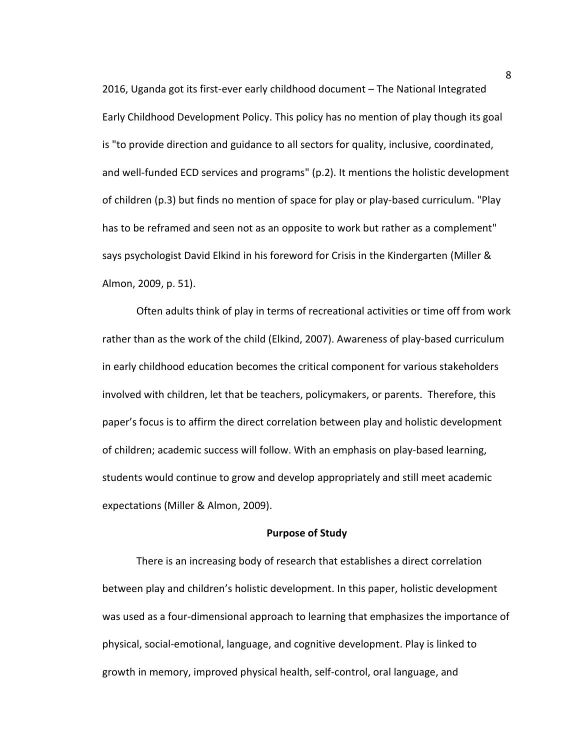2016, Uganda got its first-ever early childhood document – The National Integrated Early Childhood Development Policy. This policy has no mention of play though its goal is "to provide direction and guidance to all sectors for quality, inclusive, coordinated, and well-funded ECD services and programs" (p.2). It mentions the holistic development of children (p.3) but finds no mention of space for play or play-based curriculum. "Play has to be reframed and seen not as an opposite to work but rather as a complement" says psychologist David Elkind in his foreword for Crisis in the Kindergarten (Miller & Almon, 2009, p. 51).

Often adults think of play in terms of recreational activities or time off from work rather than as the work of the child (Elkind, 2007). Awareness of play-based curriculum in early childhood education becomes the critical component for various stakeholders involved with children, let that be teachers, policymakers, or parents. Therefore, this paper's focus is to affirm the direct correlation between play and holistic development of children; academic success will follow. With an emphasis on play-based learning, students would continue to grow and develop appropriately and still meet academic expectations (Miller & Almon, 2009).

## Purpose of Study

There is an increasing body of research that establishes a direct correlation between play and children's holistic development. In this paper, holistic development was used as a four-dimensional approach to learning that emphasizes the importance of physical, social-emotional, language, and cognitive development. Play is linked to growth in memory, improved physical health, self-control, oral language, and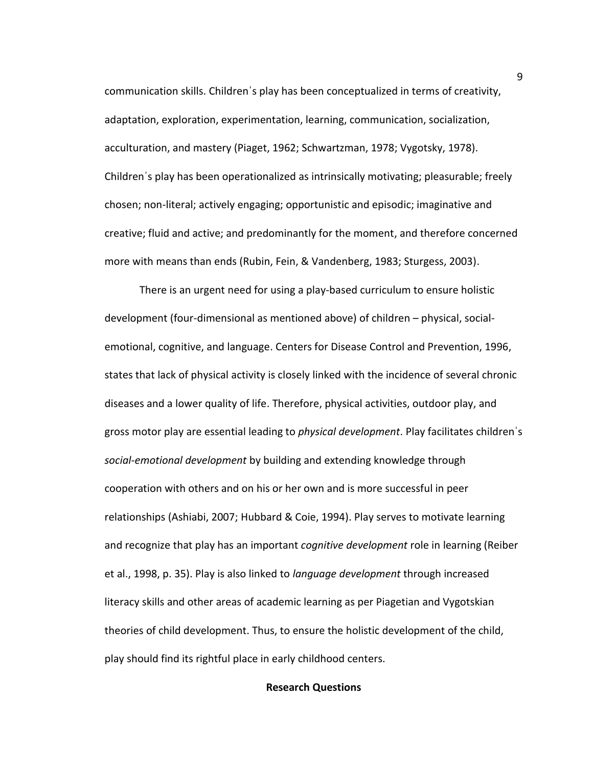communication skills. Childrenˈs play has been conceptualized in terms of creativity, adaptation, exploration, experimentation, learning, communication, socialization, acculturation, and mastery (Piaget, 1962; Schwartzman, 1978; Vygotsky, 1978). Childrenˈs play has been operationalized as intrinsically motivating; pleasurable; freely chosen; non-literal; actively engaging; opportunistic and episodic; imaginative and creative; fluid and active; and predominantly for the moment, and therefore concerned more with means than ends (Rubin, Fein, & Vandenberg, 1983; Sturgess, 2003).

There is an urgent need for using a play-based curriculum to ensure holistic development (four-dimensional as mentioned above) of children – physical, social-emotional, cognitive, and language. Centers for Disease Control and Prevention, 1996, states that lack of physical activity is closely linked with the incidence of several chronic diseases and a lower quality of life. Therefore, physical activities, outdoor play, and gross motor play are essential leading to *physical development*. Play facilitates childrenˈs *social-emotional development* by building and extending knowledge through cooperation with others and on his or her own and is more successful in peer relationships (Ashiabi, 2007; Hubbard & Coie, 1994). Play serves to motivate learning and recognize that play has an important *cognitive development* role in learning (Reiber et al., 1998, p. 35). Play is also linked to *language development* through increased literacy skills and other areas of academic learning as per Piagetian and Vygotskian theories of child development. Thus, to ensure the holistic development of the child, play should find its rightful place in early childhood centers.

## Research Questions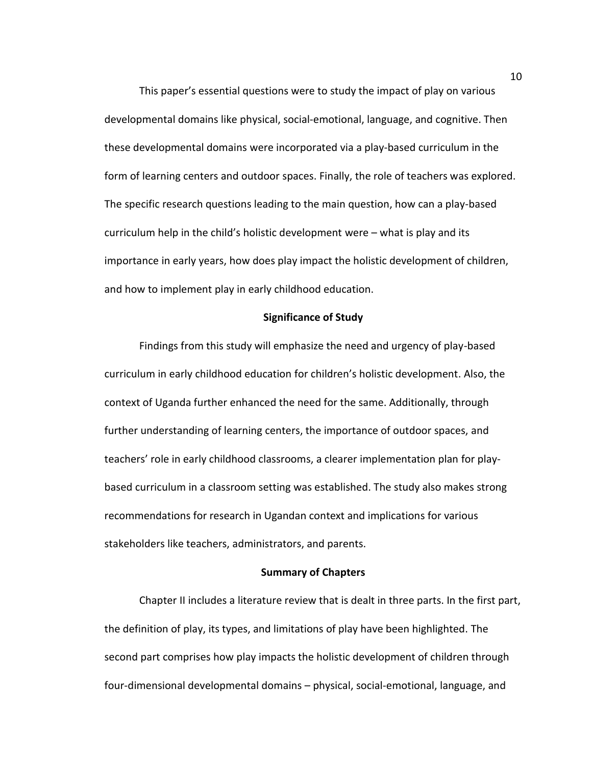This paper's essential questions were to study the impact of play on various developmental domains like physical, social-emotional, language, and cognitive. Then these developmental domains were incorporated via a play-based curriculum in the form of learning centers and outdoor spaces. Finally, the role of teachers was explored. The specific research questions leading to the main question, how can a play-based curriculum help in the child's holistic development were – what is play and its importance in early years, how does play impact the holistic development of children, and how to implement play in early childhood education.

## Significance of Study

Findings from this study will emphasize the need and urgency of play-based curriculum in early childhood education for children's holistic development. Also, the context of Uganda further enhanced the need for the same. Additionally, through further understanding of learning centers, the importance of outdoor spaces, and teachers' role in early childhood classrooms, a clearer implementation plan for play-based curriculum in a classroom setting was established. The study also makes strong recommendations for research in Ugandan context and implications for various stakeholders like teachers, administrators, and parents.

## Summary of Chapters

Chapter II includes a literature review that is dealt in three parts. In the first part, the definition of play, its types, and limitations of play have been highlighted. The second part comprises how play impacts the holistic development of children through four-dimensional developmental domains – physical, social-emotional, language, and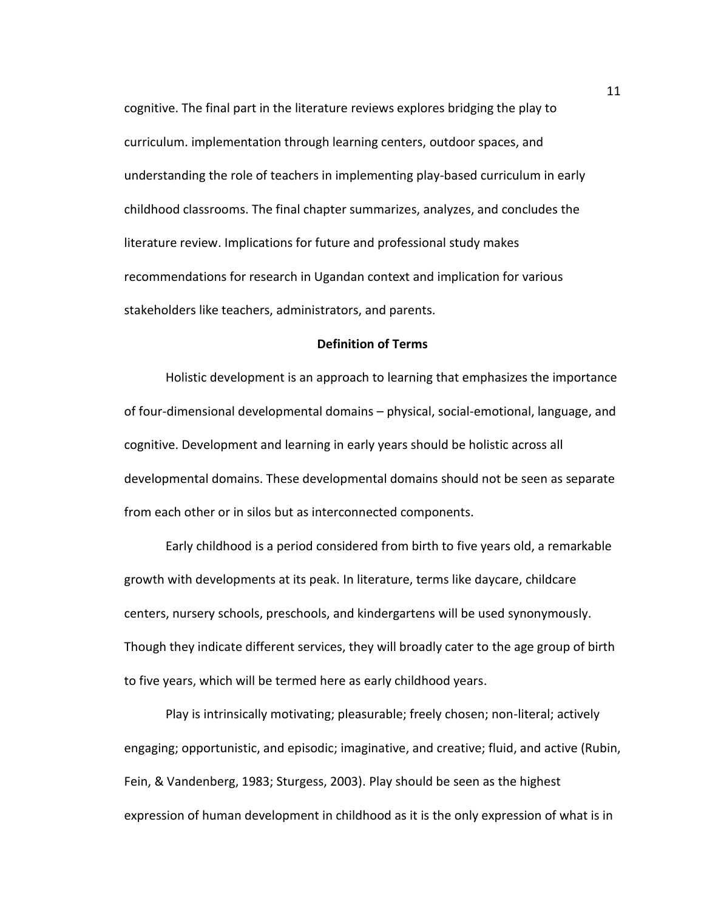cognitive. The final part in the literature reviews explores bridging the play to curriculum. implementation through learning centers, outdoor spaces, and understanding the role of teachers in implementing play-based curriculum in early childhood classrooms. The final chapter summarizes, analyzes, and concludes the literature review. Implications for future and professional study makes recommendations for research in Ugandan context and implication for various stakeholders like teachers, administrators, and parents.

## Definition of Terms

Holistic development is an approach to learning that emphasizes the importance of four-dimensional developmental domains – physical, social-emotional, language, and cognitive. Development and learning in early years should be holistic across all developmental domains. These developmental domains should not be seen as separate from each other or in silos but as interconnected components.

Early childhood is a period considered from birth to five years old, a remarkable growth with developments at its peak. In literature, terms like daycare, childcare centers, nursery schools, preschools, and kindergartens will be used synonymously. Though they indicate different services, they will broadly cater to the age group of birth to five years, which will be termed here as early childhood years.

Play is intrinsically motivating; pleasurable; freely chosen; non-literal; actively engaging; opportunistic, and episodic; imaginative, and creative; fluid, and active (Rubin, Fein, & Vandenberg, 1983; Sturgess, 2003). Play should be seen as the highest expression of human development in childhood as it is the only expression of what is in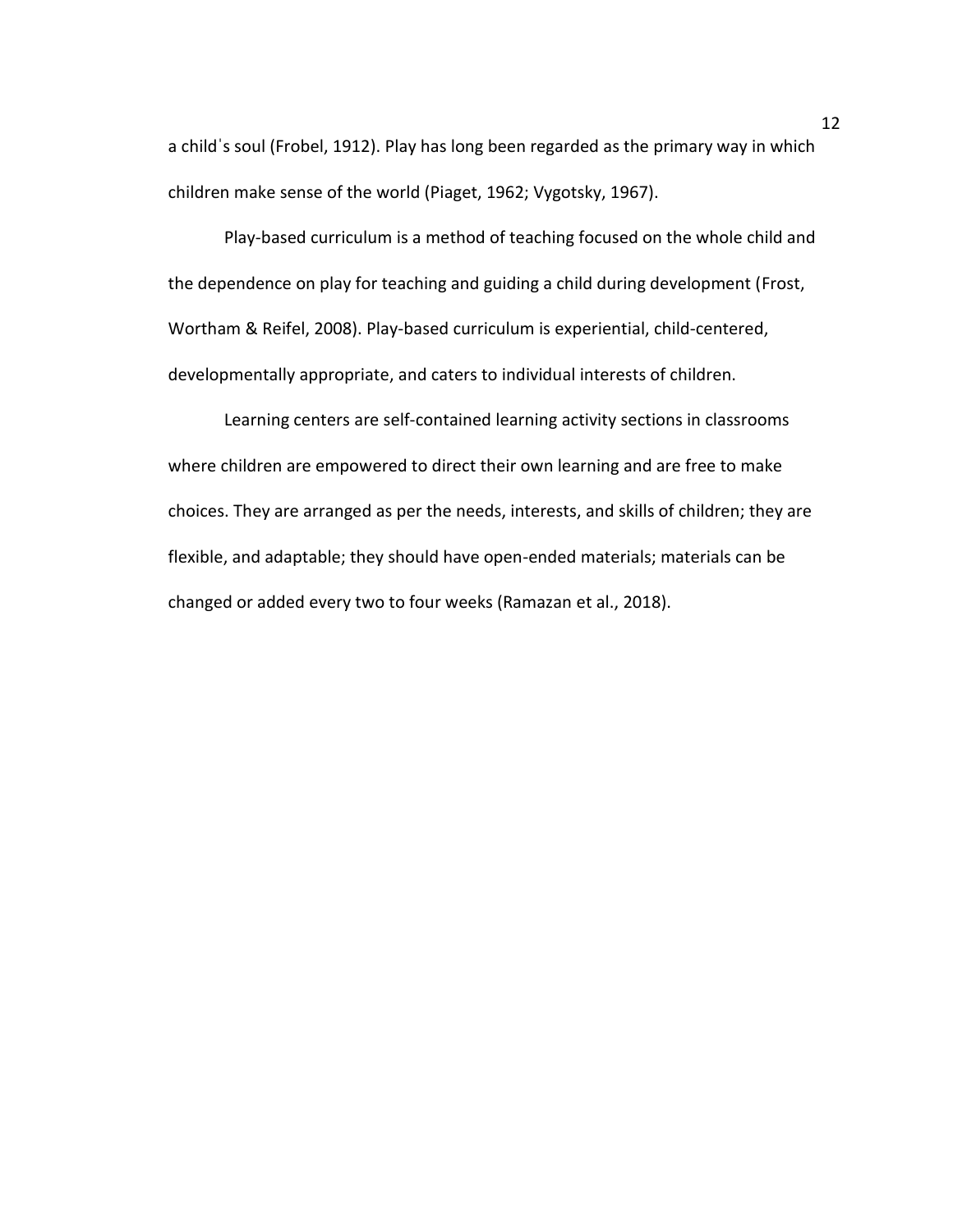a childˈs soul (Frobel, 1912). Play has long been regarded as the primary way in which children make sense of the world (Piaget, 1962; Vygotsky, 1967).

Play-based curriculum is a method of teaching focused on the whole child and the dependence on play for teaching and guiding a child during development (Frost, Wortham & Reifel, 2008). Play-based curriculum is experiential, child-centered, developmentally appropriate, and caters to individual interests of children.

Learning centers are self-contained learning activity sections in classrooms where children are empowered to direct their own learning and are free to make choices. They are arranged as per the needs, interests, and skills of children; they are flexible, and adaptable; they should have open-ended materials; materials can be changed or added every two to four weeks (Ramazan et al., 2018).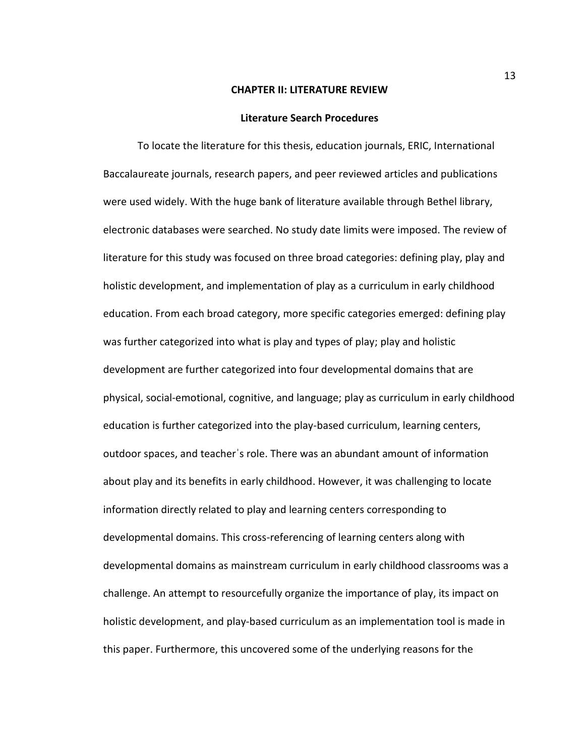# CHAPTER II: LITERATURE REVIEW

## Literature Search Procedures

To locate the literature for this thesis, education journals, ERIC, International Baccalaureate journals, research papers, and peer reviewed articles and publications were used widely. With the huge bank of literature available through Bethel library, electronic databases were searched. No study date limits were imposed. The review of literature for this study was focused on three broad categories: defining play, play and holistic development, and implementation of play as a curriculum in early childhood education. From each broad category, more specific categories emerged: defining play was further categorized into what is play and types of play; play and holistic development are further categorized into four developmental domains that are physical, social-emotional, cognitive, and language; play as curriculum in early childhood education is further categorized into the play-based curriculum, learning centers, outdoor spaces, and teacherˈs role. There was an abundant amount of information about play and its benefits in early childhood. However, it was challenging to locate information directly related to play and learning centers corresponding to developmental domains. This cross-referencing of learning centers along with developmental domains as mainstream curriculum in early childhood classrooms was a challenge. An attempt to resourcefully organize the importance of play, its impact on holistic development, and play-based curriculum as an implementation tool is made in this paper. Furthermore, this uncovered some of the underlying reasons for the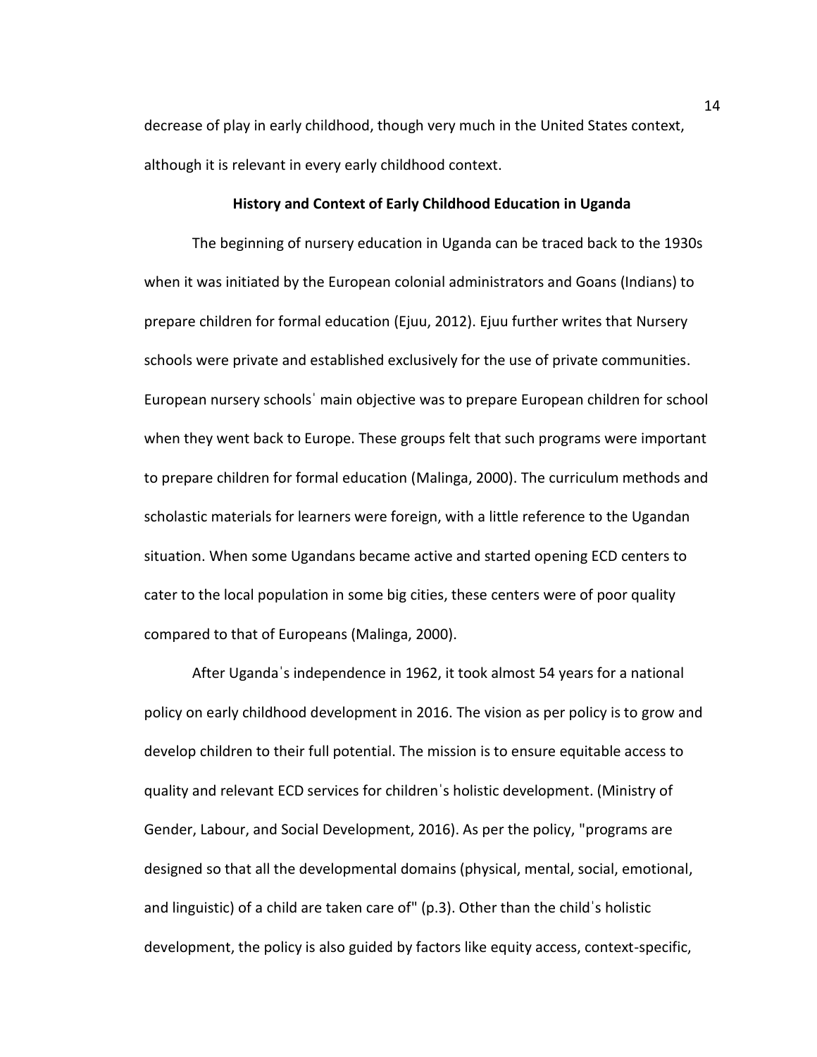decrease of play in early childhood, though very much in the United States context, although it is relevant in every early childhood context.

## History and Context of Early Childhood Education in Uganda

The beginning of nursery education in Uganda can be traced back to the 1930s when it was initiated by the European colonial administrators and Goans (Indians) to prepare children for formal education (Ejuu, 2012). Ejuu further writes that Nursery schools were private and established exclusively for the use of private communities. European nursery schoolsˈ main objective was to prepare European children for school when they went back to Europe. These groups felt that such programs were important to prepare children for formal education (Malinga, 2000). The curriculum methods and scholastic materials for learners were foreign, with a little reference to the Ugandan situation. When some Ugandans became active and started opening ECD centers to cater to the local population in some big cities, these centers were of poor quality compared to that of Europeans (Malinga, 2000).

After Ugandaˈs independence in 1962, it took almost 54 years for a national policy on early childhood development in 2016. The vision as per policy is to grow and develop children to their full potential. The mission is to ensure equitable access to quality and relevant ECD services for childrenˈs holistic development. (Ministry of Gender, Labour, and Social Development, 2016). As per the policy, "programs are designed so that all the developmental domains (physical, mental, social, emotional, and linguistic) of a child are taken care of" (p.3). Other than the childˈs holistic development, the policy is also guided by factors like equity access, context-specific,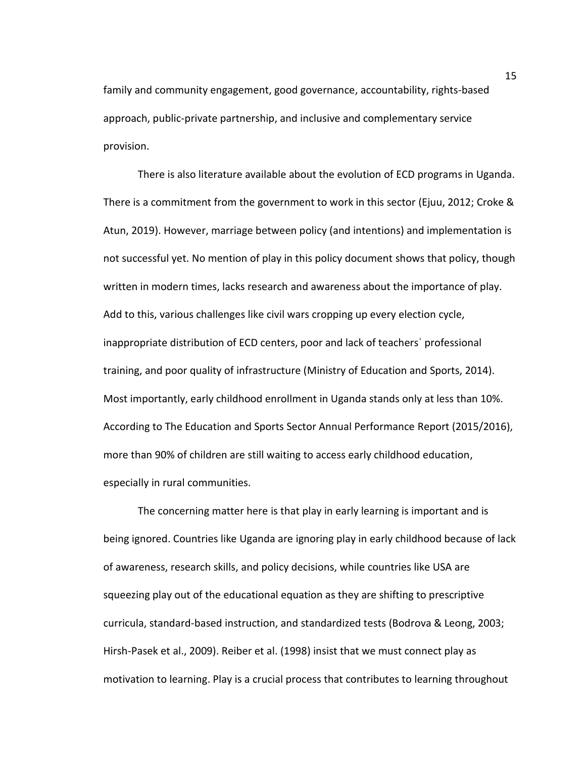family and community engagement, good governance, accountability, rights-based approach, public-private partnership, and inclusive and complementary service provision.

There is also literature available about the evolution of ECD programs in Uganda. There is a commitment from the government to work in this sector (Ejuu, 2012; Croke & Atun, 2019). However, marriage between policy (and intentions) and implementation is not successful yet. No mention of play in this policy document shows that policy, though written in modern times, lacks research and awareness about the importance of play. Add to this, various challenges like civil wars cropping up every election cycle, inappropriate distribution of ECD centers, poor and lack of teachers' professional training, and poor quality of infrastructure (Ministry of Education and Sports, 2014). Most importantly, early childhood enrollment in Uganda stands only at less than 10%. According to The Education and Sports Sector Annual Performance Report (2015/2016), more than 90% of children are still waiting to access early childhood education, especially in rural communities.

The concerning matter here is that play in early learning is important and is being ignored. Countries like Uganda are ignoring play in early childhood because of lack of awareness, research skills, and policy decisions, while countries like USA are squeezing play out of the educational equation as they are shifting to prescriptive curricula, standard-based instruction, and standardized tests (Bodrova & Leong, 2003; Hirsh-Pasek et al., 2009). Reiber et al. (1998) insist that we must connect play as motivation to learning. Play is a crucial process that contributes to learning throughout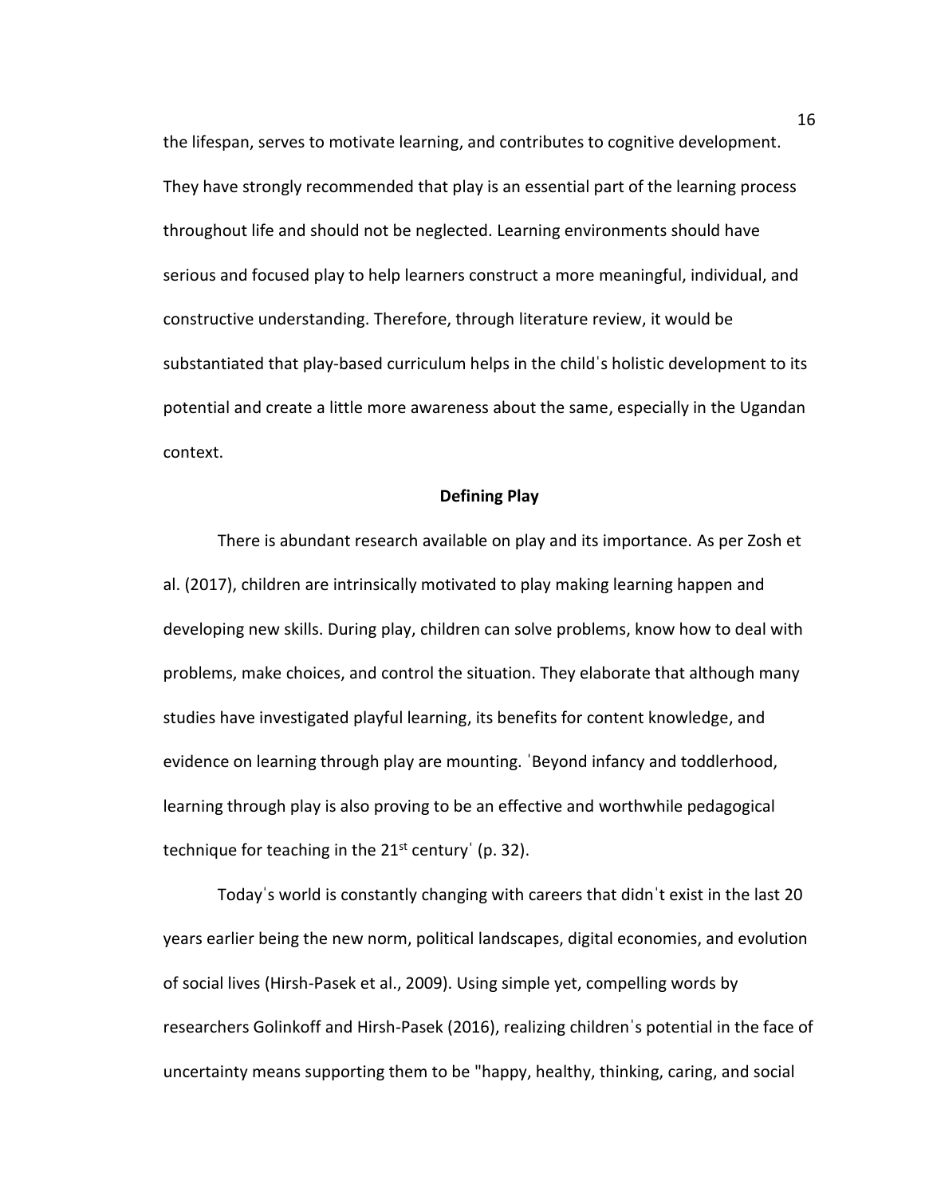the lifespan, serves to motivate learning, and contributes to cognitive development. They have strongly recommended that play is an essential part of the learning process throughout life and should not be neglected. Learning environments should have serious and focused play to help learners construct a more meaningful, individual, and constructive understanding. Therefore, through literature review, it would be substantiated that play-based curriculum helps in the child's holistic development to its potential and create a little more awareness about the same, especially in the Ugandan context.

## Defining Play

There is abundant research available on play and its importance. As per Zosh et al. (2017), children are intrinsically motivated to play making learning happen and developing new skills. During play, children can solve problems, know how to deal with problems, make choices, and control the situation. They elaborate that although many studies have investigated playful learning, its benefits for content knowledge, and evidence on learning through play are mounting. 'Beyond infancy and toddlerhood, learning through play is also proving to be an effective and worthwhile pedagogical technique for teaching in the 21st century' (p. 32).

Today's world is constantly changing with careers that didn't exist in the last 20 years earlier being the new norm, political landscapes, digital economies, and evolution of social lives (Hirsh-Pasek et al., 2009). Using simple yet, compelling words by researchers Golinkoff and Hirsh-Pasek (2016), realizing children's potential in the face of uncertainty means supporting them to be "happy, healthy, thinking, caring, and social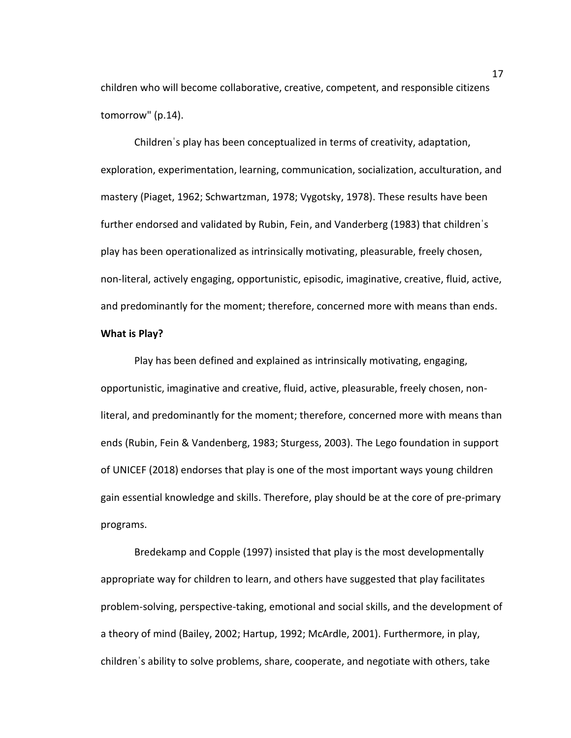children who will become collaborative, creative, competent, and responsible citizens tomorrow" (p.14).

Childrenˈs play has been conceptualized in terms of creativity, adaptation, exploration, experimentation, learning, communication, socialization, acculturation, and mastery (Piaget, 1962; Schwartzman, 1978; Vygotsky, 1978). These results have been further endorsed and validated by Rubin, Fein, and Vanderberg (1983) that childrenˈs play has been operationalized as intrinsically motivating, pleasurable, freely chosen, non-literal, actively engaging, opportunistic, episodic, imaginative, creative, fluid, active, and predominantly for the moment; therefore, concerned more with means than ends.

**What is Play?**

Play has been defined and explained as intrinsically motivating, engaging, opportunistic, imaginative and creative, fluid, active, pleasurable, freely chosen, non-literal, and predominantly for the moment; therefore, concerned more with means than ends (Rubin, Fein & Vandenberg, 1983; Sturgess, 2003). The Lego foundation in support of UNICEF (2018) endorses that play is one of the most important ways young children gain essential knowledge and skills. Therefore, play should be at the core of pre-primary programs.

Bredekamp and Copple (1997) insisted that play is the most developmentally appropriate way for children to learn, and others have suggested that play facilitates problem-solving, perspective-taking, emotional and social skills, and the development of a theory of mind (Bailey, 2002; Hartup, 1992; McArdle, 2001). Furthermore, in play, childrenˈs ability to solve problems, share, cooperate, and negotiate with others, take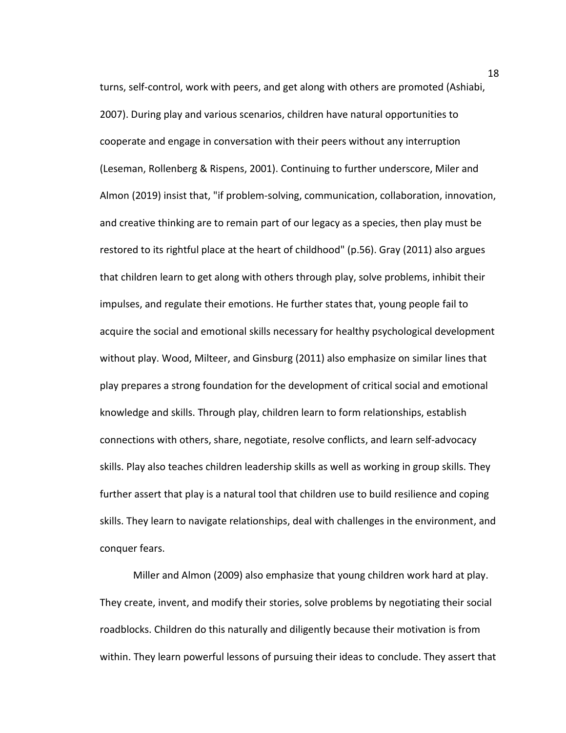turns, self-control, work with peers, and get along with others are promoted (Ashiabi, 2007). During play and various scenarios, children have natural opportunities to cooperate and engage in conversation with their peers without any interruption (Leseman, Rollenberg & Rispens, 2001). Continuing to further underscore, Miler and Almon (2019) insist that, "if problem-solving, communication, collaboration, innovation, and creative thinking are to remain part of our legacy as a species, then play must be restored to its rightful place at the heart of childhood" (p.56). Gray (2011) also argues that children learn to get along with others through play, solve problems, inhibit their impulses, and regulate their emotions. He further states that, young people fail to acquire the social and emotional skills necessary for healthy psychological development without play. Wood, Milteer, and Ginsburg (2011) also emphasize on similar lines that play prepares a strong foundation for the development of critical social and emotional knowledge and skills. Through play, children learn to form relationships, establish connections with others, share, negotiate, resolve conflicts, and learn self-advocacy skills. Play also teaches children leadership skills as well as working in group skills. They further assert that play is a natural tool that children use to build resilience and coping skills. They learn to navigate relationships, deal with challenges in the environment, and conquer fears.

Miller and Almon (2009) also emphasize that young children work hard at play. They create, invent, and modify their stories, solve problems by negotiating their social roadblocks. Children do this naturally and diligently because their motivation is from within. They learn powerful lessons of pursuing their ideas to conclude. They assert that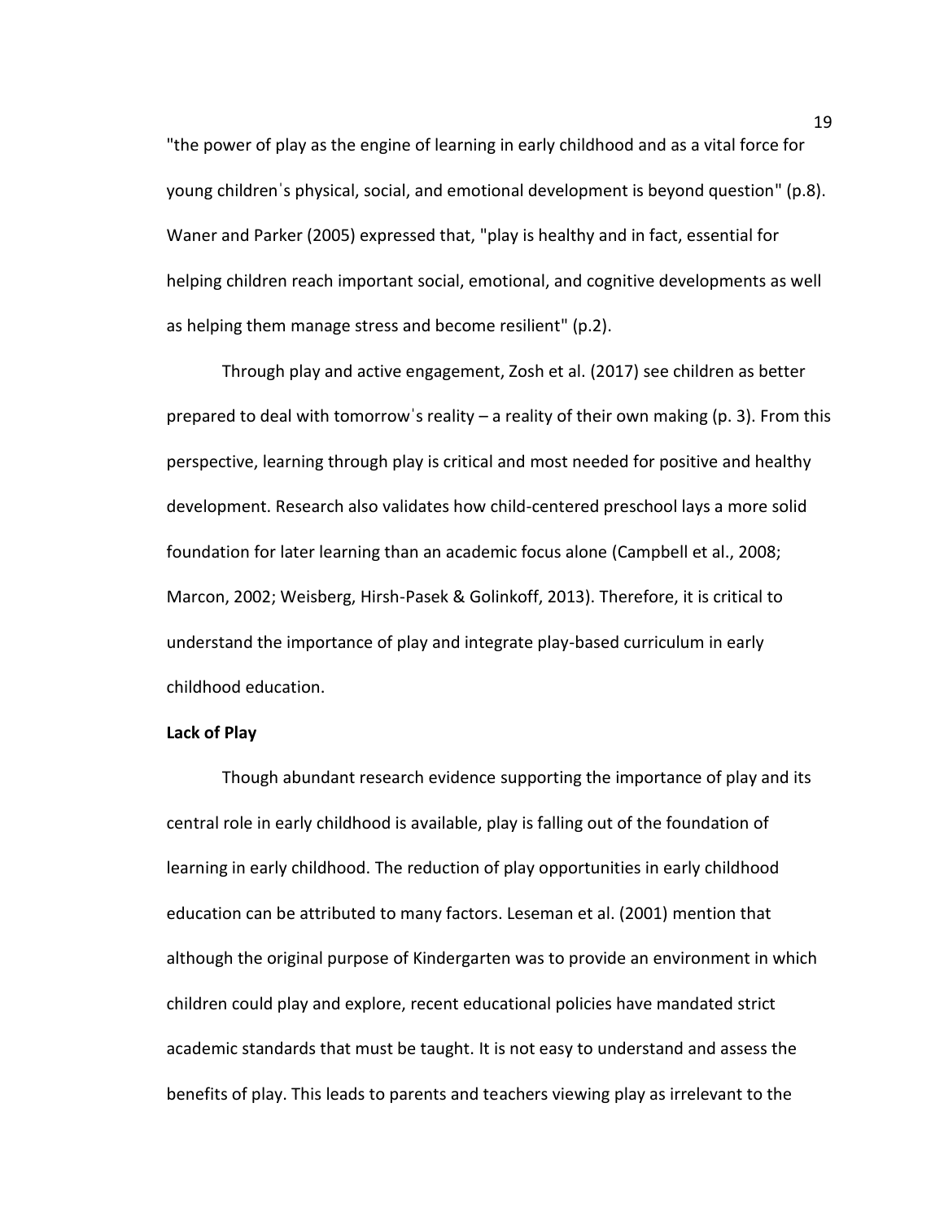"the power of play as the engine of learning in early childhood and as a vital force for young childrenˈs physical, social, and emotional development is beyond question" (p.8). Waner and Parker (2005) expressed that, "play is healthy and in fact, essential for helping children reach important social, emotional, and cognitive developments as well as helping them manage stress and become resilient" (p.2).

Through play and active engagement, Zosh et al. (2017) see children as better prepared to deal with tomorrowˈs reality – a reality of their own making (p. 3). From this perspective, learning through play is critical and most needed for positive and healthy development. Research also validates how child-centered preschool lays a more solid foundation for later learning than an academic focus alone (Campbell et al., 2008; Marcon, 2002; Weisberg, Hirsh-Pasek & Golinkoff, 2013). Therefore, it is critical to understand the importance of play and integrate play-based curriculum in early childhood education.

**Lack of Play**

Though abundant research evidence supporting the importance of play and its central role in early childhood is available, play is falling out of the foundation of learning in early childhood. The reduction of play opportunities in early childhood education can be attributed to many factors. Leseman et al. (2001) mention that although the original purpose of Kindergarten was to provide an environment in which children could play and explore, recent educational policies have mandated strict academic standards that must be taught. It is not easy to understand and assess the benefits of play. This leads to parents and teachers viewing play as irrelevant to the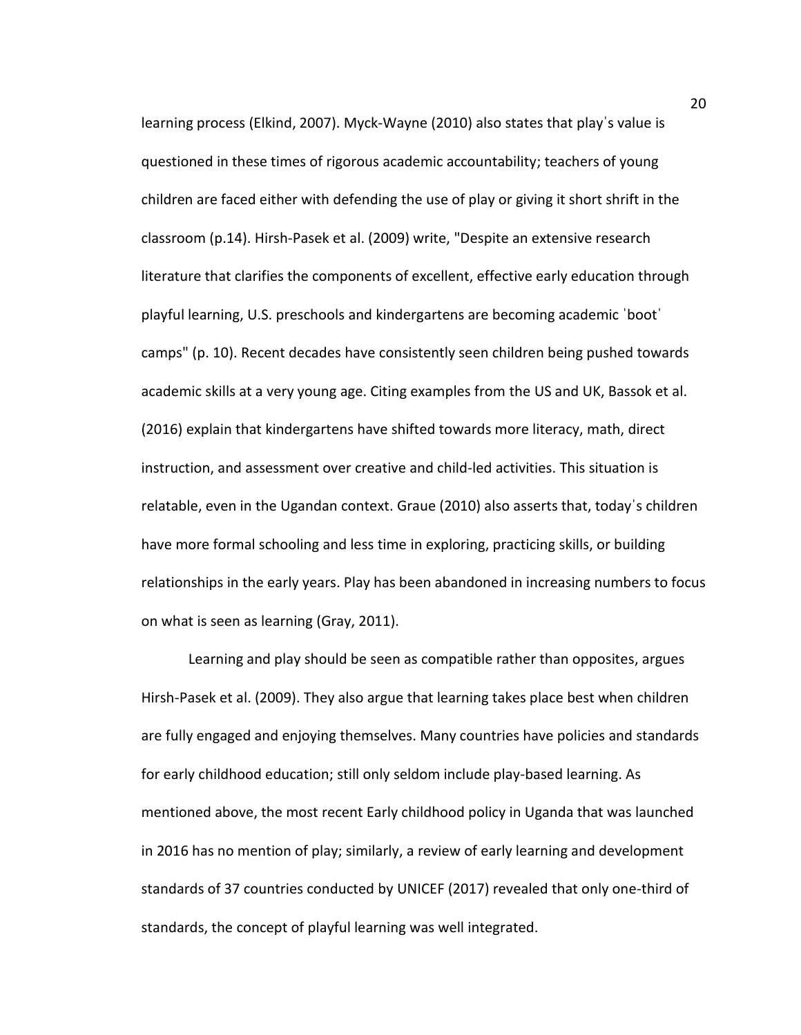learning process (Elkind, 2007). Myck-Wayne (2010) also states that playˈs value is questioned in these times of rigorous academic accountability; teachers of young children are faced either with defending the use of play or giving it short shrift in the classroom (p.14). Hirsh-Pasek et al. (2009) write, "Despite an extensive research literature that clarifies the components of excellent, effective early education through playful learning, U.S. preschools and kindergartens are becoming academic ˈbootˈ camps" (p. 10). Recent decades have consistently seen children being pushed towards academic skills at a very young age. Citing examples from the US and UK, Bassok et al. (2016) explain that kindergartens have shifted towards more literacy, math, direct instruction, and assessment over creative and child-led activities. This situation is relatable, even in the Ugandan context. Graue (2010) also asserts that, todayˈs children have more formal schooling and less time in exploring, practicing skills, or building relationships in the early years. Play has been abandoned in increasing numbers to focus on what is seen as learning (Gray, 2011).

Learning and play should be seen as compatible rather than opposites, argues Hirsh-Pasek et al. (2009). They also argue that learning takes place best when children are fully engaged and enjoying themselves. Many countries have policies and standards for early childhood education; still only seldom include play-based learning. As mentioned above, the most recent Early childhood policy in Uganda that was launched in 2016 has no mention of play; similarly, a review of early learning and development standards of 37 countries conducted by UNICEF (2017) revealed that only one-third of standards, the concept of playful learning was well integrated.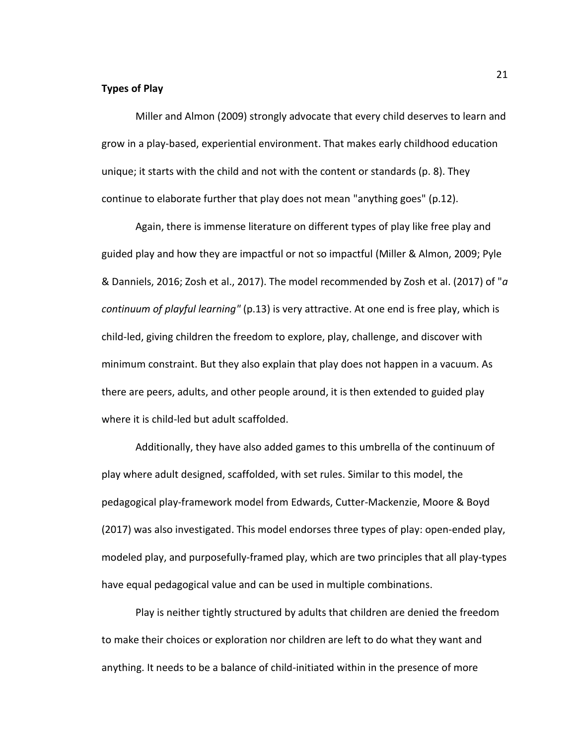**Types of Play**

Miller and Almon (2009) strongly advocate that every child deserves to learn and grow in a play-based, experiential environment. That makes early childhood education unique; it starts with the child and not with the content or standards (p. 8). They continue to elaborate further that play does not mean "anything goes" (p.12).

Again, there is immense literature on different types of play like free play and guided play and how they are impactful or not so impactful (Miller & Almon, 2009; Pyle & Danniels, 2016; Zosh et al., 2017). The model recommended by Zosh et al. (2017) of "*a continuum of playful learning"* (p.13) is very attractive. At one end is free play, which is child-led, giving children the freedom to explore, play, challenge, and discover with minimum constraint. But they also explain that play does not happen in a vacuum. As there are peers, adults, and other people around, it is then extended to guided play where it is child-led but adult scaffolded.

Additionally, they have also added games to this umbrella of the continuum of play where adult designed, scaffolded, with set rules. Similar to this model, the pedagogical play-framework model from Edwards, Cutter-Mackenzie, Moore & Boyd (2017) was also investigated. This model endorses three types of play: open-ended play, modeled play, and purposefully-framed play, which are two principles that all play-types have equal pedagogical value and can be used in multiple combinations.

Play is neither tightly structured by adults that children are denied the freedom to make their choices or exploration nor children are left to do what they want and anything. It needs to be a balance of child-initiated within in the presence of more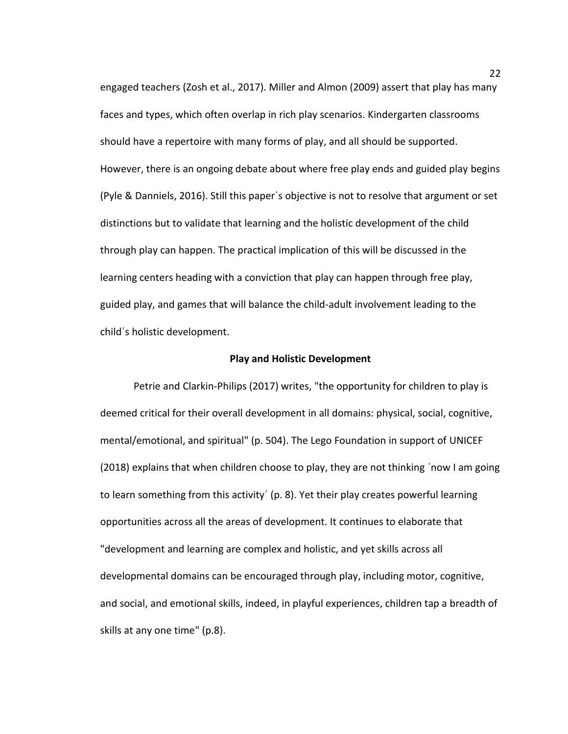engaged teachers (Zosh et al., 2017). Miller and Almon (2009) assert that play has many faces and types, which often overlap in rich play scenarios. Kindergarten classrooms should have a repertoire with many forms of play, and all should be supported. However, there is an ongoing debate about where free play ends and guided play begins (Pyle & Danniels, 2016). Still this paperˈs objective is not to resolve that argument or set distinctions but to validate that learning and the holistic development of the child through play can happen. The practical implication of this will be discussed in the learning centers heading with a conviction that play can happen through free play, guided play, and games that will balance the child-adult involvement leading to the childˈs holistic development.

**Play and Holistic Development**

Petrie and Clarkin-Philips (2017) writes, "the opportunity for children to play is deemed critical for their overall development in all domains: physical, social, cognitive, mental/emotional, and spiritual" (p. 504). The Lego Foundation in support of UNICEF (2018) explains that when children choose to play, they are not thinking ˈnow I am going to learn something from this activityˈ (p. 8). Yet their play creates powerful learning opportunities across all the areas of development. It continues to elaborate that "development and learning are complex and holistic, and yet skills across all developmental domains can be encouraged through play, including motor, cognitive, and social, and emotional skills, indeed, in playful experiences, children tap a breadth of skills at any one time" (p.8).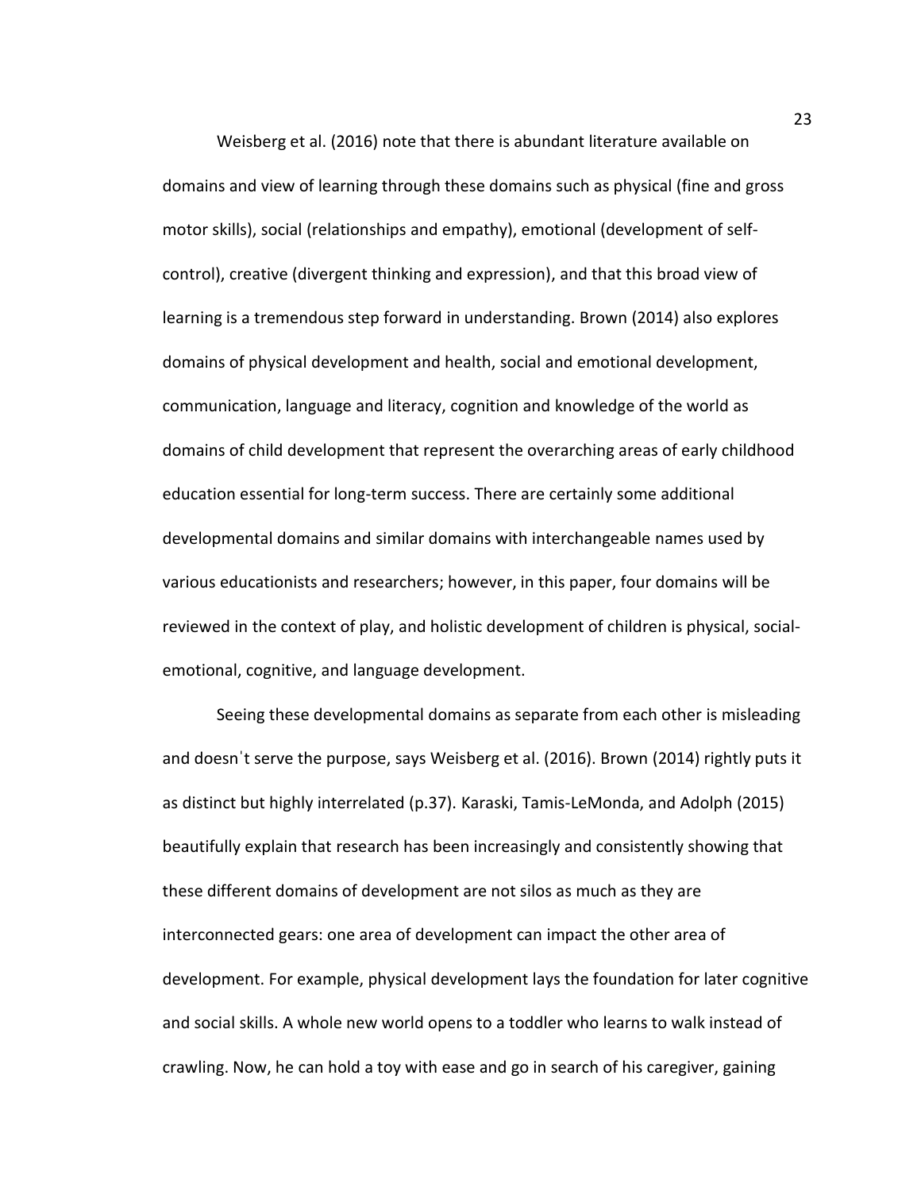Weisberg et al. (2016) note that there is abundant literature available on domains and view of learning through these domains such as physical (fine and gross motor skills), social (relationships and empathy), emotional (development of self-control), creative (divergent thinking and expression), and that this broad view of learning is a tremendous step forward in understanding. Brown (2014) also explores domains of physical development and health, social and emotional development, communication, language and literacy, cognition and knowledge of the world as domains of child development that represent the overarching areas of early childhood education essential for long-term success. There are certainly some additional developmental domains and similar domains with interchangeable names used by various educationists and researchers; however, in this paper, four domains will be reviewed in the context of play, and holistic development of children is physical, social-emotional, cognitive, and language development.

Seeing these developmental domains as separate from each other is misleading and doesnˈt serve the purpose, says Weisberg et al. (2016). Brown (2014) rightly puts it as distinct but highly interrelated (p.37). Karaski, Tamis-LeMonda, and Adolph (2015) beautifully explain that research has been increasingly and consistently showing that these different domains of development are not silos as much as they are interconnected gears: one area of development can impact the other area of development. For example, physical development lays the foundation for later cognitive and social skills. A whole new world opens to a toddler who learns to walk instead of crawling. Now, he can hold a toy with ease and go in search of his caregiver, gaining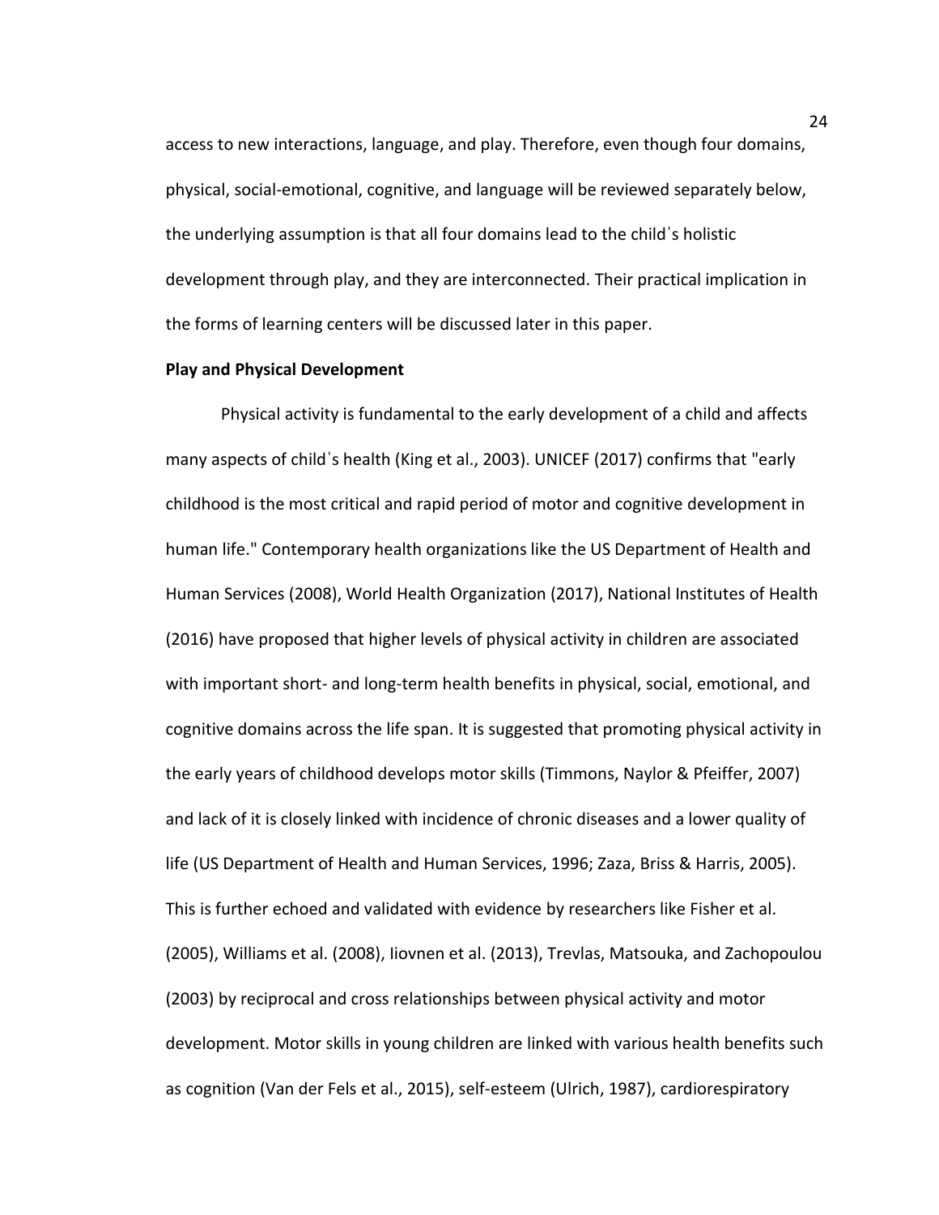access to new interactions, language, and play. Therefore, even though four domains, physical, social-emotional, cognitive, and language will be reviewed separately below, the underlying assumption is that all four domains lead to the childˈs holistic development through play, and they are interconnected. Their practical implication in the forms of learning centers will be discussed later in this paper.

**Play and Physical Development**

Physical activity is fundamental to the early development of a child and affects many aspects of childˈs health (King et al., 2003). UNICEF (2017) confirms that "early childhood is the most critical and rapid period of motor and cognitive development in human life." Contemporary health organizations like the US Department of Health and Human Services (2008), World Health Organization (2017), National Institutes of Health (2016) have proposed that higher levels of physical activity in children are associated with important short- and long-term health benefits in physical, social, emotional, and cognitive domains across the life span. It is suggested that promoting physical activity in the early years of childhood develops motor skills (Timmons, Naylor & Pfeiffer, 2007) and lack of it is closely linked with incidence of chronic diseases and a lower quality of life (US Department of Health and Human Services, 1996; Zaza, Briss & Harris, 2005). This is further echoed and validated with evidence by researchers like Fisher et al. (2005), Williams et al. (2008), Iiovnen et al. (2013), Trevlas, Matsouka, and Zachopoulou (2003) by reciprocal and cross relationships between physical activity and motor development. Motor skills in young children are linked with various health benefits such as cognition (Van der Fels et al., 2015), self-esteem (Ulrich, 1987), cardiorespiratory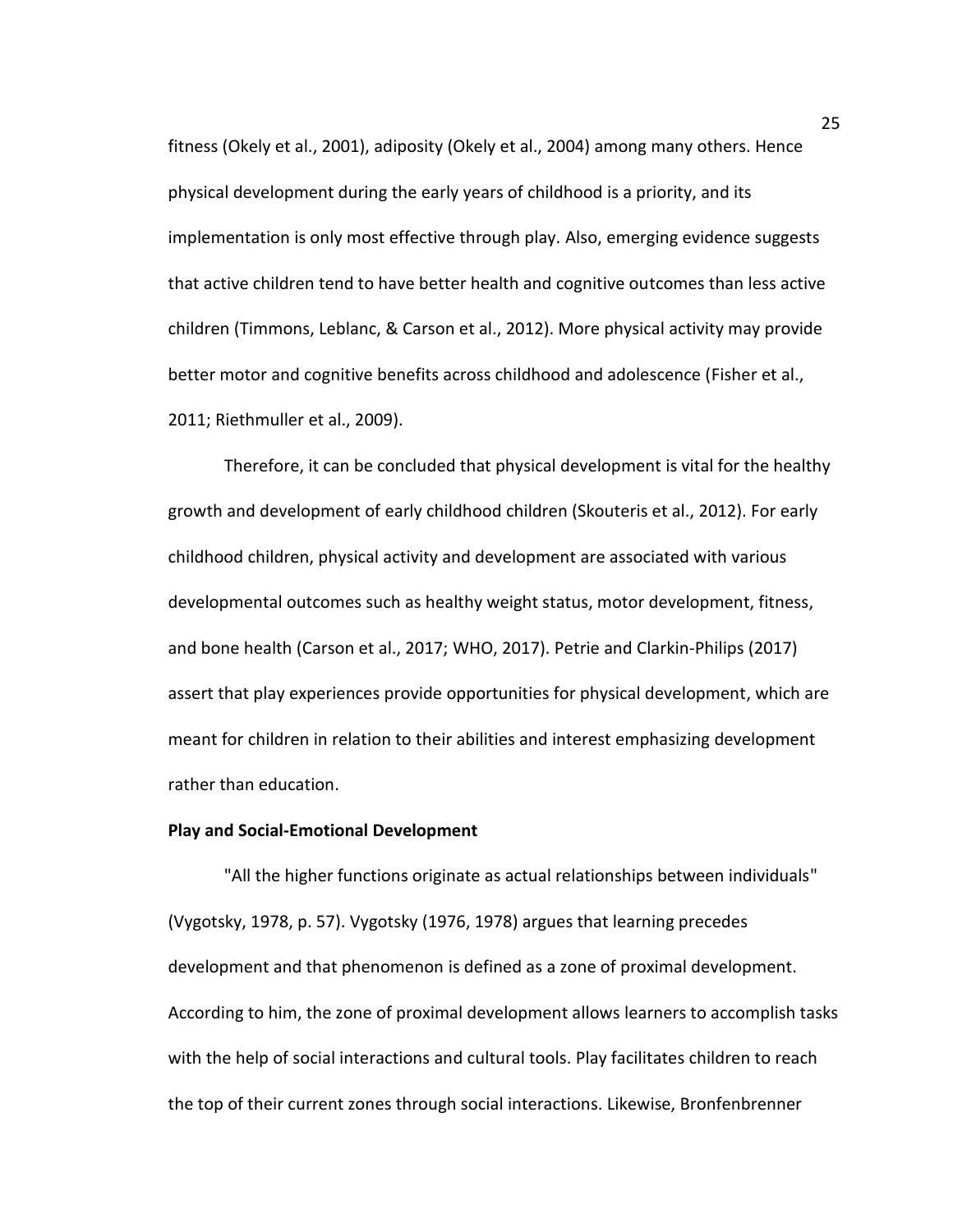fitness (Okely et al., 2001), adiposity (Okely et al., 2004) among many others. Hence physical development during the early years of childhood is a priority, and its implementation is only most effective through play. Also, emerging evidence suggests that active children tend to have better health and cognitive outcomes than less active children (Timmons, Leblanc, & Carson et al., 2012). More physical activity may provide better motor and cognitive benefits across childhood and adolescence (Fisher et al., 2011; Riethmuller et al., 2009).

Therefore, it can be concluded that physical development is vital for the healthy growth and development of early childhood children (Skouteris et al., 2012). For early childhood children, physical activity and development are associated with various developmental outcomes such as healthy weight status, motor development, fitness, and bone health (Carson et al., 2017; WHO, 2017). Petrie and Clarkin-Philips (2017) assert that play experiences provide opportunities for physical development, which are meant for children in relation to their abilities and interest emphasizing development rather than education.

**Play and Social-Emotional Development**

"All the higher functions originate as actual relationships between individuals" (Vygotsky, 1978, p. 57). Vygotsky (1976, 1978) argues that learning precedes development and that phenomenon is defined as a zone of proximal development. According to him, the zone of proximal development allows learners to accomplish tasks with the help of social interactions and cultural tools. Play facilitates children to reach the top of their current zones through social interactions. Likewise, Bronfenbrenner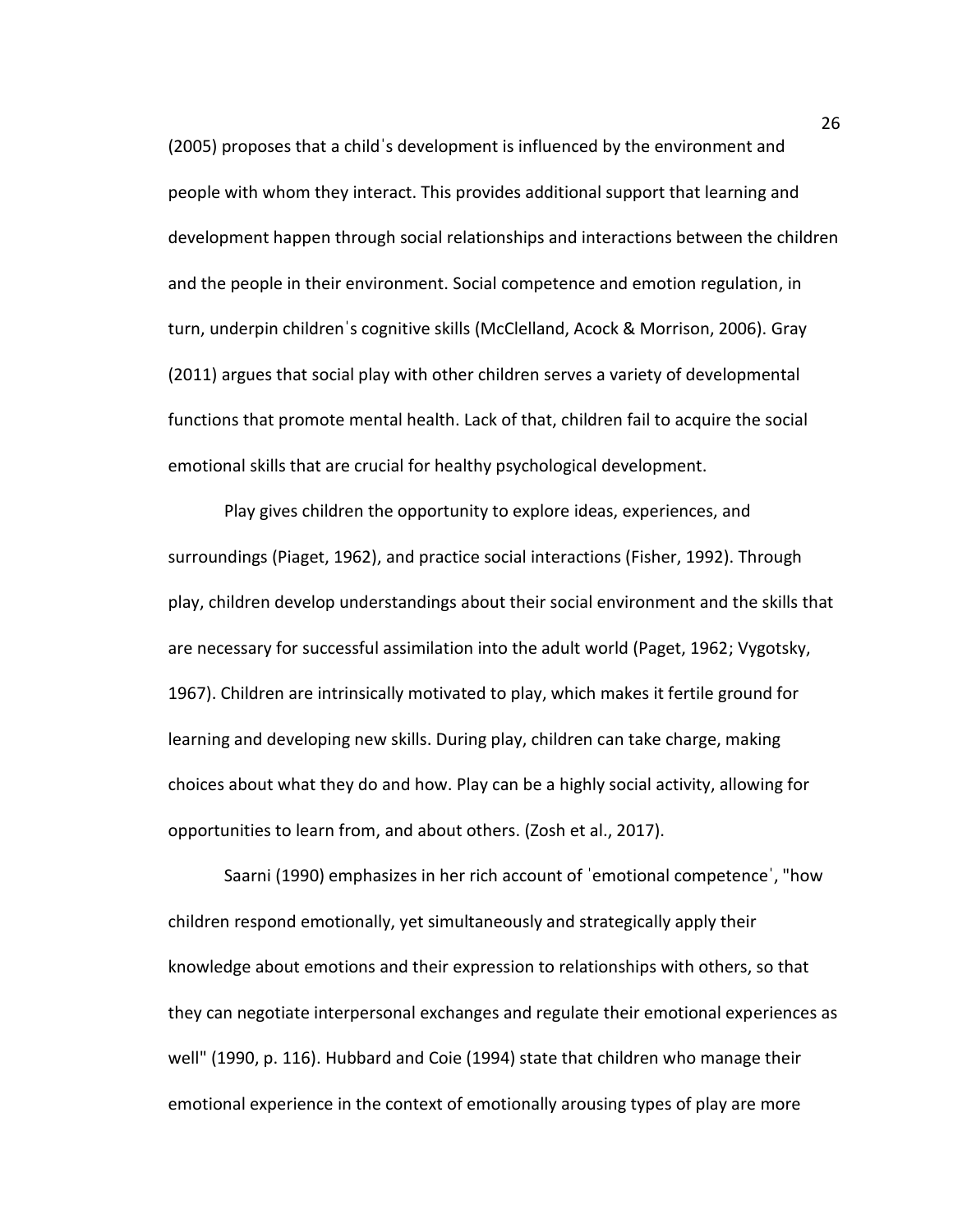(2005) proposes that a childˈs development is influenced by the environment and people with whom they interact. This provides additional support that learning and development happen through social relationships and interactions between the children and the people in their environment. Social competence and emotion regulation, in turn, underpin childrenˈs cognitive skills (McClelland, Acock & Morrison, 2006). Gray (2011) argues that social play with other children serves a variety of developmental functions that promote mental health. Lack of that, children fail to acquire the social emotional skills that are crucial for healthy psychological development.

Play gives children the opportunity to explore ideas, experiences, and surroundings (Piaget, 1962), and practice social interactions (Fisher, 1992). Through play, children develop understandings about their social environment and the skills that are necessary for successful assimilation into the adult world (Paget, 1962; Vygotsky, 1967). Children are intrinsically motivated to play, which makes it fertile ground for learning and developing new skills. During play, children can take charge, making choices about what they do and how. Play can be a highly social activity, allowing for opportunities to learn from, and about others. (Zosh et al., 2017).

Saarni (1990) emphasizes in her rich account of ˈemotional competenceˈ, "how children respond emotionally, yet simultaneously and strategically apply their knowledge about emotions and their expression to relationships with others, so that they can negotiate interpersonal exchanges and regulate their emotional experiences as well" (1990, p. 116). Hubbard and Coie (1994) state that children who manage their emotional experience in the context of emotionally arousing types of play are more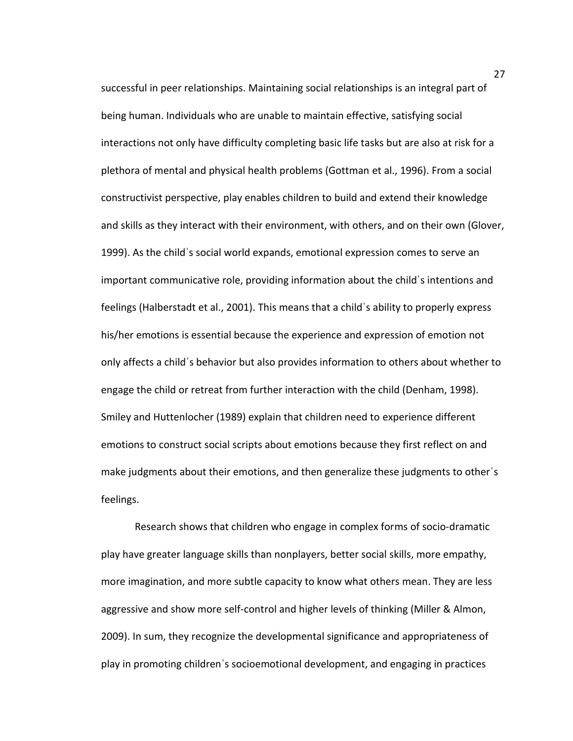successful in peer relationships. Maintaining social relationships is an integral part of being human. Individuals who are unable to maintain effective, satisfying social interactions not only have difficulty completing basic life tasks but are also at risk for a plethora of mental and physical health problems (Gottman et al., 1996). From a social constructivist perspective, play enables children to build and extend their knowledge and skills as they interact with their environment, with others, and on their own (Glover, 1999). As the childˈs social world expands, emotional expression comes to serve an important communicative role, providing information about the childˈs intentions and feelings (Halberstadt et al., 2001). This means that a childˈs ability to properly express his/her emotions is essential because the experience and expression of emotion not only affects a childˈs behavior but also provides information to others about whether to engage the child or retreat from further interaction with the child (Denham, 1998). Smiley and Huttenlocher (1989) explain that children need to experience different emotions to construct social scripts about emotions because they first reflect on and make judgments about their emotions, and then generalize these judgments to otherˈs feelings.

Research shows that children who engage in complex forms of socio-dramatic play have greater language skills than nonplayers, better social skills, more empathy, more imagination, and more subtle capacity to know what others mean. They are less aggressive and show more self-control and higher levels of thinking (Miller & Almon, 2009). In sum, they recognize the developmental significance and appropriateness of play in promoting childrenˈs socioemotional development, and engaging in practices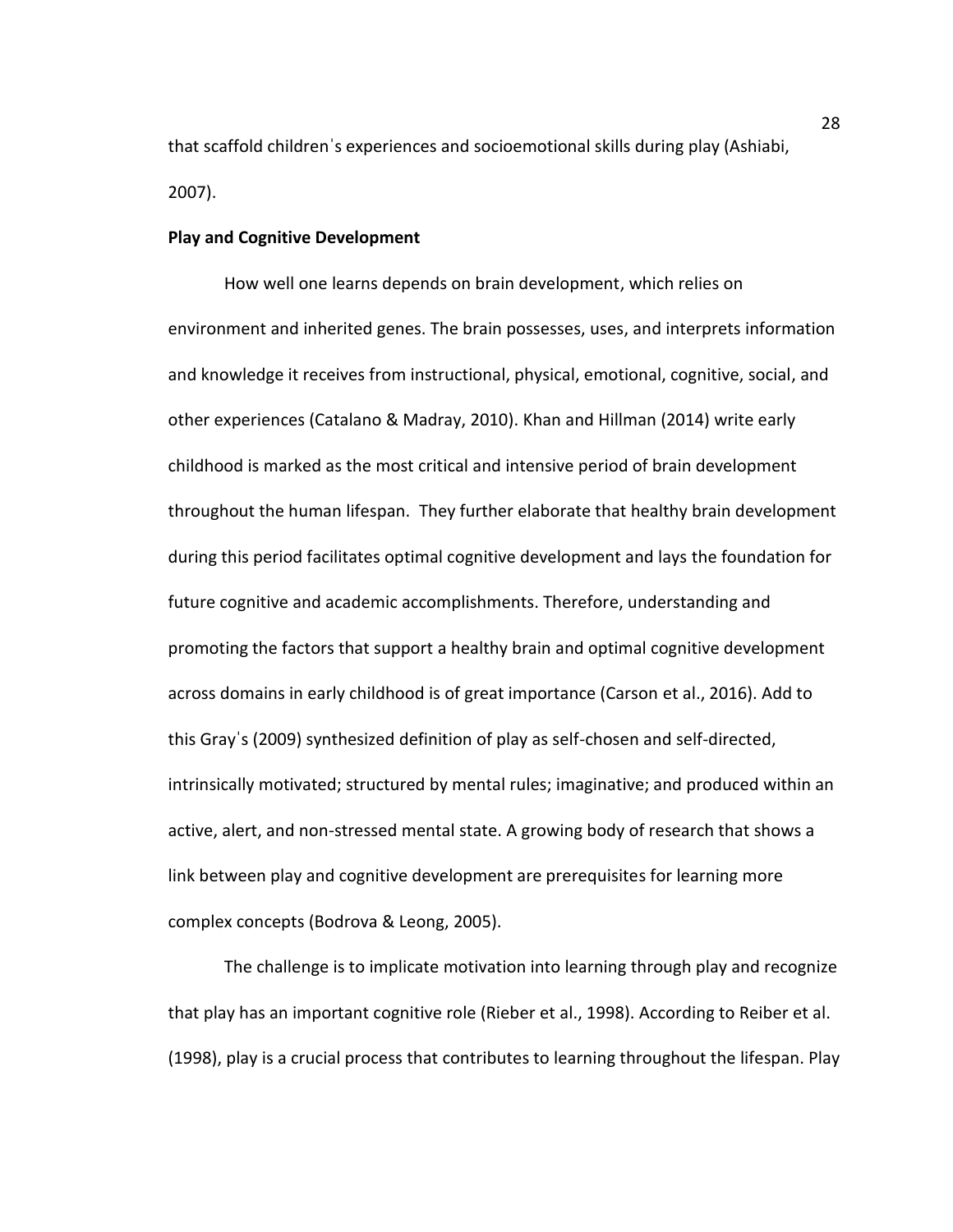that scaffold childrenˈs experiences and socioemotional skills during play (Ashiabi, 2007).

**Play and Cognitive Development**

How well one learns depends on brain development, which relies on environment and inherited genes. The brain possesses, uses, and interprets information and knowledge it receives from instructional, physical, emotional, cognitive, social, and other experiences (Catalano & Madray, 2010). Khan and Hillman (2014) write early childhood is marked as the most critical and intensive period of brain development throughout the human lifespan. They further elaborate that healthy brain development during this period facilitates optimal cognitive development and lays the foundation for future cognitive and academic accomplishments. Therefore, understanding and promoting the factors that support a healthy brain and optimal cognitive development across domains in early childhood is of great importance (Carson et al., 2016). Add to this Grayˈs (2009) synthesized definition of play as self-chosen and self-directed, intrinsically motivated; structured by mental rules; imaginative; and produced within an active, alert, and non-stressed mental state. A growing body of research that shows a link between play and cognitive development are prerequisites for learning more complex concepts (Bodrova & Leong, 2005).

The challenge is to implicate motivation into learning through play and recognize that play has an important cognitive role (Rieber et al., 1998). According to Reiber et al. (1998), play is a crucial process that contributes to learning throughout the lifespan. Play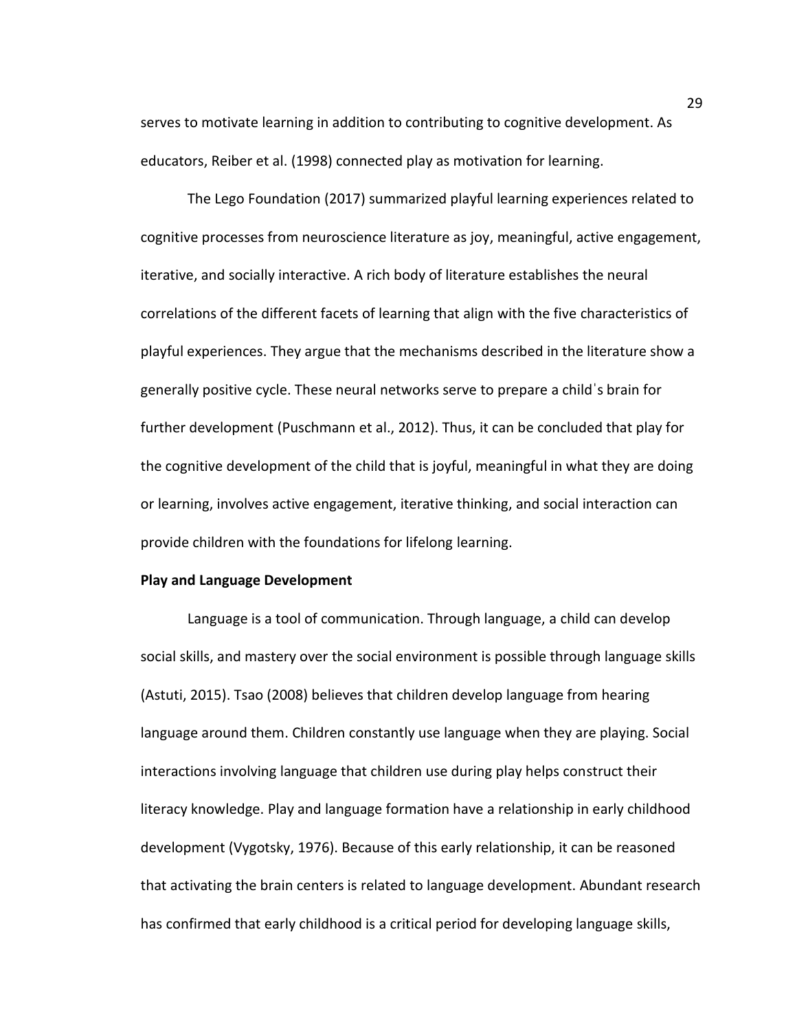serves to motivate learning in addition to contributing to cognitive development. As educators, Reiber et al. (1998) connected play as motivation for learning.

The Lego Foundation (2017) summarized playful learning experiences related to cognitive processes from neuroscience literature as joy, meaningful, active engagement, iterative, and socially interactive. A rich body of literature establishes the neural correlations of the different facets of learning that align with the five characteristics of playful experiences. They argue that the mechanisms described in the literature show a generally positive cycle. These neural networks serve to prepare a child's brain for further development (Puschmann et al., 2012). Thus, it can be concluded that play for the cognitive development of the child that is joyful, meaningful in what they are doing or learning, involves active engagement, iterative thinking, and social interaction can provide children with the foundations for lifelong learning.

**Play and Language Development**

Language is a tool of communication. Through language, a child can develop social skills, and mastery over the social environment is possible through language skills (Astuti, 2015). Tsao (2008) believes that children develop language from hearing language around them. Children constantly use language when they are playing. Social interactions involving language that children use during play helps construct their literacy knowledge. Play and language formation have a relationship in early childhood development (Vygotsky, 1976). Because of this early relationship, it can be reasoned that activating the brain centers is related to language development. Abundant research has confirmed that early childhood is a critical period for developing language skills,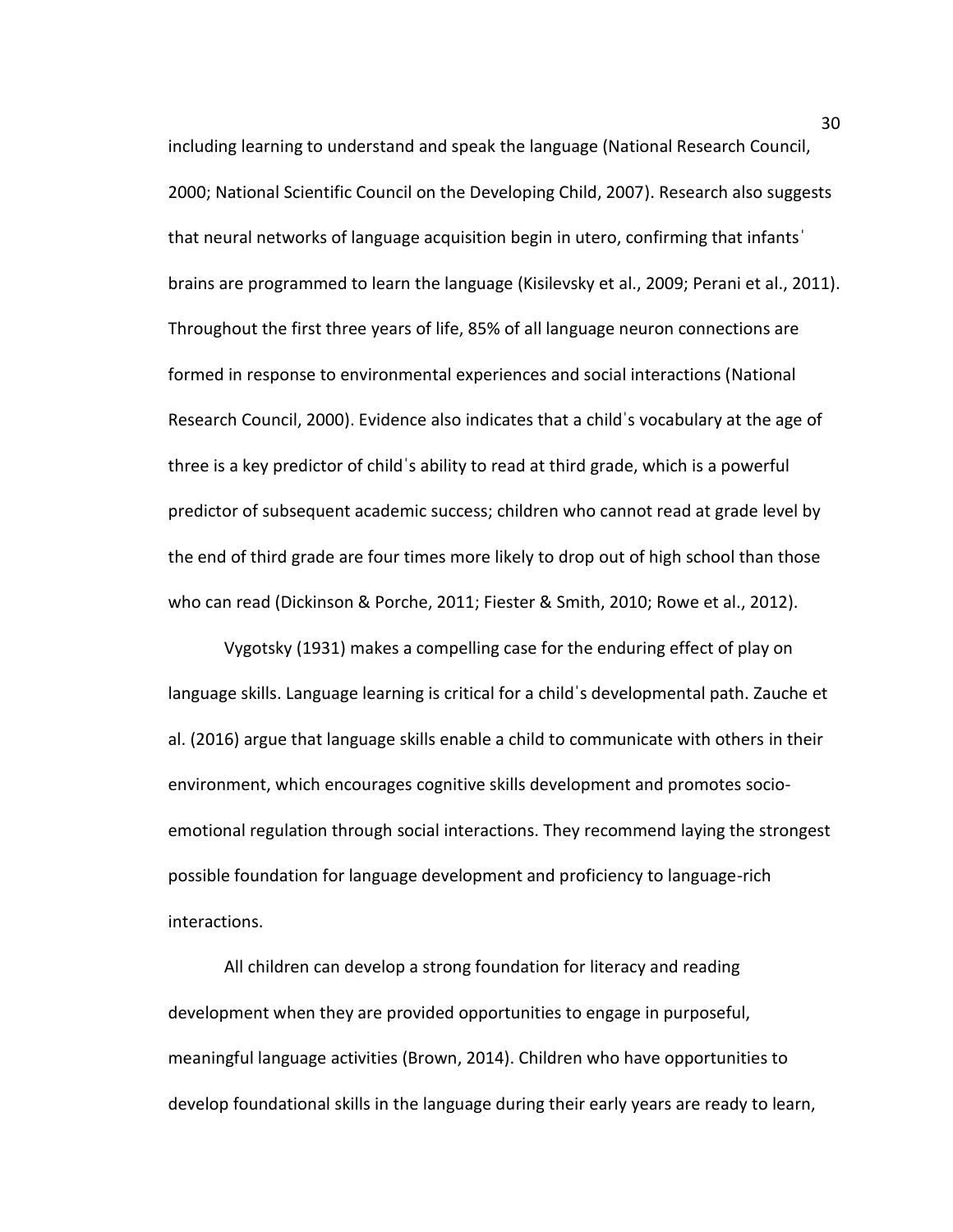including learning to understand and speak the language (National Research Council, 2000; National Scientific Council on the Developing Child, 2007). Research also suggests that neural networks of language acquisition begin in utero, confirming that infantsˈ brains are programmed to learn the language (Kisilevsky et al., 2009; Perani et al., 2011). Throughout the first three years of life, 85% of all language neuron connections are formed in response to environmental experiences and social interactions (National Research Council, 2000). Evidence also indicates that a childˈs vocabulary at the age of three is a key predictor of childˈs ability to read at third grade, which is a powerful predictor of subsequent academic success; children who cannot read at grade level by the end of third grade are four times more likely to drop out of high school than those who can read (Dickinson & Porche, 2011; Fiester & Smith, 2010; Rowe et al., 2012).

Vygotsky (1931) makes a compelling case for the enduring effect of play on language skills. Language learning is critical for a childˈs developmental path. Zauche et al. (2016) argue that language skills enable a child to communicate with others in their environment, which encourages cognitive skills development and promotes socio-emotional regulation through social interactions. They recommend laying the strongest possible foundation for language development and proficiency to language-rich interactions.

All children can develop a strong foundation for literacy and reading development when they are provided opportunities to engage in purposeful, meaningful language activities (Brown, 2014). Children who have opportunities to develop foundational skills in the language during their early years are ready to learn,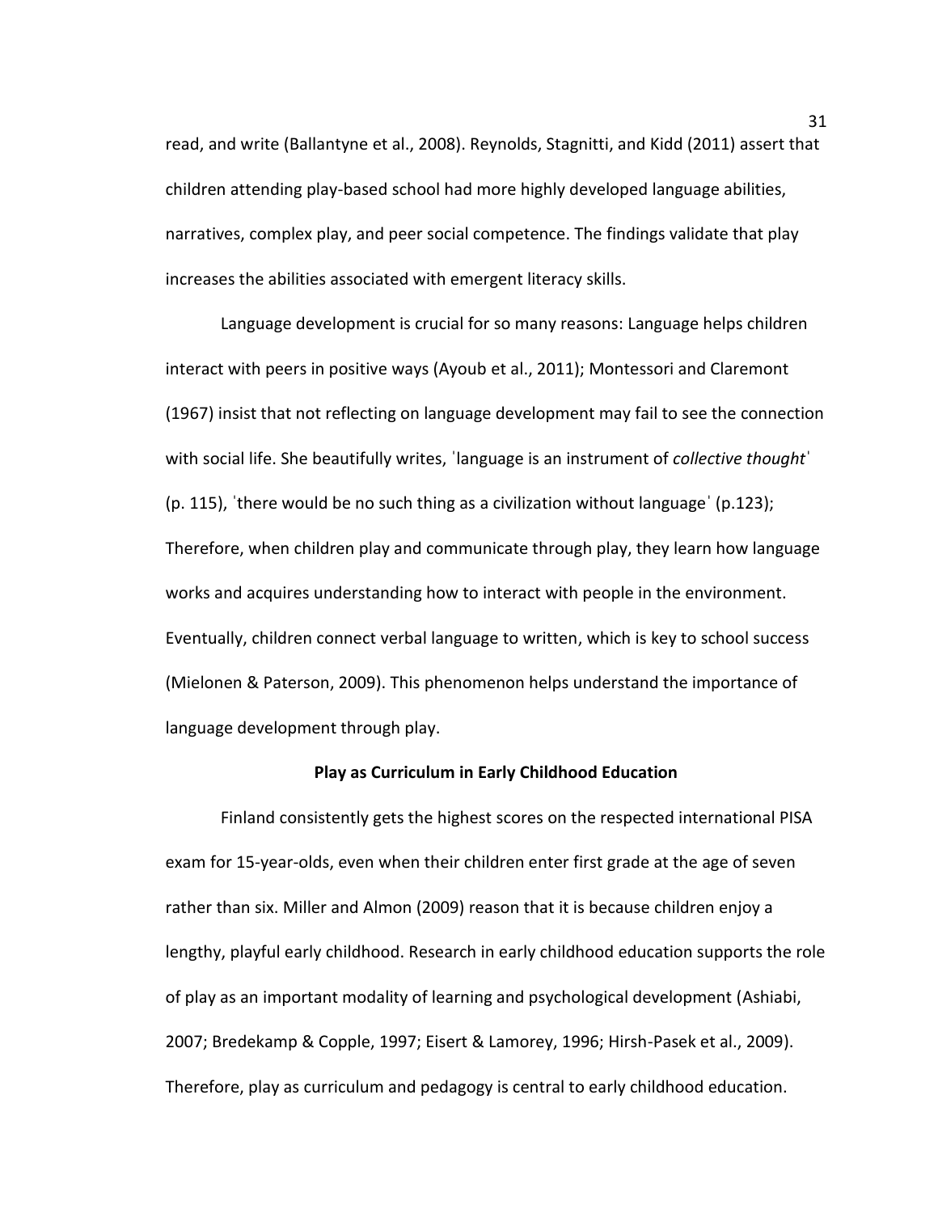read, and write (Ballantyne et al., 2008). Reynolds, Stagnitti, and Kidd (2011) assert that children attending play-based school had more highly developed language abilities, narratives, complex play, and peer social competence. The findings validate that play increases the abilities associated with emergent literacy skills.

Language development is crucial for so many reasons: Language helps children interact with peers in positive ways (Ayoub et al., 2011); Montessori and Claremont (1967) insist that not reflecting on language development may fail to see the connection with social life. She beautifully writes, ˈlanguage is an instrument of *collective thought*ˈ (p. 115), ˈthere would be no such thing as a civilization without languageˈ (p.123); Therefore, when children play and communicate through play, they learn how language works and acquires understanding how to interact with people in the environment. Eventually, children connect verbal language to written, which is key to school success (Mielonen & Paterson, 2009). This phenomenon helps understand the importance of language development through play.

**Play as Curriculum in Early Childhood Education**

Finland consistently gets the highest scores on the respected international PISA exam for 15-year-olds, even when their children enter first grade at the age of seven rather than six. Miller and Almon (2009) reason that it is because children enjoy a lengthy, playful early childhood. Research in early childhood education supports the role of play as an important modality of learning and psychological development (Ashiabi, 2007; Bredekamp & Copple, 1997; Eisert & Lamorey, 1996; Hirsh-Pasek et al., 2009). Therefore, play as curriculum and pedagogy is central to early childhood education.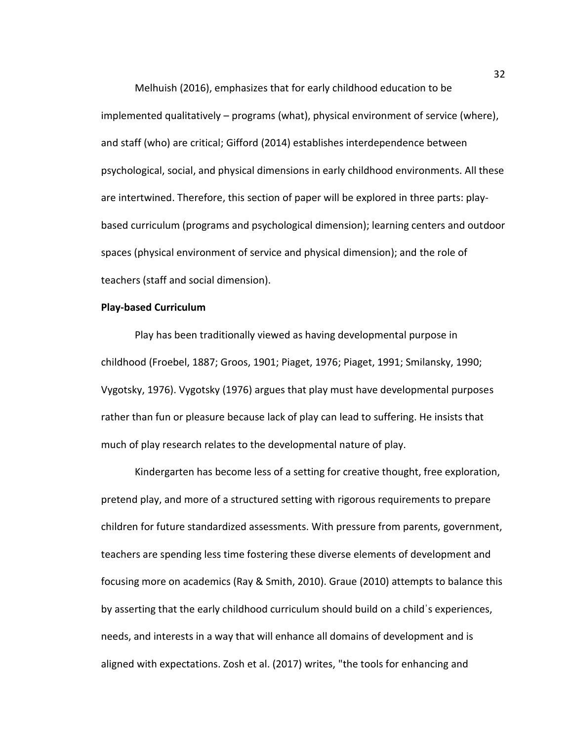Melhuish (2016), emphasizes that for early childhood education to be implemented qualitatively – programs (what), physical environment of service (where), and staff (who) are critical; Gifford (2014) establishes interdependence between psychological, social, and physical dimensions in early childhood environments. All these are intertwined. Therefore, this section of paper will be explored in three parts: play-based curriculum (programs and psychological dimension); learning centers and outdoor spaces (physical environment of service and physical dimension); and the role of teachers (staff and social dimension).

**Play-based Curriculum**

Play has been traditionally viewed as having developmental purpose in childhood (Froebel, 1887; Groos, 1901; Piaget, 1976; Piaget, 1991; Smilansky, 1990; Vygotsky, 1976). Vygotsky (1976) argues that play must have developmental purposes rather than fun or pleasure because lack of play can lead to suffering. He insists that much of play research relates to the developmental nature of play.

Kindergarten has become less of a setting for creative thought, free exploration, pretend play, and more of a structured setting with rigorous requirements to prepare children for future standardized assessments. With pressure from parents, government, teachers are spending less time fostering these diverse elements of development and focusing more on academics (Ray & Smith, 2010). Graue (2010) attempts to balance this by asserting that the early childhood curriculum should build on a child's experiences, needs, and interests in a way that will enhance all domains of development and is aligned with expectations. Zosh et al. (2017) writes, "the tools for enhancing and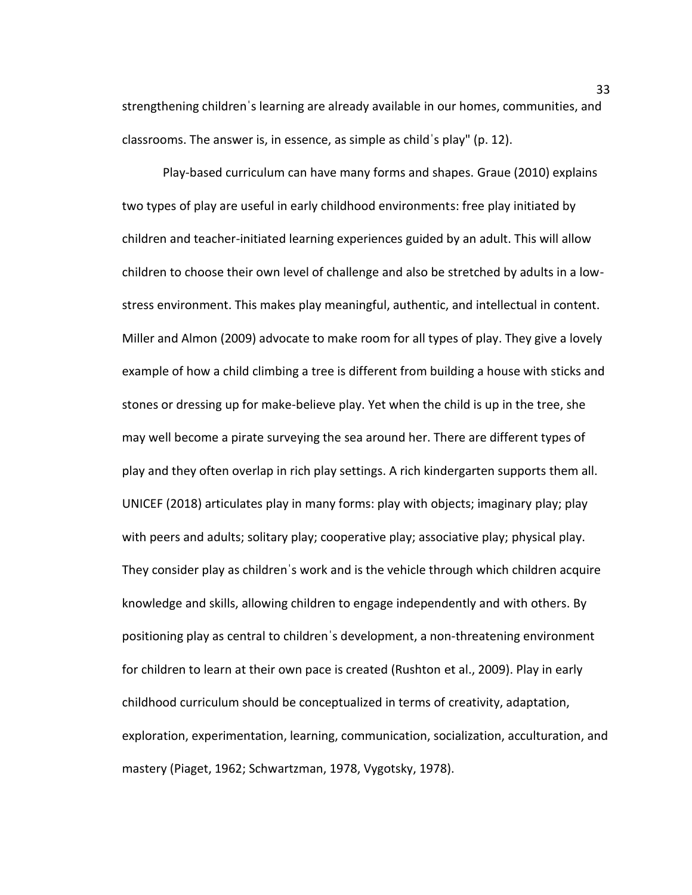strengthening childrenˈs learning are already available in our homes, communities, and classrooms. The answer is, in essence, as simple as childˈs play" (p. 12).

Play-based curriculum can have many forms and shapes. Graue (2010) explains two types of play are useful in early childhood environments: free play initiated by children and teacher-initiated learning experiences guided by an adult. This will allow children to choose their own level of challenge and also be stretched by adults in a low-stress environment. This makes play meaningful, authentic, and intellectual in content. Miller and Almon (2009) advocate to make room for all types of play. They give a lovely example of how a child climbing a tree is different from building a house with sticks and stones or dressing up for make-believe play. Yet when the child is up in the tree, she may well become a pirate surveying the sea around her. There are different types of play and they often overlap in rich play settings. A rich kindergarten supports them all. UNICEF (2018) articulates play in many forms: play with objects; imaginary play; play with peers and adults; solitary play; cooperative play; associative play; physical play. They consider play as childrenˈs work and is the vehicle through which children acquire knowledge and skills, allowing children to engage independently and with others. By positioning play as central to childrenˈs development, a non-threatening environment for children to learn at their own pace is created (Rushton et al., 2009). Play in early childhood curriculum should be conceptualized in terms of creativity, adaptation, exploration, experimentation, learning, communication, socialization, acculturation, and mastery (Piaget, 1962; Schwartzman, 1978, Vygotsky, 1978).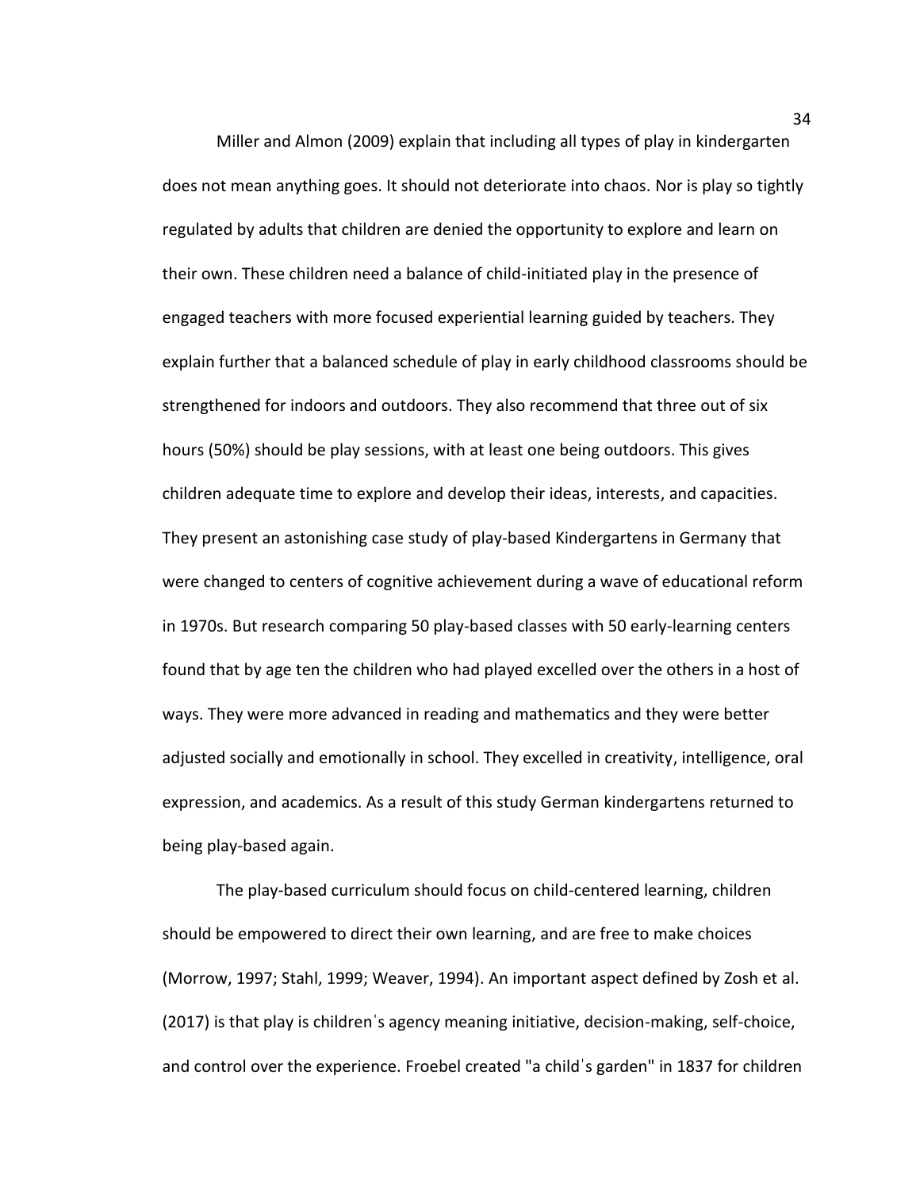Miller and Almon (2009) explain that including all types of play in kindergarten does not mean anything goes. It should not deteriorate into chaos. Nor is play so tightly regulated by adults that children are denied the opportunity to explore and learn on their own. These children need a balance of child-initiated play in the presence of engaged teachers with more focused experiential learning guided by teachers. They explain further that a balanced schedule of play in early childhood classrooms should be strengthened for indoors and outdoors. They also recommend that three out of six hours (50%) should be play sessions, with at least one being outdoors. This gives children adequate time to explore and develop their ideas, interests, and capacities. They present an astonishing case study of play-based Kindergartens in Germany that were changed to centers of cognitive achievement during a wave of educational reform in 1970s. But research comparing 50 play-based classes with 50 early-learning centers found that by age ten the children who had played excelled over the others in a host of ways. They were more advanced in reading and mathematics and they were better adjusted socially and emotionally in school. They excelled in creativity, intelligence, oral expression, and academics. As a result of this study German kindergartens returned to being play-based again.

The play-based curriculum should focus on child-centered learning, children should be empowered to direct their own learning, and are free to make choices (Morrow, 1997; Stahl, 1999; Weaver, 1994). An important aspect defined by Zosh et al. (2017) is that play is childrenˈs agency meaning initiative, decision-making, self-choice, and control over the experience. Froebel created "a childˈs garden" in 1837 for children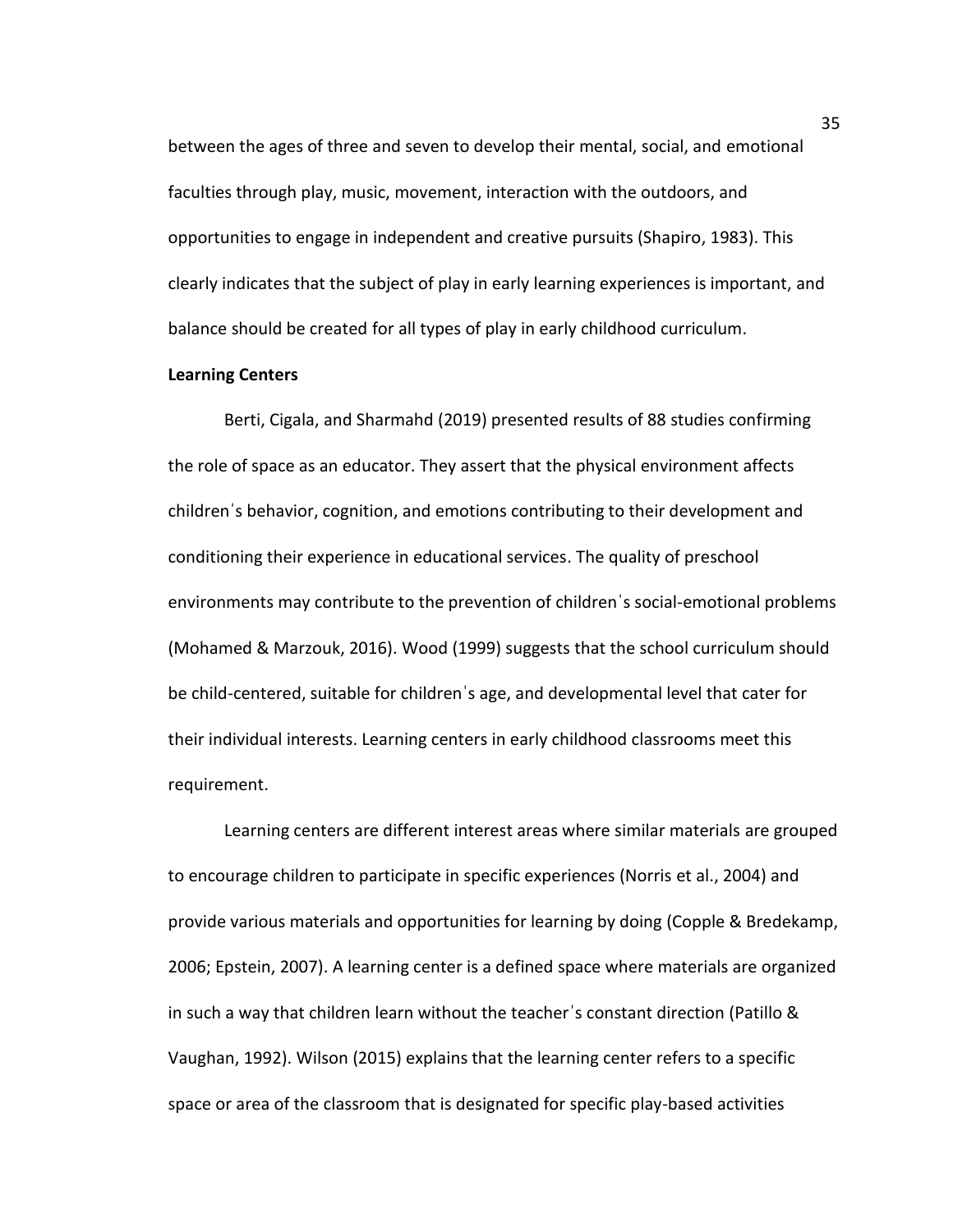between the ages of three and seven to develop their mental, social, and emotional faculties through play, music, movement, interaction with the outdoors, and opportunities to engage in independent and creative pursuits (Shapiro, 1983). This clearly indicates that the subject of play in early learning experiences is important, and balance should be created for all types of play in early childhood curriculum.

**Learning Centers**

Berti, Cigala, and Sharmahd (2019) presented results of 88 studies confirming the role of space as an educator. They assert that the physical environment affects childrenˈs behavior, cognition, and emotions contributing to their development and conditioning their experience in educational services. The quality of preschool environments may contribute to the prevention of childrenˈs social-emotional problems (Mohamed & Marzouk, 2016). Wood (1999) suggests that the school curriculum should be child-centered, suitable for childrenˈs age, and developmental level that cater for their individual interests. Learning centers in early childhood classrooms meet this requirement.

Learning centers are different interest areas where similar materials are grouped to encourage children to participate in specific experiences (Norris et al., 2004) and provide various materials and opportunities for learning by doing (Copple & Bredekamp, 2006; Epstein, 2007). A learning center is a defined space where materials are organized in such a way that children learn without the teacherˈs constant direction (Patillo & Vaughan, 1992). Wilson (2015) explains that the learning center refers to a specific space or area of the classroom that is designated for specific play-based activities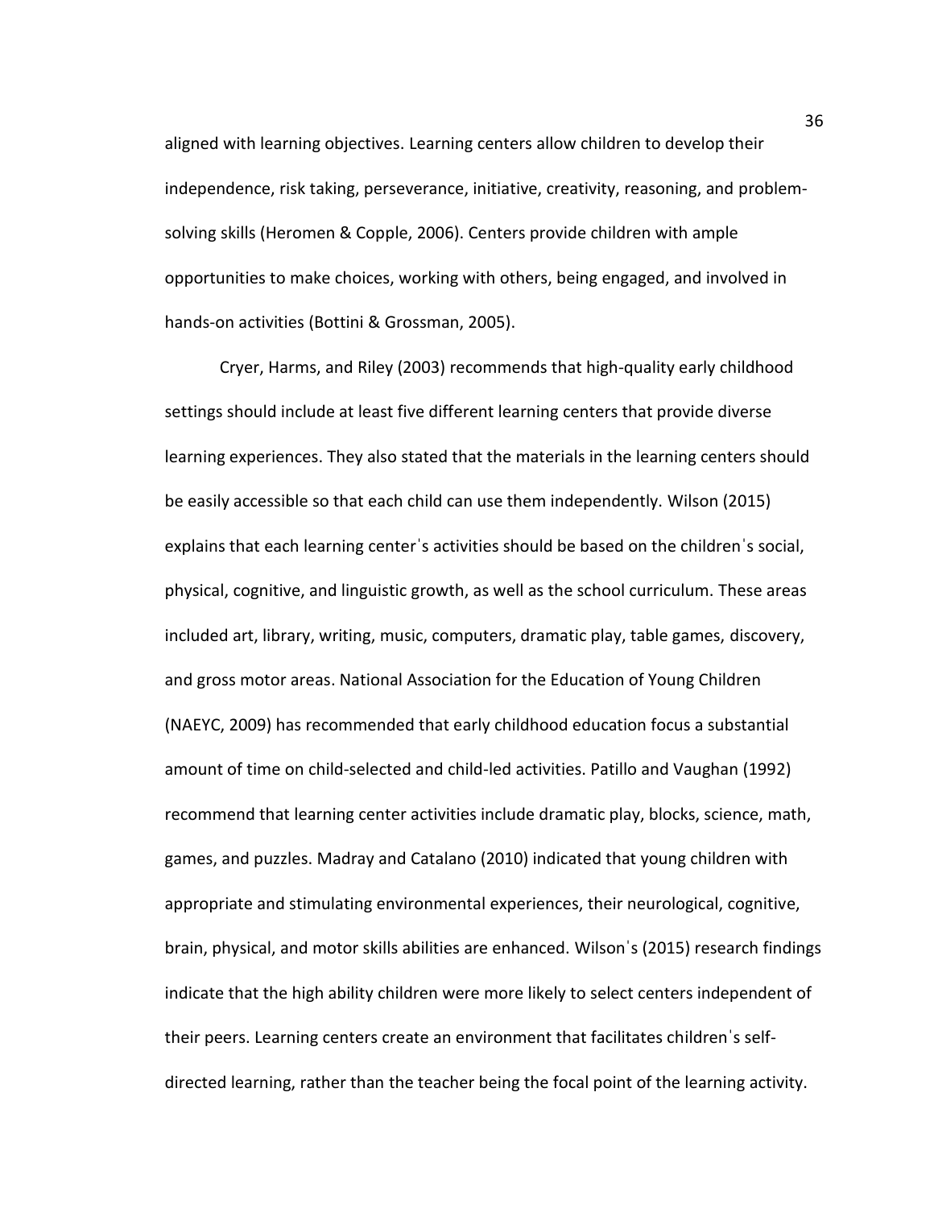aligned with learning objectives. Learning centers allow children to develop their independence, risk taking, perseverance, initiative, creativity, reasoning, and problem-solving skills (Heromen & Copple, 2006). Centers provide children with ample opportunities to make choices, working with others, being engaged, and involved in hands-on activities (Bottini & Grossman, 2005).

Cryer, Harms, and Riley (2003) recommends that high-quality early childhood settings should include at least five different learning centers that provide diverse learning experiences. They also stated that the materials in the learning centers should be easily accessible so that each child can use them independently. Wilson (2015) explains that each learning centerˈs activities should be based on the childrenˈs social, physical, cognitive, and linguistic growth, as well as the school curriculum. These areas included art, library, writing, music, computers, dramatic play, table games, discovery, and gross motor areas. National Association for the Education of Young Children (NAEYC, 2009) has recommended that early childhood education focus a substantial amount of time on child-selected and child-led activities. Patillo and Vaughan (1992) recommend that learning center activities include dramatic play, blocks, science, math, games, and puzzles. Madray and Catalano (2010) indicated that young children with appropriate and stimulating environmental experiences, their neurological, cognitive, brain, physical, and motor skills abilities are enhanced. Wilsonˈs (2015) research findings indicate that the high ability children were more likely to select centers independent of their peers. Learning centers create an environment that facilitates childrenˈs self-directed learning, rather than the teacher being the focal point of the learning activity.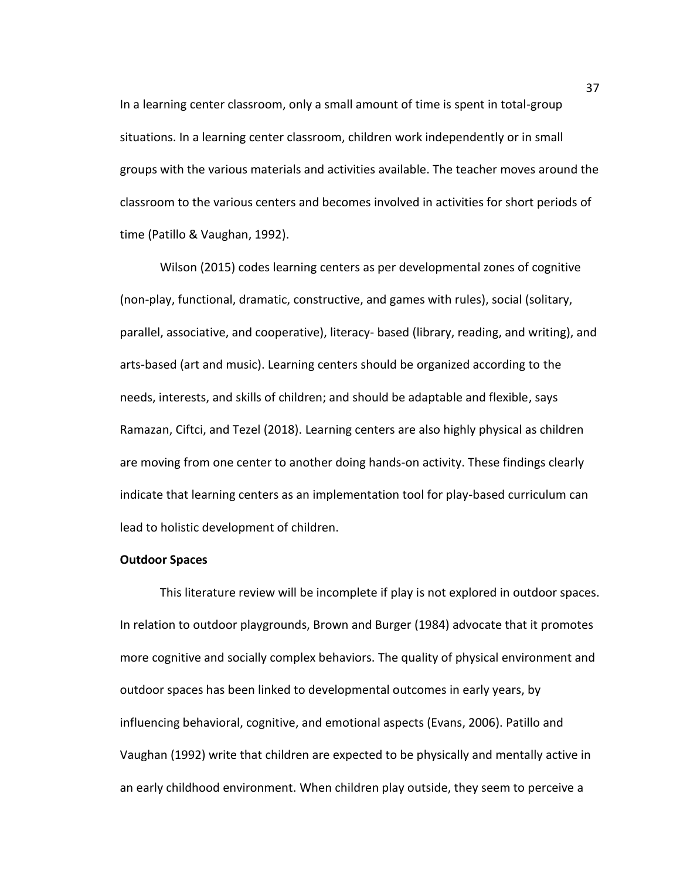In a learning center classroom, only a small amount of time is spent in total-group situations. In a learning center classroom, children work independently or in small groups with the various materials and activities available. The teacher moves around the classroom to the various centers and becomes involved in activities for short periods of time (Patillo & Vaughan, 1992).

Wilson (2015) codes learning centers as per developmental zones of cognitive (non-play, functional, dramatic, constructive, and games with rules), social (solitary, parallel, associative, and cooperative), literacy- based (library, reading, and writing), and arts-based (art and music). Learning centers should be organized according to the needs, interests, and skills of children; and should be adaptable and flexible, says Ramazan, Ciftci, and Tezel (2018). Learning centers are also highly physical as children are moving from one center to another doing hands-on activity. These findings clearly indicate that learning centers as an implementation tool for play-based curriculum can lead to holistic development of children.

**Outdoor Spaces**

This literature review will be incomplete if play is not explored in outdoor spaces. In relation to outdoor playgrounds, Brown and Burger (1984) advocate that it promotes more cognitive and socially complex behaviors. The quality of physical environment and outdoor spaces has been linked to developmental outcomes in early years, by influencing behavioral, cognitive, and emotional aspects (Evans, 2006). Patillo and Vaughan (1992) write that children are expected to be physically and mentally active in an early childhood environment. When children play outside, they seem to perceive a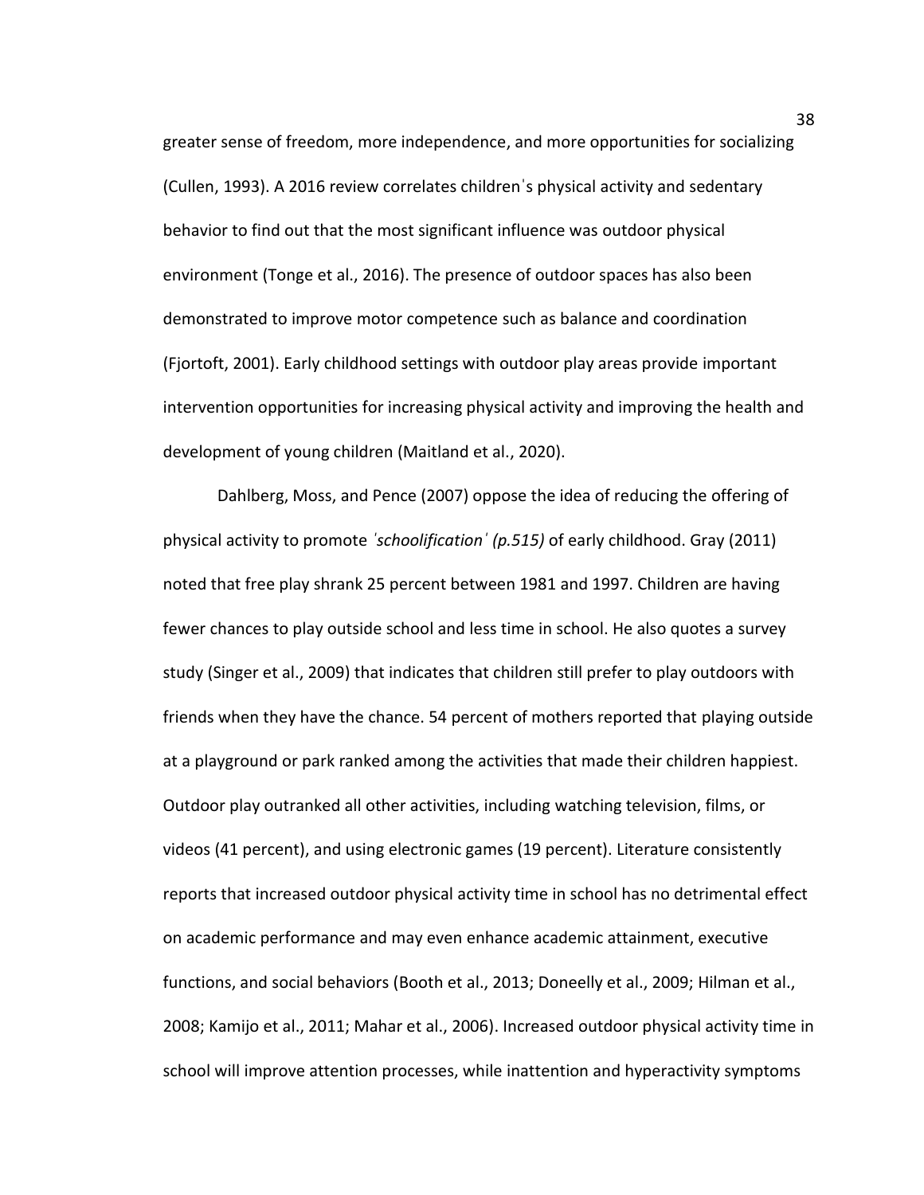greater sense of freedom, more independence, and more opportunities for socializing (Cullen, 1993). A 2016 review correlates children's physical activity and sedentary behavior to find out that the most significant influence was outdoor physical environment (Tonge et al., 2016). The presence of outdoor spaces has also been demonstrated to improve motor competence such as balance and coordination (Fjortoft, 2001). Early childhood settings with outdoor play areas provide important intervention opportunities for increasing physical activity and improving the health and development of young children (Maitland et al., 2020).

Dahlberg, Moss, and Pence (2007) oppose the idea of reducing the offering of physical activity to promote *'schoolification' (p.515)* of early childhood. Gray (2011) noted that free play shrank 25 percent between 1981 and 1997. Children are having fewer chances to play outside school and less time in school. He also quotes a survey study (Singer et al., 2009) that indicates that children still prefer to play outdoors with friends when they have the chance. 54 percent of mothers reported that playing outside at a playground or park ranked among the activities that made their children happiest. Outdoor play outranked all other activities, including watching television, films, or videos (41 percent), and using electronic games (19 percent). Literature consistently reports that increased outdoor physical activity time in school has no detrimental effect on academic performance and may even enhance academic attainment, executive functions, and social behaviors (Booth et al., 2013; Doneelly et al., 2009; Hilman et al., 2008; Kamijo et al., 2011; Mahar et al., 2006). Increased outdoor physical activity time in school will improve attention processes, while inattention and hyperactivity symptoms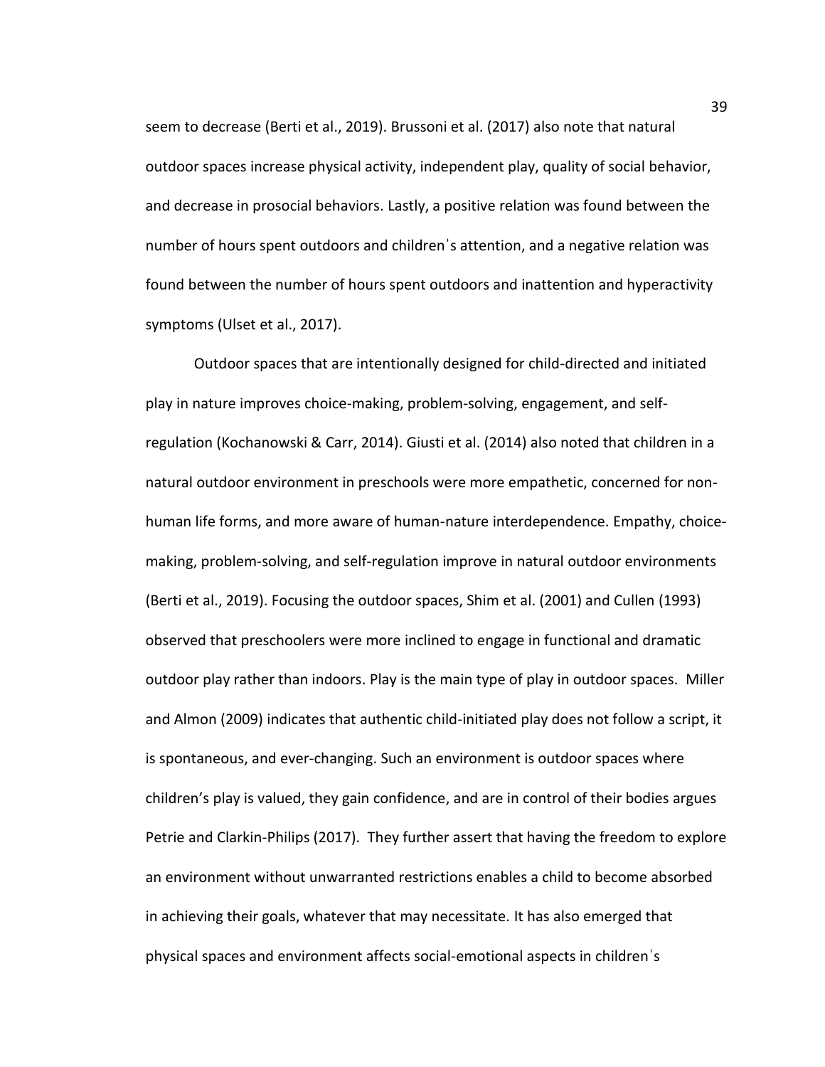seem to decrease (Berti et al., 2019). Brussoni et al. (2017) also note that natural outdoor spaces increase physical activity, independent play, quality of social behavior, and decrease in prosocial behaviors. Lastly, a positive relation was found between the number of hours spent outdoors and childrenˈs attention, and a negative relation was found between the number of hours spent outdoors and inattention and hyperactivity symptoms (Ulset et al., 2017).

Outdoor spaces that are intentionally designed for child-directed and initiated play in nature improves choice-making, problem-solving, engagement, and self-regulation (Kochanowski & Carr, 2014). Giusti et al. (2014) also noted that children in a natural outdoor environment in preschools were more empathetic, concerned for non-human life forms, and more aware of human-nature interdependence. Empathy, choice-making, problem-solving, and self-regulation improve in natural outdoor environments (Berti et al., 2019). Focusing the outdoor spaces, Shim et al. (2001) and Cullen (1993) observed that preschoolers were more inclined to engage in functional and dramatic outdoor play rather than indoors. Play is the main type of play in outdoor spaces. Miller and Almon (2009) indicates that authentic child-initiated play does not follow a script, it is spontaneous, and ever-changing. Such an environment is outdoor spaces where children's play is valued, they gain confidence, and are in control of their bodies argues Petrie and Clarkin-Philips (2017). They further assert that having the freedom to explore an environment without unwarranted restrictions enables a child to become absorbed in achieving their goals, whatever that may necessitate. It has also emerged that physical spaces and environment affects social-emotional aspects in childrenˈs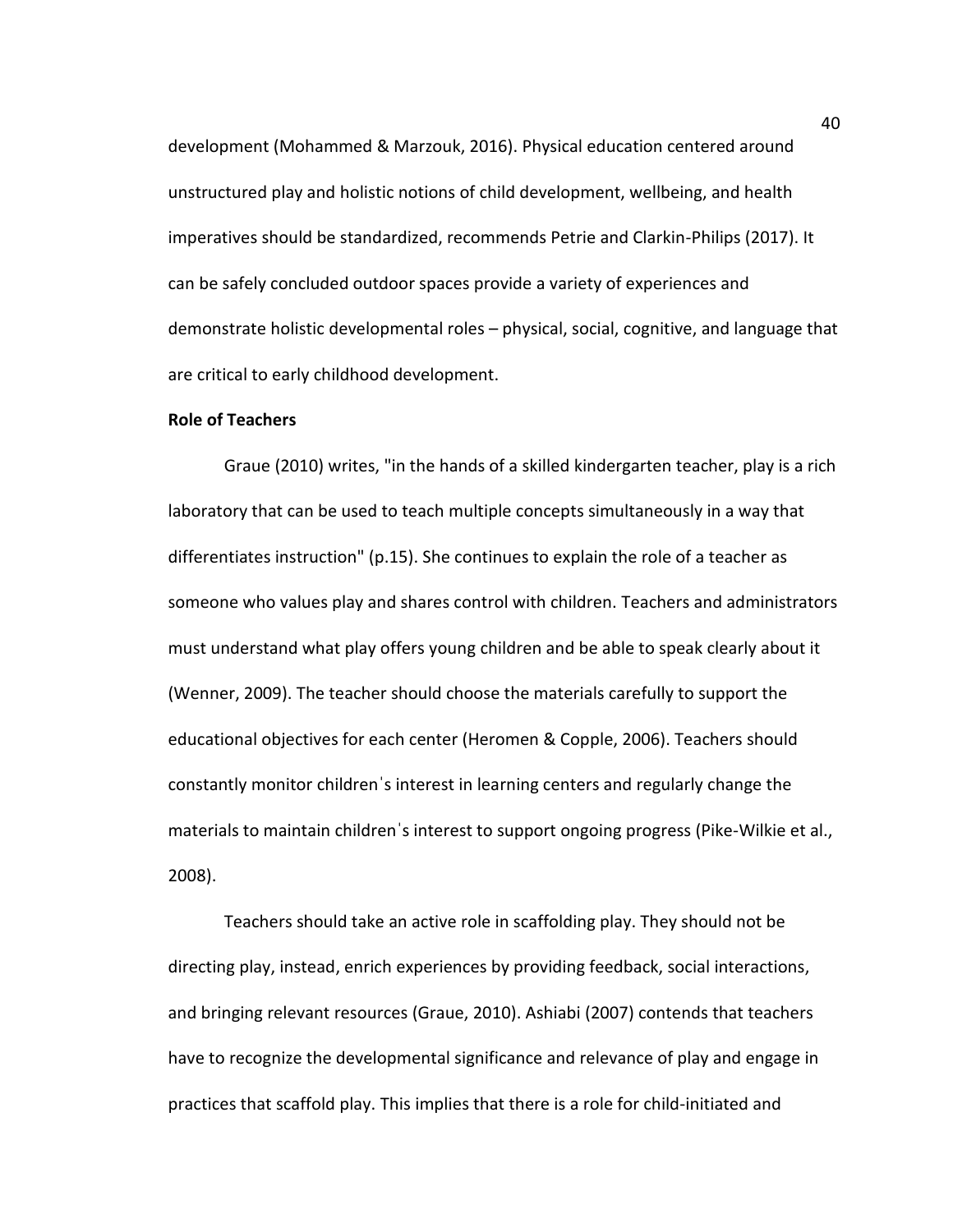development (Mohammed & Marzouk, 2016). Physical education centered around unstructured play and holistic notions of child development, wellbeing, and health imperatives should be standardized, recommends Petrie and Clarkin-Philips (2017). It can be safely concluded outdoor spaces provide a variety of experiences and demonstrate holistic developmental roles – physical, social, cognitive, and language that are critical to early childhood development.

**Role of Teachers**

Graue (2010) writes, "in the hands of a skilled kindergarten teacher, play is a rich laboratory that can be used to teach multiple concepts simultaneously in a way that differentiates instruction" (p.15). She continues to explain the role of a teacher as someone who values play and shares control with children. Teachers and administrators must understand what play offers young children and be able to speak clearly about it (Wenner, 2009). The teacher should choose the materials carefully to support the educational objectives for each center (Heromen & Copple, 2006). Teachers should constantly monitor childrenˈs interest in learning centers and regularly change the materials to maintain childrenˈs interest to support ongoing progress (Pike-Wilkie et al., 2008).

Teachers should take an active role in scaffolding play. They should not be directing play, instead, enrich experiences by providing feedback, social interactions, and bringing relevant resources (Graue, 2010). Ashiabi (2007) contends that teachers have to recognize the developmental significance and relevance of play and engage in practices that scaffold play. This implies that there is a role for child-initiated and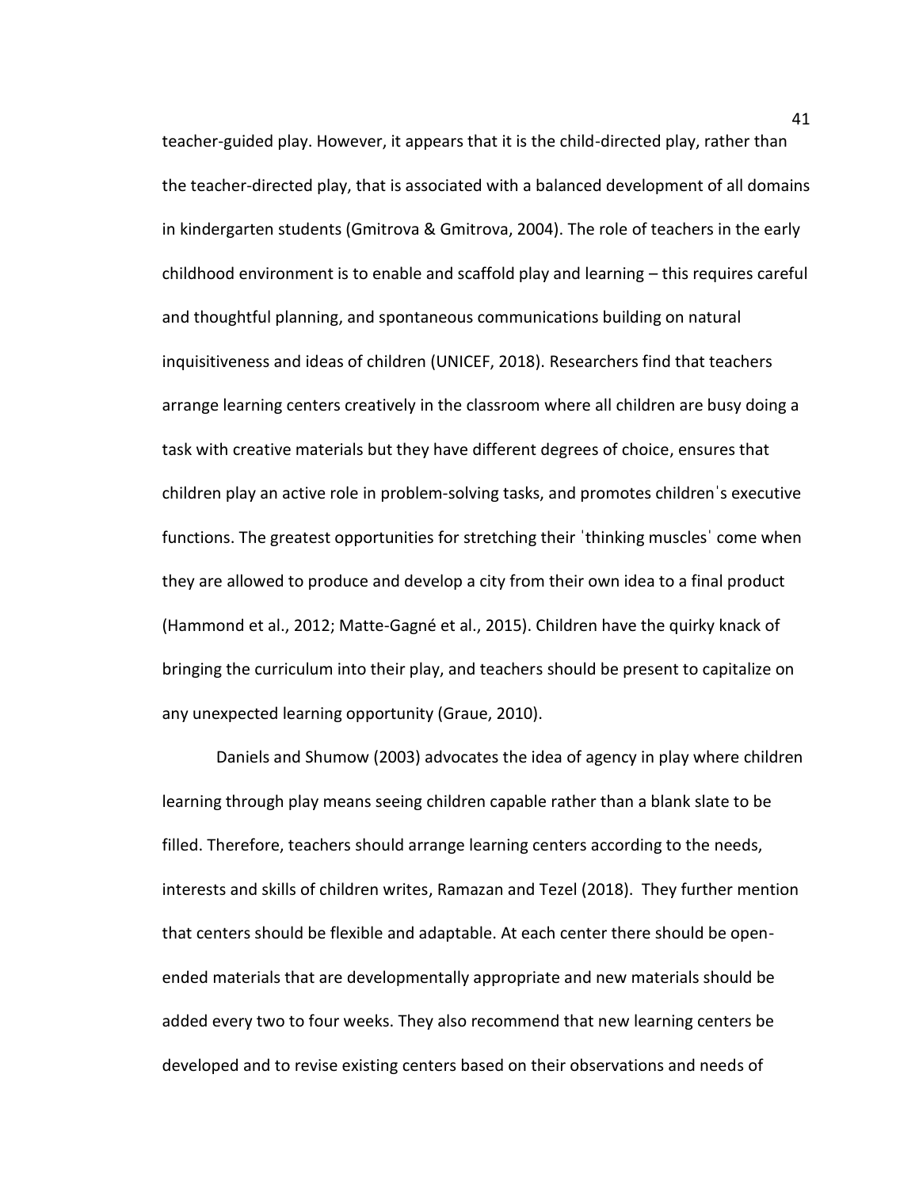teacher-guided play. However, it appears that it is the child-directed play, rather than the teacher-directed play, that is associated with a balanced development of all domains in kindergarten students (Gmitrova & Gmitrova, 2004). The role of teachers in the early childhood environment is to enable and scaffold play and learning – this requires careful and thoughtful planning, and spontaneous communications building on natural inquisitiveness and ideas of children (UNICEF, 2018). Researchers find that teachers arrange learning centers creatively in the classroom where all children are busy doing a task with creative materials but they have different degrees of choice, ensures that children play an active role in problem-solving tasks, and promotes childrenˈs executive functions. The greatest opportunities for stretching their ˈthinking musclesˈ come when they are allowed to produce and develop a city from their own idea to a final product (Hammond et al., 2012; Matte-Gagné et al., 2015). Children have the quirky knack of bringing the curriculum into their play, and teachers should be present to capitalize on any unexpected learning opportunity (Graue, 2010).

Daniels and Shumow (2003) advocates the idea of agency in play where children learning through play means seeing children capable rather than a blank slate to be filled. Therefore, teachers should arrange learning centers according to the needs, interests and skills of children writes, Ramazan and Tezel (2018). They further mention that centers should be flexible and adaptable. At each center there should be open-ended materials that are developmentally appropriate and new materials should be added every two to four weeks. They also recommend that new learning centers be developed and to revise existing centers based on their observations and needs of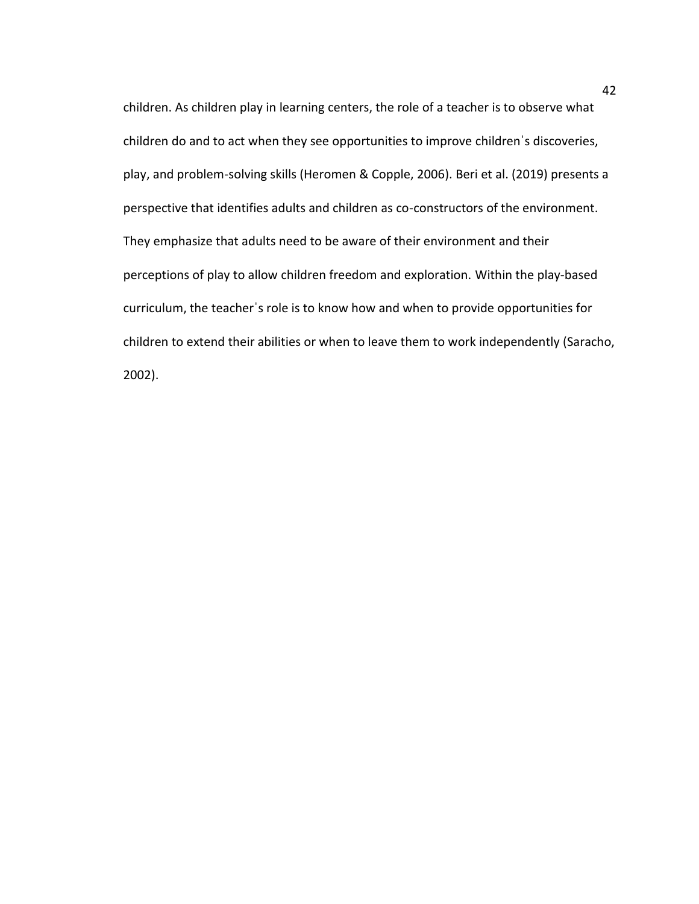children. As children play in learning centers, the role of a teacher is to observe what children do and to act when they see opportunities to improve childrenˈs discoveries, play, and problem-solving skills (Heromen & Copple, 2006). Beri et al. (2019) presents a perspective that identifies adults and children as co-constructors of the environment. They emphasize that adults need to be aware of their environment and their perceptions of play to allow children freedom and exploration. Within the play-based curriculum, the teacherˈs role is to know how and when to provide opportunities for children to extend their abilities or when to leave them to work independently (Saracho, 2002).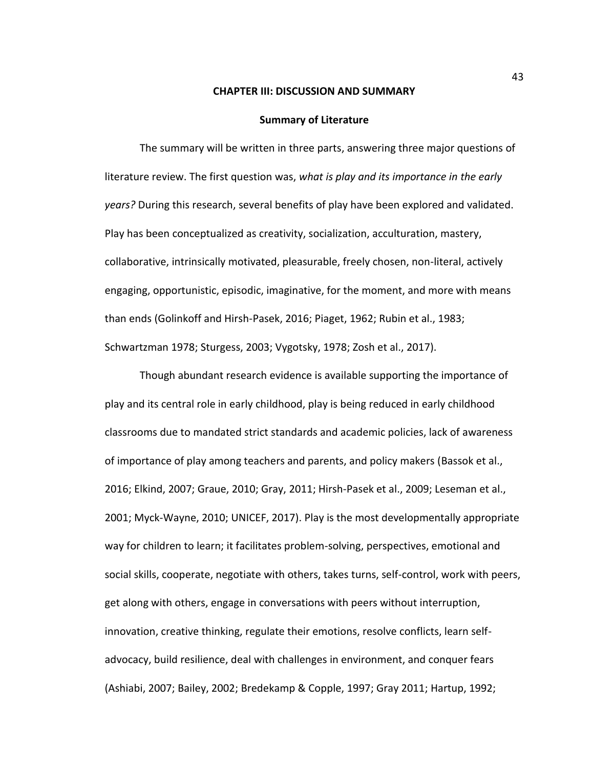## CHAPTER III: DISCUSSION AND SUMMARY

### Summary of Literature

The summary will be written in three parts, answering three major questions of literature review. The first question was, *what is play and its importance in the early years?* During this research, several benefits of play have been explored and validated. Play has been conceptualized as creativity, socialization, acculturation, mastery, collaborative, intrinsically motivated, pleasurable, freely chosen, non-literal, actively engaging, opportunistic, episodic, imaginative, for the moment, and more with means than ends (Golinkoff and Hirsh-Pasek, 2016; Piaget, 1962; Rubin et al., 1983; Schwartzman 1978; Sturgess, 2003; Vygotsky, 1978; Zosh et al., 2017).

Though abundant research evidence is available supporting the importance of play and its central role in early childhood, play is being reduced in early childhood classrooms due to mandated strict standards and academic policies, lack of awareness of importance of play among teachers and parents, and policy makers (Bassok et al., 2016; Elkind, 2007; Graue, 2010; Gray, 2011; Hirsh-Pasek et al., 2009; Leseman et al., 2001; Myck-Wayne, 2010; UNICEF, 2017). Play is the most developmentally appropriate way for children to learn; it facilitates problem-solving, perspectives, emotional and social skills, cooperate, negotiate with others, takes turns, self-control, work with peers, get along with others, engage in conversations with peers without interruption, innovation, creative thinking, regulate their emotions, resolve conflicts, learn self-advocacy, build resilience, deal with challenges in environment, and conquer fears (Ashiabi, 2007; Bailey, 2002; Bredekamp & Copple, 1997; Gray 2011; Hartup, 1992;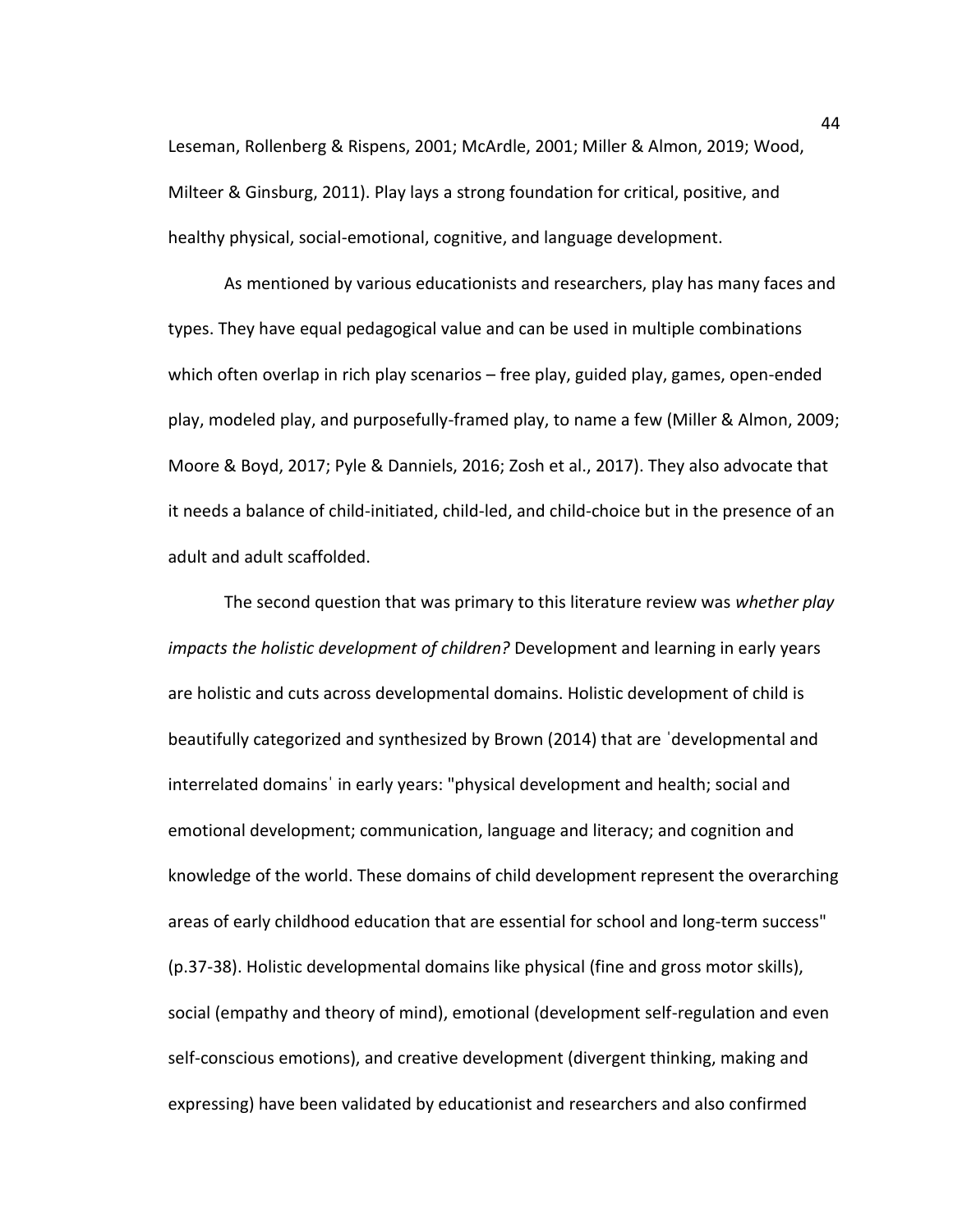Leseman, Rollenberg & Rispens, 2001; McArdle, 2001; Miller & Almon, 2019; Wood, Milteer & Ginsburg, 2011). Play lays a strong foundation for critical, positive, and healthy physical, social-emotional, cognitive, and language development.

As mentioned by various educationists and researchers, play has many faces and types. They have equal pedagogical value and can be used in multiple combinations which often overlap in rich play scenarios – free play, guided play, games, open-ended play, modeled play, and purposefully-framed play, to name a few (Miller & Almon, 2009; Moore & Boyd, 2017; Pyle & Danniels, 2016; Zosh et al., 2017). They also advocate that it needs a balance of child-initiated, child-led, and child-choice but in the presence of an adult and adult scaffolded.

The second question that was primary to this literature review was *whether play impacts the holistic development of children?* Development and learning in early years are holistic and cuts across developmental domains. Holistic development of child is beautifully categorized and synthesized by Brown (2014) that are ˈdevelopmental and interrelated domainsˈ in early years: "physical development and health; social and emotional development; communication, language and literacy; and cognition and knowledge of the world. These domains of child development represent the overarching areas of early childhood education that are essential for school and long-term success" (p.37-38). Holistic developmental domains like physical (fine and gross motor skills), social (empathy and theory of mind), emotional (development self-regulation and even self-conscious emotions), and creative development (divergent thinking, making and expressing) have been validated by educationist and researchers and also confirmed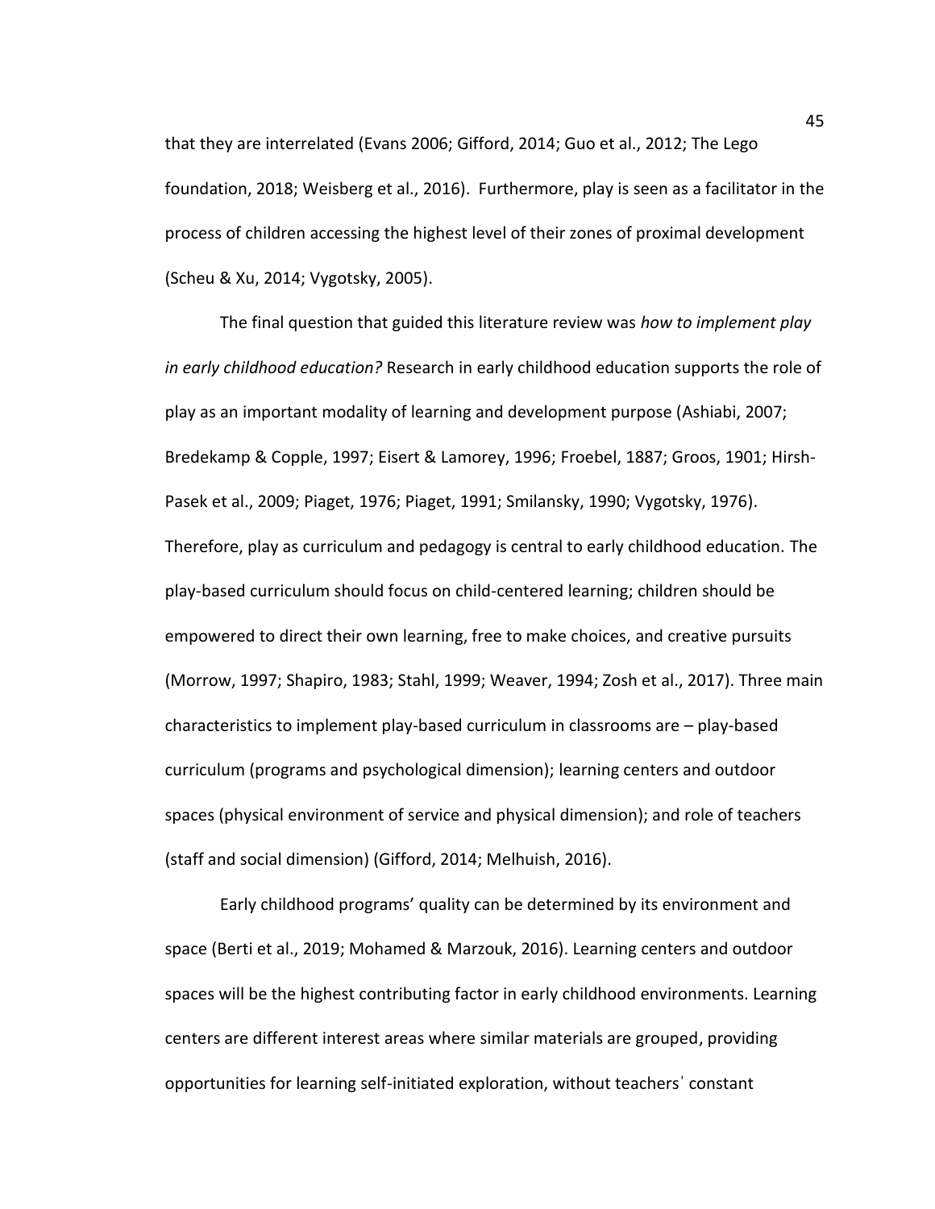that they are interrelated (Evans 2006; Gifford, 2014; Guo et al., 2012; The Lego foundation, 2018; Weisberg et al., 2016). Furthermore, play is seen as a facilitator in the process of children accessing the highest level of their zones of proximal development (Scheu & Xu, 2014; Vygotsky, 2005).

The final question that guided this literature review was *how to implement play in early childhood education?* Research in early childhood education supports the role of play as an important modality of learning and development purpose (Ashiabi, 2007; Bredekamp & Copple, 1997; Eisert & Lamorey, 1996; Froebel, 1887; Groos, 1901; Hirsh-Pasek et al., 2009; Piaget, 1976; Piaget, 1991; Smilansky, 1990; Vygotsky, 1976). Therefore, play as curriculum and pedagogy is central to early childhood education. The play-based curriculum should focus on child-centered learning; children should be empowered to direct their own learning, free to make choices, and creative pursuits (Morrow, 1997; Shapiro, 1983; Stahl, 1999; Weaver, 1994; Zosh et al., 2017). Three main characteristics to implement play-based curriculum in classrooms are – play-based curriculum (programs and psychological dimension); learning centers and outdoor spaces (physical environment of service and physical dimension); and role of teachers (staff and social dimension) (Gifford, 2014; Melhuish, 2016).

Early childhood programs' quality can be determined by its environment and space (Berti et al., 2019; Mohamed & Marzouk, 2016). Learning centers and outdoor spaces will be the highest contributing factor in early childhood environments. Learning centers are different interest areas where similar materials are grouped, providing opportunities for learning self-initiated exploration, without teachers' constant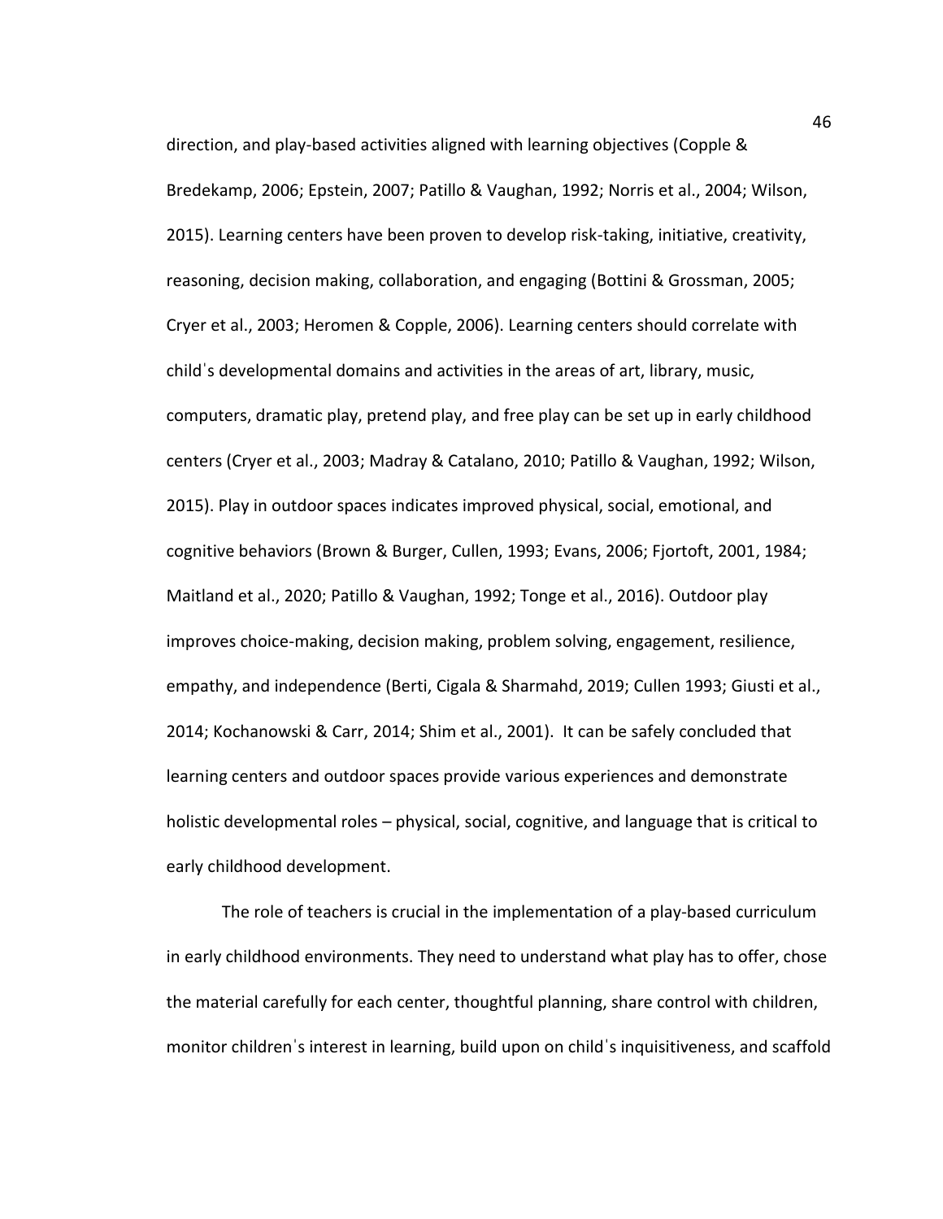direction, and play-based activities aligned with learning objectives (Copple & Bredekamp, 2006; Epstein, 2007; Patillo & Vaughan, 1992; Norris et al., 2004; Wilson, 2015). Learning centers have been proven to develop risk-taking, initiative, creativity, reasoning, decision making, collaboration, and engaging (Bottini & Grossman, 2005; Cryer et al., 2003; Heromen & Copple, 2006). Learning centers should correlate with childˈs developmental domains and activities in the areas of art, library, music, computers, dramatic play, pretend play, and free play can be set up in early childhood centers (Cryer et al., 2003; Madray & Catalano, 2010; Patillo & Vaughan, 1992; Wilson, 2015). Play in outdoor spaces indicates improved physical, social, emotional, and cognitive behaviors (Brown & Burger, Cullen, 1993; Evans, 2006; Fjortoft, 2001, 1984; Maitland et al., 2020; Patillo & Vaughan, 1992; Tonge et al., 2016). Outdoor play improves choice-making, decision making, problem solving, engagement, resilience, empathy, and independence (Berti, Cigala & Sharmahd, 2019; Cullen 1993; Giusti et al., 2014; Kochanowski & Carr, 2014; Shim et al., 2001). It can be safely concluded that learning centers and outdoor spaces provide various experiences and demonstrate holistic developmental roles – physical, social, cognitive, and language that is critical to early childhood development.

The role of teachers is crucial in the implementation of a play-based curriculum in early childhood environments. They need to understand what play has to offer, chose the material carefully for each center, thoughtful planning, share control with children, monitor childrenˈs interest in learning, build upon on childˈs inquisitiveness, and scaffold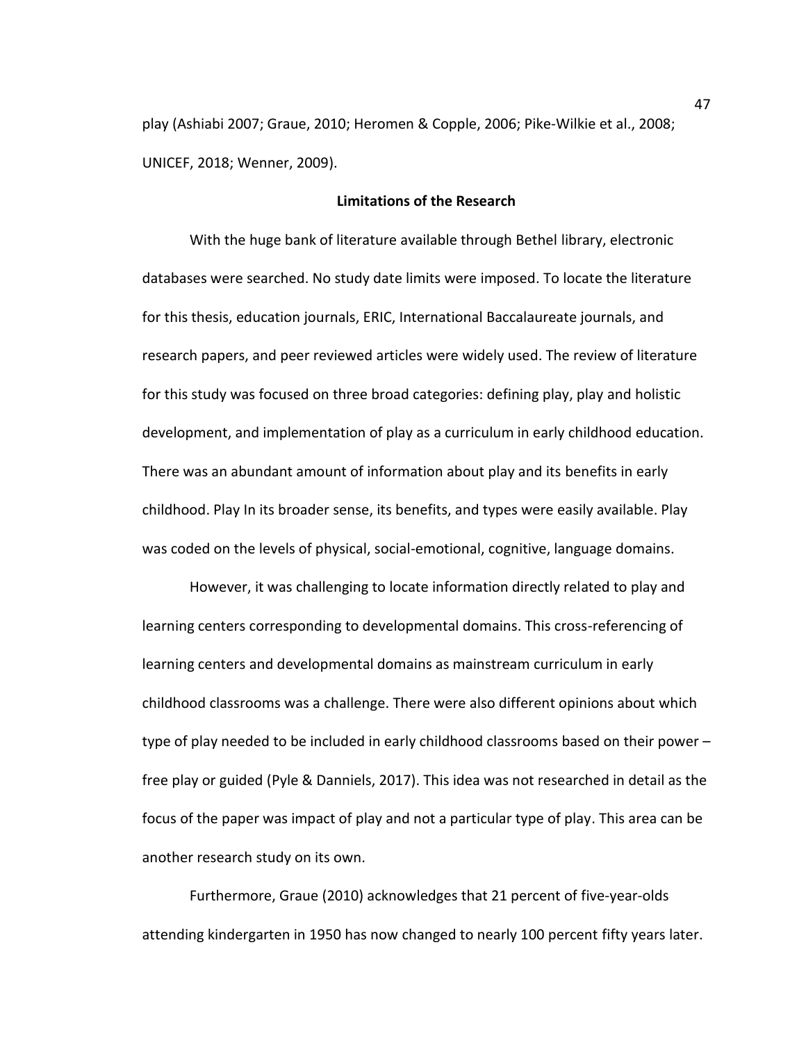play (Ashiabi 2007; Graue, 2010; Heromen & Copple, 2006; Pike-Wilkie et al., 2008; UNICEF, 2018; Wenner, 2009).

## Limitations of the Research

With the huge bank of literature available through Bethel library, electronic databases were searched. No study date limits were imposed. To locate the literature for this thesis, education journals, ERIC, International Baccalaureate journals, and research papers, and peer reviewed articles were widely used. The review of literature for this study was focused on three broad categories: defining play, play and holistic development, and implementation of play as a curriculum in early childhood education. There was an abundant amount of information about play and its benefits in early childhood. Play In its broader sense, its benefits, and types were easily available. Play was coded on the levels of physical, social-emotional, cognitive, language domains.

However, it was challenging to locate information directly related to play and learning centers corresponding to developmental domains. This cross-referencing of learning centers and developmental domains as mainstream curriculum in early childhood classrooms was a challenge. There were also different opinions about which type of play needed to be included in early childhood classrooms based on their power – free play or guided (Pyle & Danniels, 2017). This idea was not researched in detail as the focus of the paper was impact of play and not a particular type of play. This area can be another research study on its own.

Furthermore, Graue (2010) acknowledges that 21 percent of five-year-olds attending kindergarten in 1950 has now changed to nearly 100 percent fifty years later.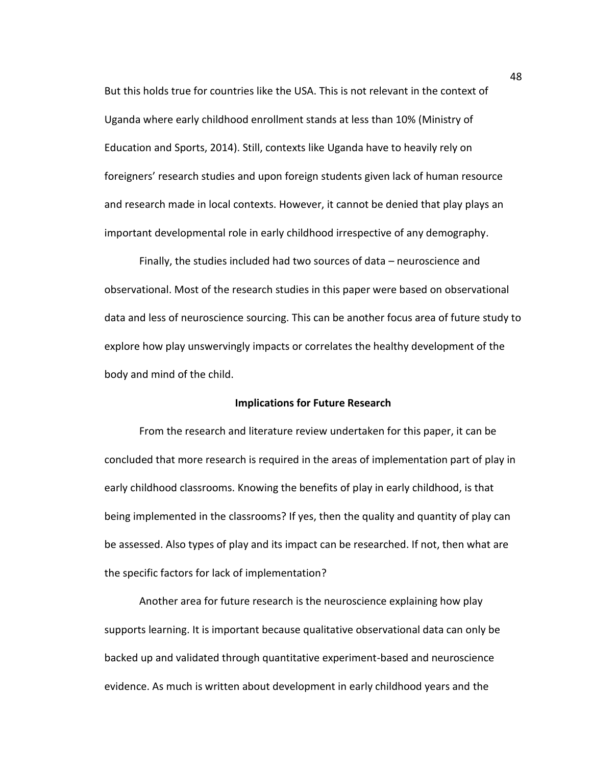But this holds true for countries like the USA. This is not relevant in the context of Uganda where early childhood enrollment stands at less than 10% (Ministry of Education and Sports, 2014). Still, contexts like Uganda have to heavily rely on foreigners' research studies and upon foreign students given lack of human resource and research made in local contexts. However, it cannot be denied that play plays an important developmental role in early childhood irrespective of any demography.

Finally, the studies included had two sources of data – neuroscience and observational. Most of the research studies in this paper were based on observational data and less of neuroscience sourcing. This can be another focus area of future study to explore how play unswervingly impacts or correlates the healthy development of the body and mind of the child.

## Implications for Future Research

From the research and literature review undertaken for this paper, it can be concluded that more research is required in the areas of implementation part of play in early childhood classrooms. Knowing the benefits of play in early childhood, is that being implemented in the classrooms? If yes, then the quality and quantity of play can be assessed. Also types of play and its impact can be researched. If not, then what are the specific factors for lack of implementation?

Another area for future research is the neuroscience explaining how play supports learning. It is important because qualitative observational data can only be backed up and validated through quantitative experiment-based and neuroscience evidence. As much is written about development in early childhood years and the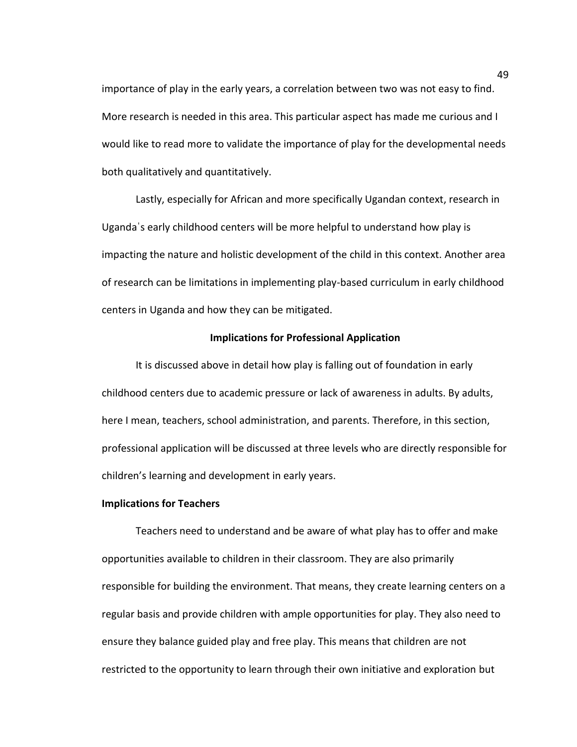importance of play in the early years, a correlation between two was not easy to find. More research is needed in this area. This particular aspect has made me curious and I would like to read more to validate the importance of play for the developmental needs both qualitatively and quantitatively.

Lastly, especially for African and more specifically Ugandan context, research in Uganda's early childhood centers will be more helpful to understand how play is impacting the nature and holistic development of the child in this context. Another area of research can be limitations in implementing play-based curriculum in early childhood centers in Uganda and how they can be mitigated.

## Implications for Professional Application

It is discussed above in detail how play is falling out of foundation in early childhood centers due to academic pressure or lack of awareness in adults. By adults, here I mean, teachers, school administration, and parents. Therefore, in this section, professional application will be discussed at three levels who are directly responsible for children's learning and development in early years.

### Implications for Teachers

Teachers need to understand and be aware of what play has to offer and make opportunities available to children in their classroom. They are also primarily responsible for building the environment. That means, they create learning centers on a regular basis and provide children with ample opportunities for play. They also need to ensure they balance guided play and free play. This means that children are not restricted to the opportunity to learn through their own initiative and exploration but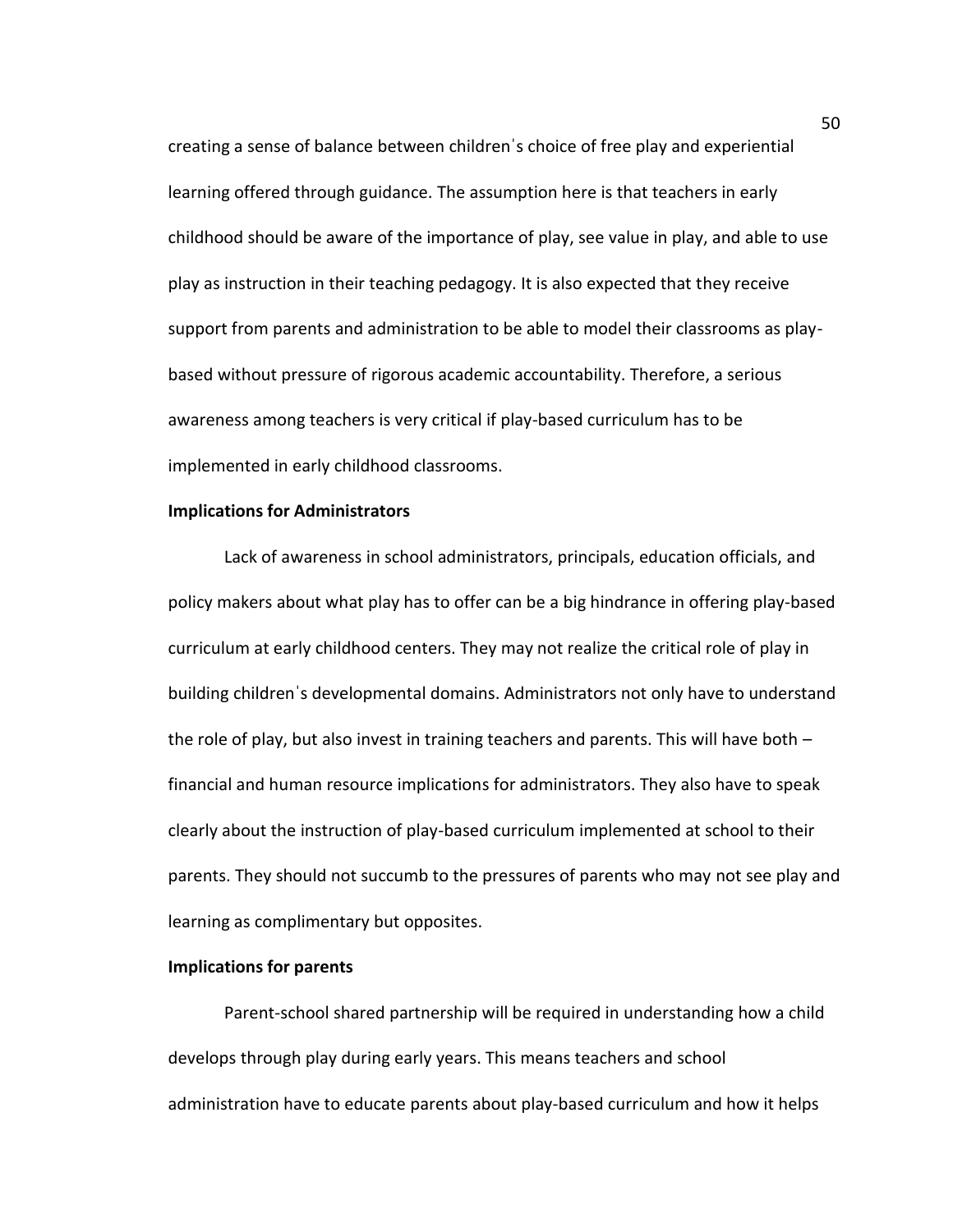creating a sense of balance between children's choice of free play and experiential learning offered through guidance. The assumption here is that teachers in early childhood should be aware of the importance of play, see value in play, and able to use play as instruction in their teaching pedagogy. It is also expected that they receive support from parents and administration to be able to model their classrooms as play-based without pressure of rigorous academic accountability. Therefore, a serious awareness among teachers is very critical if play-based curriculum has to be implemented in early childhood classrooms.

**Implications for Administrators**

Lack of awareness in school administrators, principals, education officials, and policy makers about what play has to offer can be a big hindrance in offering play-based curriculum at early childhood centers. They may not realize the critical role of play in building children's developmental domains. Administrators not only have to understand the role of play, but also invest in training teachers and parents. This will have both – financial and human resource implications for administrators. They also have to speak clearly about the instruction of play-based curriculum implemented at school to their parents. They should not succumb to the pressures of parents who may not see play and learning as complimentary but opposites.

**Implications for parents**

Parent-school shared partnership will be required in understanding how a child develops through play during early years. This means teachers and school administration have to educate parents about play-based curriculum and how it helps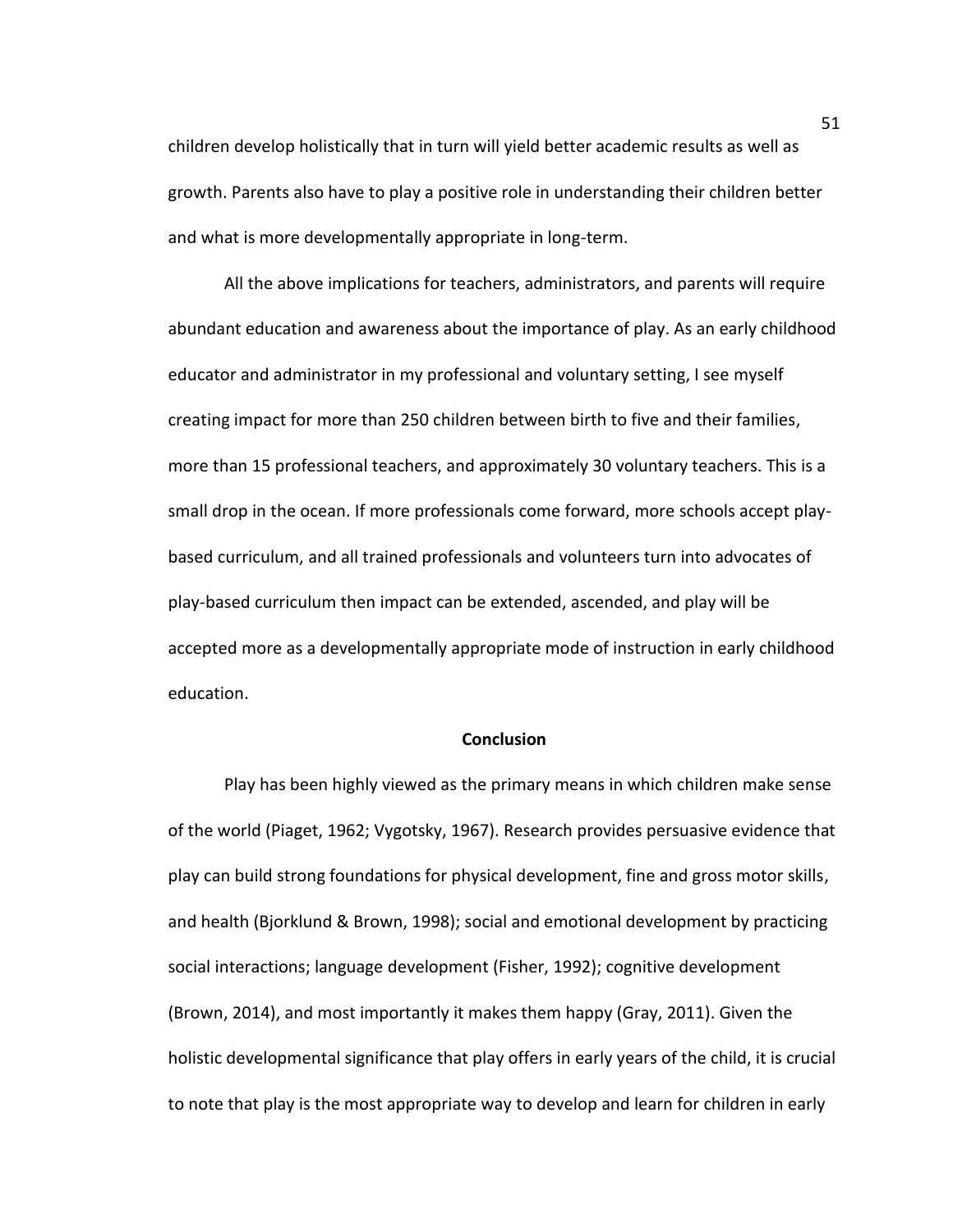children develop holistically that in turn will yield better academic results as well as growth. Parents also have to play a positive role in understanding their children better and what is more developmentally appropriate in long-term.

All the above implications for teachers, administrators, and parents will require abundant education and awareness about the importance of play. As an early childhood educator and administrator in my professional and voluntary setting, I see myself creating impact for more than 250 children between birth to five and their families, more than 15 professional teachers, and approximately 30 voluntary teachers. This is a small drop in the ocean. If more professionals come forward, more schools accept play-based curriculum, and all trained professionals and volunteers turn into advocates of play-based curriculum then impact can be extended, ascended, and play will be accepted more as a developmentally appropriate mode of instruction in early childhood education.

## Conclusion

Play has been highly viewed as the primary means in which children make sense of the world (Piaget, 1962; Vygotsky, 1967). Research provides persuasive evidence that play can build strong foundations for physical development, fine and gross motor skills, and health (Bjorklund & Brown, 1998); social and emotional development by practicing social interactions; language development (Fisher, 1992); cognitive development (Brown, 2014), and most importantly it makes them happy (Gray, 2011). Given the holistic developmental significance that play offers in early years of the child, it is crucial to note that play is the most appropriate way to develop and learn for children in early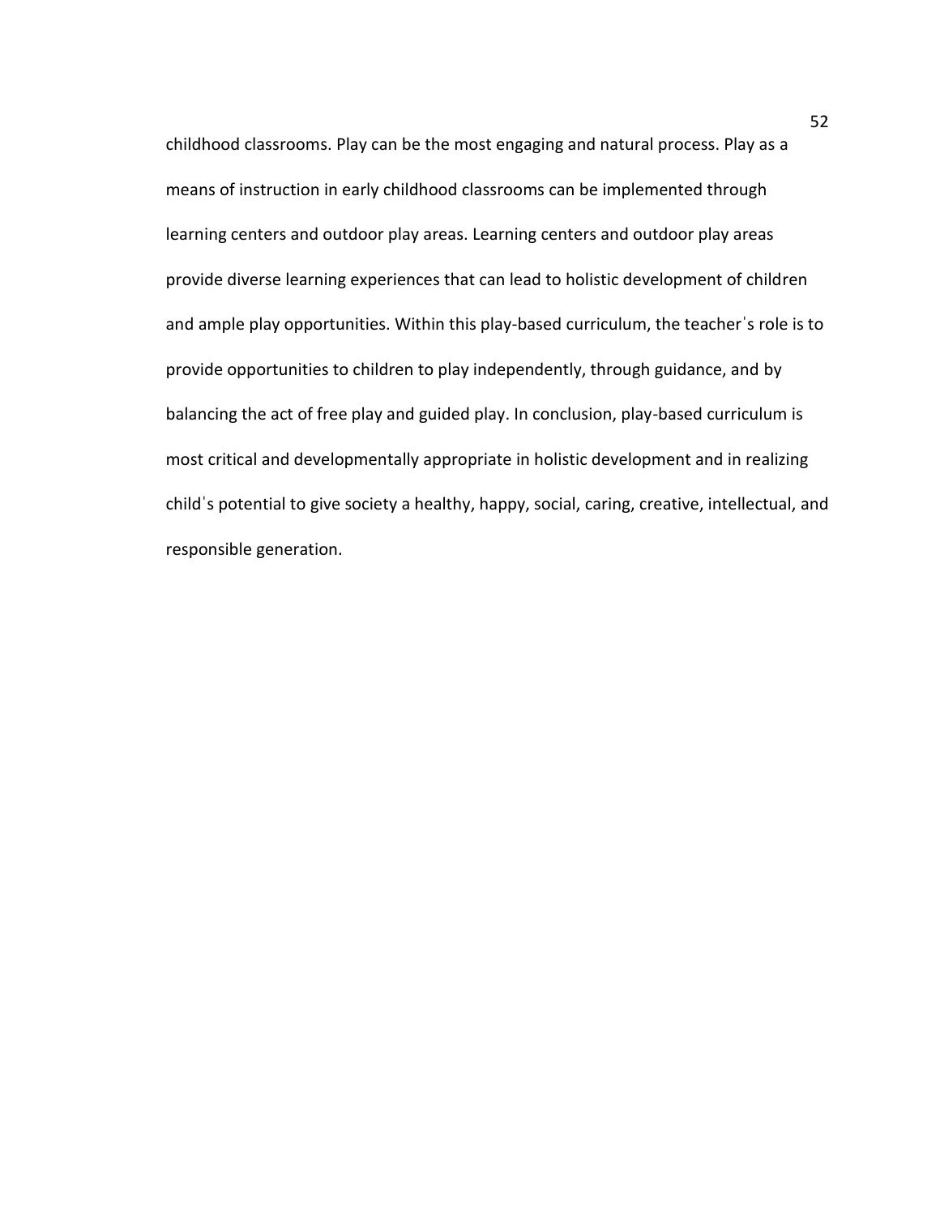childhood classrooms. Play can be the most engaging and natural process. Play as a means of instruction in early childhood classrooms can be implemented through learning centers and outdoor play areas. Learning centers and outdoor play areas provide diverse learning experiences that can lead to holistic development of children and ample play opportunities. Within this play-based curriculum, the teacherˈs role is to provide opportunities to children to play independently, through guidance, and by balancing the act of free play and guided play. In conclusion, play-based curriculum is most critical and developmentally appropriate in holistic development and in realizing childˈs potential to give society a healthy, happy, social, caring, creative, intellectual, and responsible generation.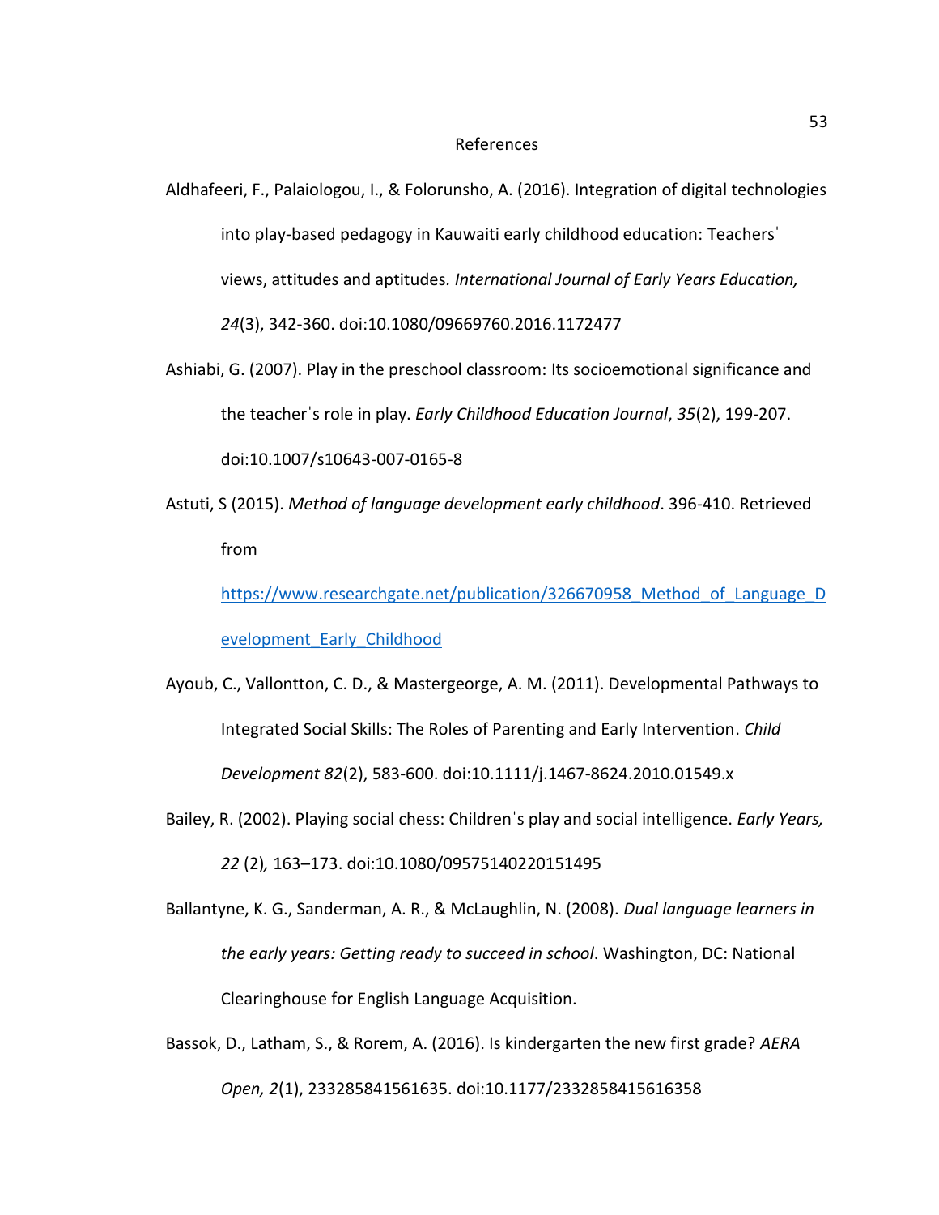# References

Aldhafeeri, F., Palaiologou, I., & Folorunsho, A. (2016). Integration of digital technologies into play-based pedagogy in Kauwaiti early childhood education: Teachersˈ views, attitudes and aptitudes. *International Journal of Early Years Education, 24*(3), 342-360. doi:10.1080/09669760.2016.1172477

Ashiabi, G. (2007). Play in the preschool classroom: Its socioemotional significance and the teacherˈs role in play. *Early Childhood Education Journal*, *35*(2), 199-207. doi:10.1007/s10643-007-0165-8

Astuti, S (2015). *Method of language development early childhood*. 396-410. Retrieved from https://www.researchgate.net/publication/326670958_Method_of_Language_Development_Early_Childhood

Ayoub, C., Vallontton, C. D., & Mastergeorge, A. M. (2011). Developmental Pathways to Integrated Social Skills: The Roles of Parenting and Early Intervention. *Child Development 82*(2), 583-600. doi:10.1111/j.1467-8624.2010.01549.x

Bailey, R. (2002). Playing social chess: Childrenˈs play and social intelligence. *Early Years, 22* (2), 163–173. doi:10.1080/09575140220151495

Ballantyne, K. G., Sanderman, A. R., & McLaughlin, N. (2008). *Dual language learners in the early years: Getting ready to succeed in school*. Washington, DC: National Clearinghouse for English Language Acquisition.

Bassok, D., Latham, S., & Rorem, A. (2016). Is kindergarten the new first grade? *AERA Open, 2*(1), 233285841561635. doi:10.1177/2332858415616358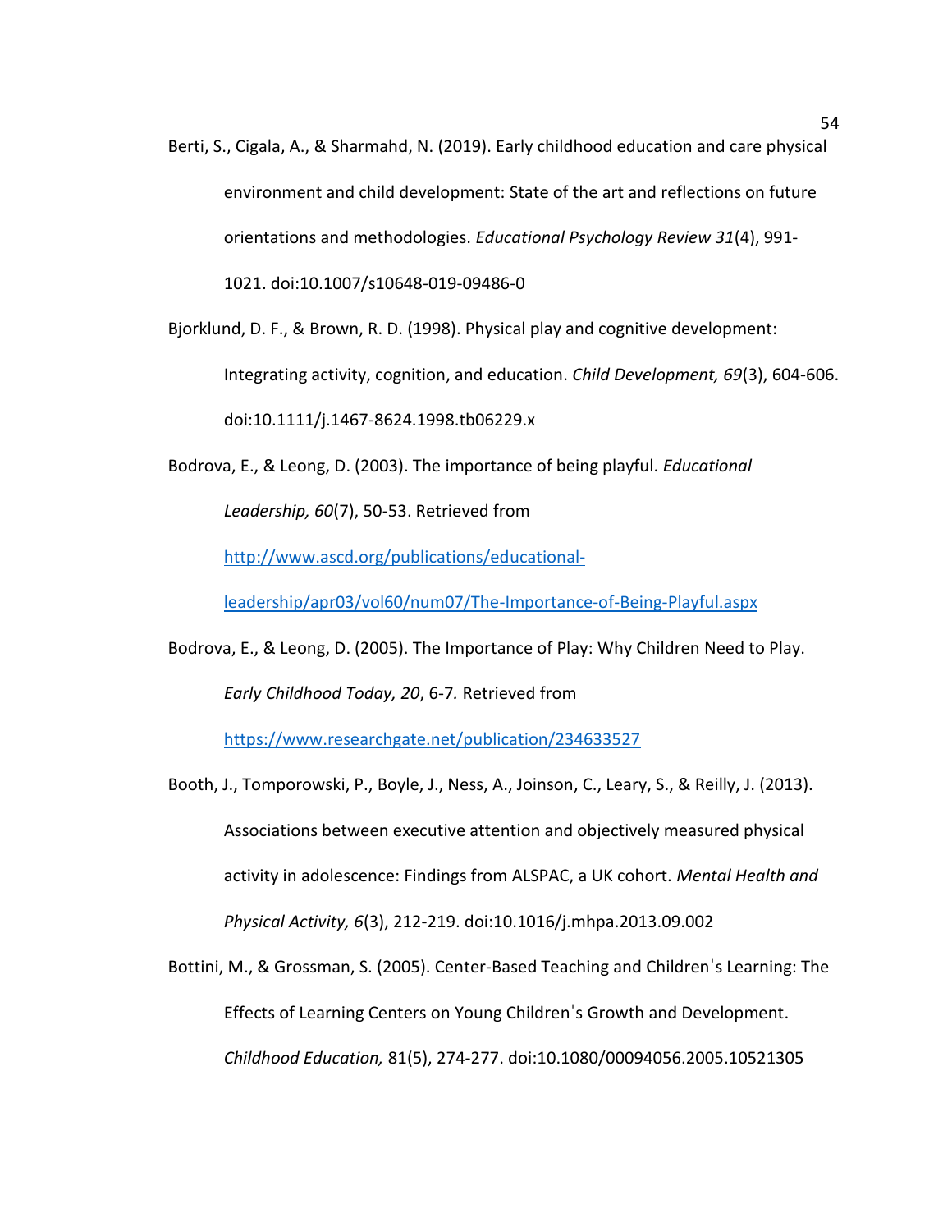Berti, S., Cigala, A., & Sharmahd, N. (2019). Early childhood education and care physical environment and child development: State of the art and reflections on future orientations and methodologies. *Educational Psychology Review 31*(4), 991-1021. doi:10.1007/s10648-019-09486-0

Bjorklund, D. F., & Brown, R. D. (1998). Physical play and cognitive development: Integrating activity, cognition, and education. *Child Development, 69*(3), 604-606. doi:10.1111/j.1467-8624.1998.tb06229.x

Bodrova, E., & Leong, D. (2003). The importance of being playful. *Educational Leadership, 60*(7), 50-53. Retrieved from http://www.ascd.org/publications/educational-leadership/apr03/vol60/num07/The-Importance-of-Being-Playful.aspx

Bodrova, E., & Leong, D. (2005). The Importance of Play: Why Children Need to Play. *Early Childhood Today, 20*, 6-7. Retrieved from https://www.researchgate.net/publication/234633527

Booth, J., Tomporowski, P., Boyle, J., Ness, A., Joinson, C., Leary, S., & Reilly, J. (2013). Associations between executive attention and objectively measured physical activity in adolescence: Findings from ALSPAC, a UK cohort. *Mental Health and Physical Activity, 6*(3), 212-219. doi:10.1016/j.mhpa.2013.09.002

Bottini, M., & Grossman, S. (2005). Center-Based Teaching and Childrenˈs Learning: The Effects of Learning Centers on Young Childrenˈs Growth and Development. *Childhood Education,* 81(5), 274-277. doi:10.1080/00094056.2005.10521305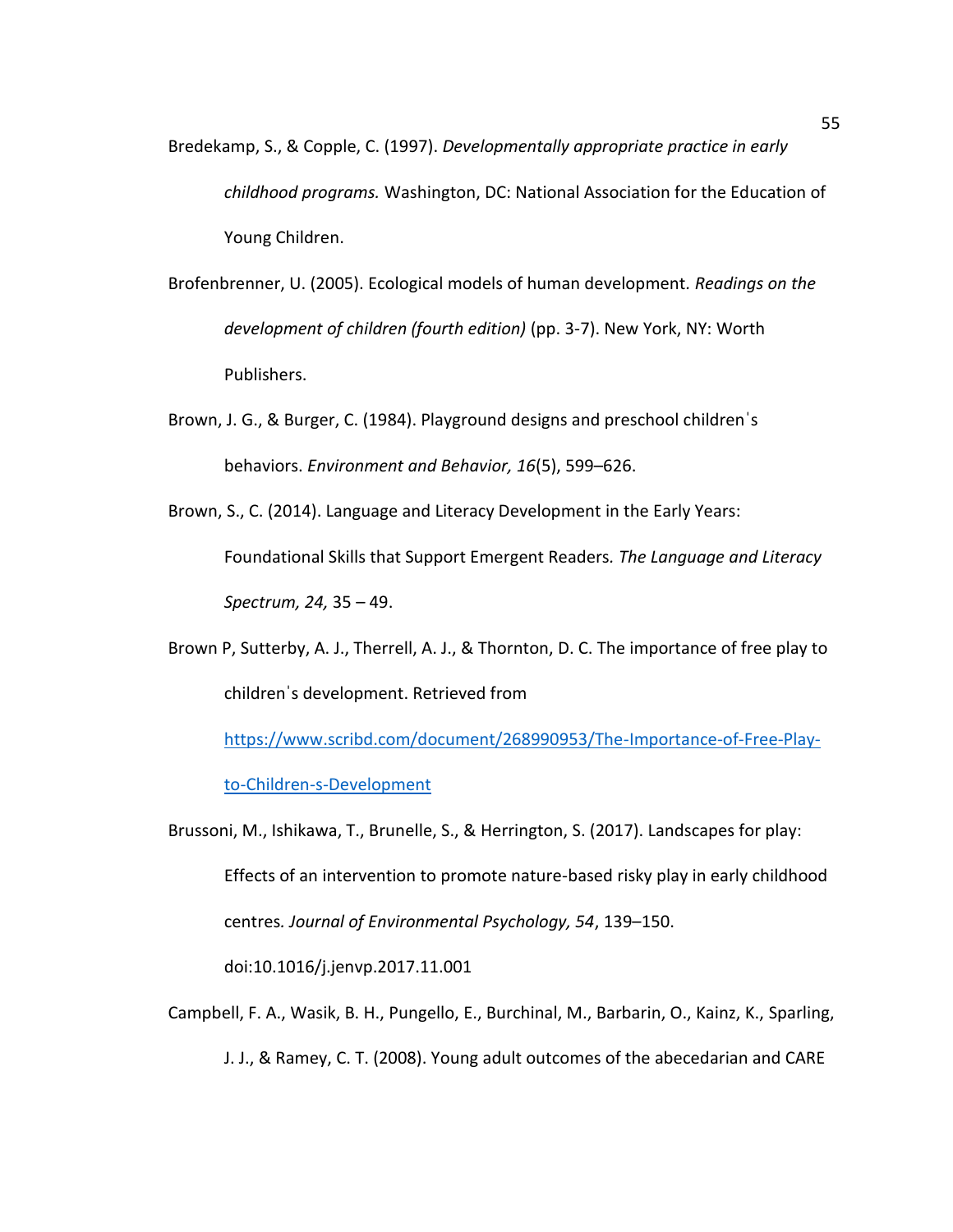Bredekamp, S., & Copple, C. (1997). *Developmentally appropriate practice in early childhood programs.* Washington, DC: National Association for the Education of Young Children.

Brofenbrenner, U. (2005). Ecological models of human development. *Readings on the development of children (fourth edition)* (pp. 3-7). New York, NY: Worth Publishers.

Brown, J. G., & Burger, C. (1984). Playground designs and preschool childrenˈs behaviors. *Environment and Behavior, 16*(5), 599–626.

Brown, S., C. (2014). Language and Literacy Development in the Early Years: Foundational Skills that Support Emergent Readers. *The Language and Literacy Spectrum, 24,* 35 – 49.

Brown P, Sutterby, A. J., Therrell, A. J., & Thornton, D. C. The importance of free play to childrenˈs development. Retrieved from [https://www.scribd.com/document/268990953/The-Importance-of-Free-Play-to-Children-s-Development](https://www.scribd.com/document/268990953/The-Importance-of-Free-Play-to-Children-s-Development)

Brussoni, M., Ishikawa, T., Brunelle, S., & Herrington, S. (2017). Landscapes for play: Effects of an intervention to promote nature-based risky play in early childhood centres. *Journal of Environmental Psychology, 54*, 139–150. doi:10.1016/j.jenvp.2017.11.001

Campbell, F. A., Wasik, B. H., Pungello, E., Burchinal, M., Barbarin, O., Kainz, K., Sparling, J. J., & Ramey, C. T. (2008). Young adult outcomes of the abecedarian and CARE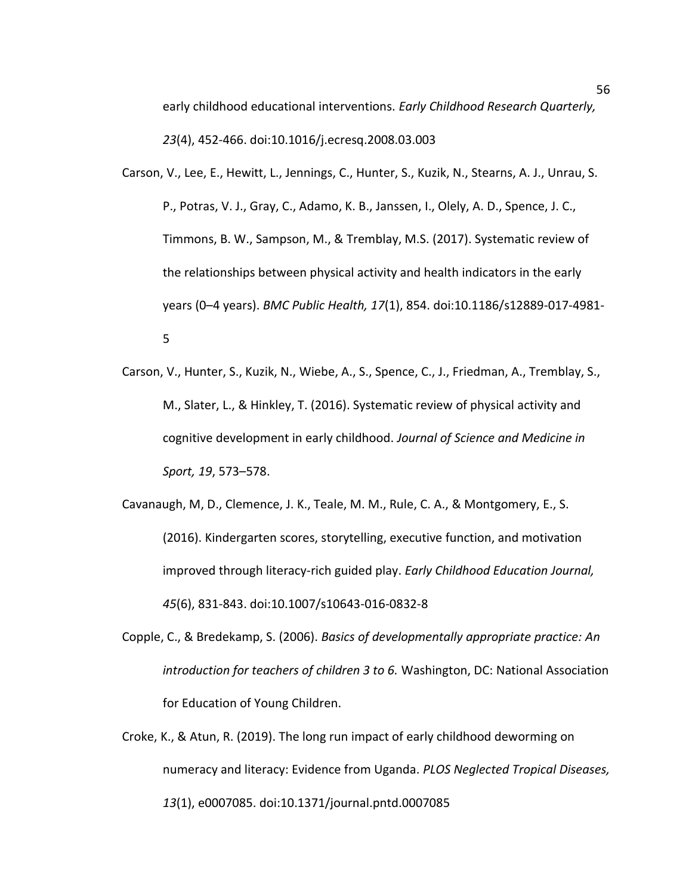early childhood educational interventions. *Early Childhood Research Quarterly, 23*(4), 452-466. doi:10.1016/j.ecresq.2008.03.003

Carson, V., Lee, E., Hewitt, L., Jennings, C., Hunter, S., Kuzik, N., Stearns, A. J., Unrau, S. P., Potras, V. J., Gray, C., Adamo, K. B., Janssen, I., Olely, A. D., Spence, J. C., Timmons, B. W., Sampson, M., & Tremblay, M.S. (2017). Systematic review of the relationships between physical activity and health indicators in the early years (0–4 years). *BMC Public Health, 17*(1), 854. doi:10.1186/s12889-017-4981-5

Carson, V., Hunter, S., Kuzik, N., Wiebe, A., S., Spence, C., J., Friedman, A., Tremblay, S., M., Slater, L., & Hinkley, T. (2016). Systematic review of physical activity and cognitive development in early childhood. *Journal of Science and Medicine in Sport, 19*, 573–578.

Cavanaugh, M, D., Clemence, J. K., Teale, M. M., Rule, C. A., & Montgomery, E., S. (2016). Kindergarten scores, storytelling, executive function, and motivation improved through literacy-rich guided play. *Early Childhood Education Journal, 45*(6), 831-843. doi:10.1007/s10643-016-0832-8

Copple, C., & Bredekamp, S. (2006). *Basics of developmentally appropriate practice: An introduction for teachers of children 3 to 6.* Washington, DC: National Association for Education of Young Children.

Croke, K., & Atun, R. (2019). The long run impact of early childhood deworming on numeracy and literacy: Evidence from Uganda. *PLOS Neglected Tropical Diseases, 13*(1), e0007085. doi:10.1371/journal.pntd.0007085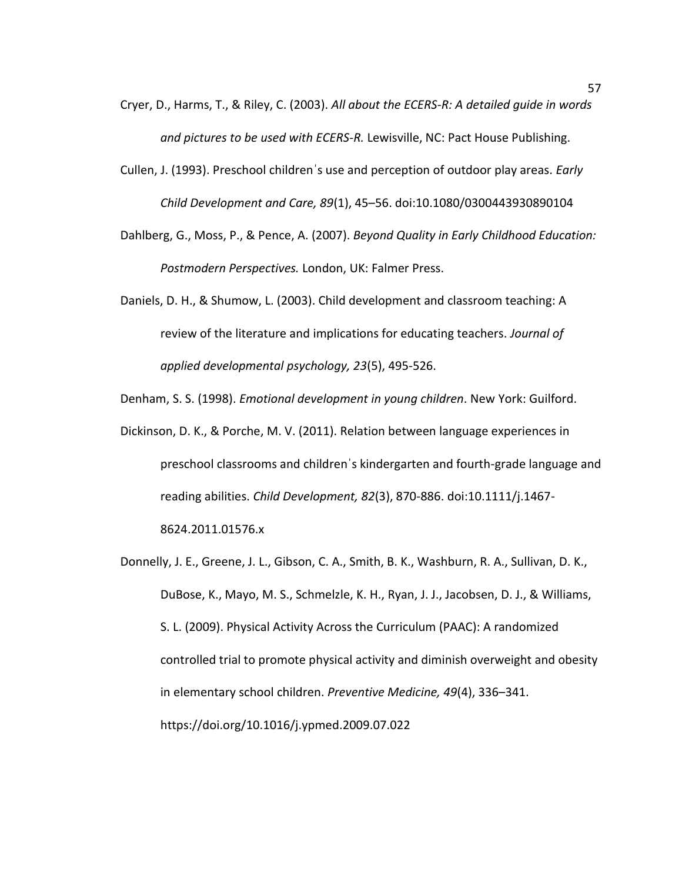Cryer, D., Harms, T., & Riley, C. (2003). *All about the ECERS-R: A detailed guide in words and pictures to be used with ECERS-R.* Lewisville, NC: Pact House Publishing.

Cullen, J. (1993). Preschool childrenˈs use and perception of outdoor play areas. *Early Child Development and Care, 89*(1), 45–56. doi:10.1080/0300443930890104

Dahlberg, G., Moss, P., & Pence, A. (2007). *Beyond Quality in Early Childhood Education: Postmodern Perspectives.* London, UK: Falmer Press.

Daniels, D. H., & Shumow, L. (2003). Child development and classroom teaching: A review of the literature and implications for educating teachers. *Journal of applied developmental psychology, 23*(5), 495-526.

Denham, S. S. (1998). *Emotional development in young children*. New York: Guilford.

Dickinson, D. K., & Porche, M. V. (2011). Relation between language experiences in preschool classrooms and childrenˈs kindergarten and fourth-grade language and reading abilities. *Child Development, 82*(3), 870-886. doi:10.1111/j.1467-8624.2011.01576.x

Donnelly, J. E., Greene, J. L., Gibson, C. A., Smith, B. K., Washburn, R. A., Sullivan, D. K., DuBose, K., Mayo, M. S., Schmelzle, K. H., Ryan, J. J., Jacobsen, D. J., & Williams, S. L. (2009). Physical Activity Across the Curriculum (PAAC): A randomized controlled trial to promote physical activity and diminish overweight and obesity in elementary school children. *Preventive Medicine, 49*(4), 336–341. https://doi.org/10.1016/j.ypmed.2009.07.022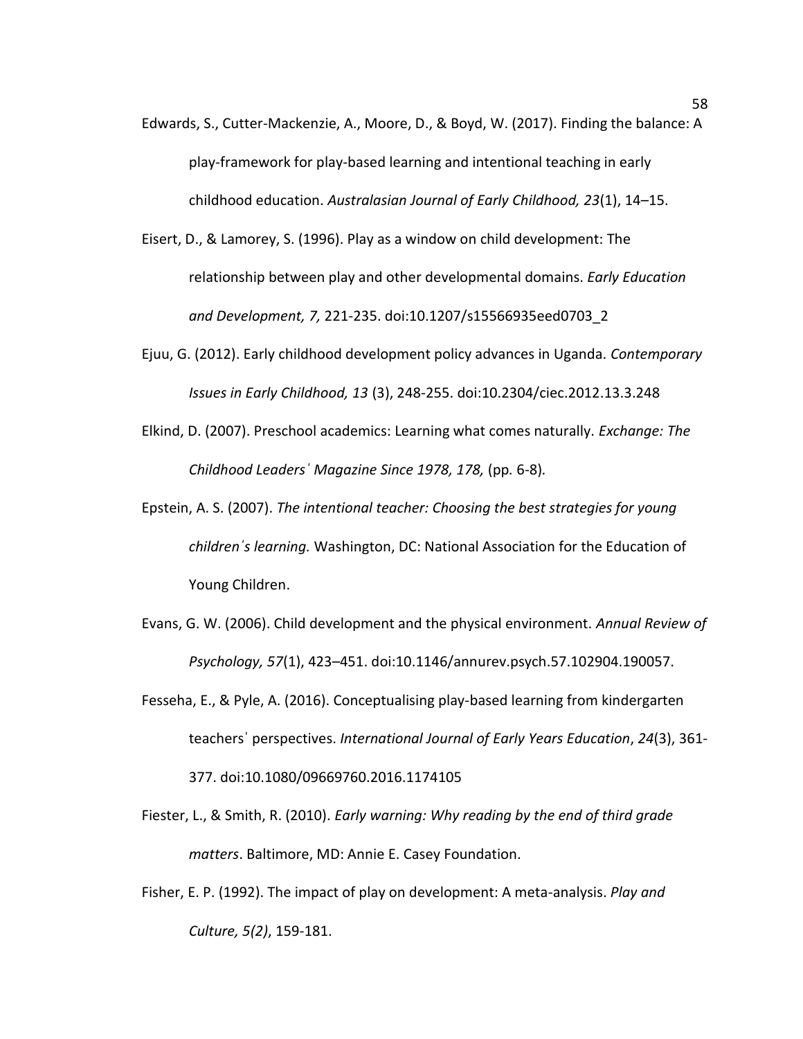Edwards, S., Cutter-Mackenzie, A., Moore, D., & Boyd, W. (2017). Finding the balance: A play-framework for play-based learning and intentional teaching in early childhood education. *Australasian Journal of Early Childhood, 23*(1), 14–15.

Eisert, D., & Lamorey, S. (1996). Play as a window on child development: The relationship between play and other developmental domains. *Early Education and Development, 7,* 221-235. doi:10.1207/s15566935eed0703_2

Ejuu, G. (2012). Early childhood development policy advances in Uganda. *Contemporary Issues in Early Childhood, 13* (3), 248-255. doi:10.2304/ciec.2012.13.3.248

Elkind, D. (2007). Preschool academics: Learning what comes naturally. *Exchange: The Childhood Leaders' Magazine Since 1978, 178,* (pp. 6-8).

Epstein, A. S. (2007). *The intentional teacher: Choosing the best strategies for young children's learning.* Washington, DC: National Association for the Education of Young Children.

Evans, G. W. (2006). Child development and the physical environment. *Annual Review of Psychology, 57*(1), 423–451. doi:10.1146/annurev.psych.57.102904.190057.

Fesseha, E., & Pyle, A. (2016). Conceptualising play-based learning from kindergarten teachers' perspectives. *International Journal of Early Years Education*, *24*(3), 361-377. doi:10.1080/09669760.2016.1174105

Fiester, L., & Smith, R. (2010). *Early warning: Why reading by the end of third grade matters*. Baltimore, MD: Annie E. Casey Foundation.

Fisher, E. P. (1992). The impact of play on development: A meta-analysis. *Play and Culture, 5(2)*, 159-181.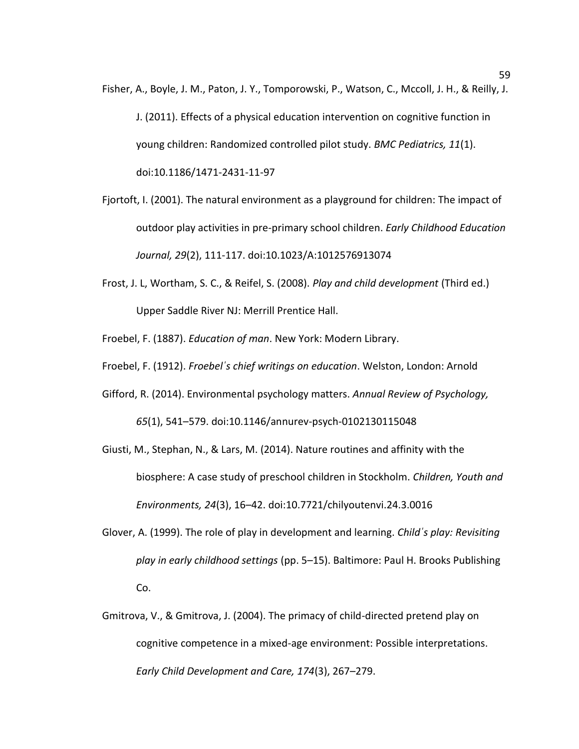Fisher, A., Boyle, J. M., Paton, J. Y., Tomporowski, P., Watson, C., Mccoll, J. H., & Reilly, J. J. (2011). Effects of a physical education intervention on cognitive function in young children: Randomized controlled pilot study. *BMC Pediatrics, 11*(1). doi:10.1186/1471-2431-11-97

Fjortoft, I. (2001). The natural environment as a playground for children: The impact of outdoor play activities in pre-primary school children. *Early Childhood Education Journal, 29*(2), 111-117. doi:10.1023/A:1012576913074

Frost, J. L, Wortham, S. C., & Reifel, S. (2008). *Play and child development* (Third ed.) Upper Saddle River NJ: Merrill Prentice Hall.

Froebel, F. (1887). *Education of man*. New York: Modern Library.

Froebel, F. (1912). *Froebelˈs chief writings on education*. Welston, London: Arnold

Gifford, R. (2014). Environmental psychology matters. *Annual Review of Psychology, 65*(1), 541–579. doi:10.1146/annurev-psych-0102130115048

Giusti, M., Stephan, N., & Lars, M. (2014). Nature routines and affinity with the biosphere: A case study of preschool children in Stockholm. *Children, Youth and Environments, 24*(3), 16–42. doi:10.7721/chilyoutenvi.24.3.0016

Glover, A. (1999). The role of play in development and learning. *Childˈs play: Revisiting play in early childhood settings* (pp. 5–15). Baltimore: Paul H. Brooks Publishing Co.

Gmitrova, V., & Gmitrova, J. (2004). The primacy of child-directed pretend play on cognitive competence in a mixed-age environment: Possible interpretations. *Early Child Development and Care, 174*(3), 267–279.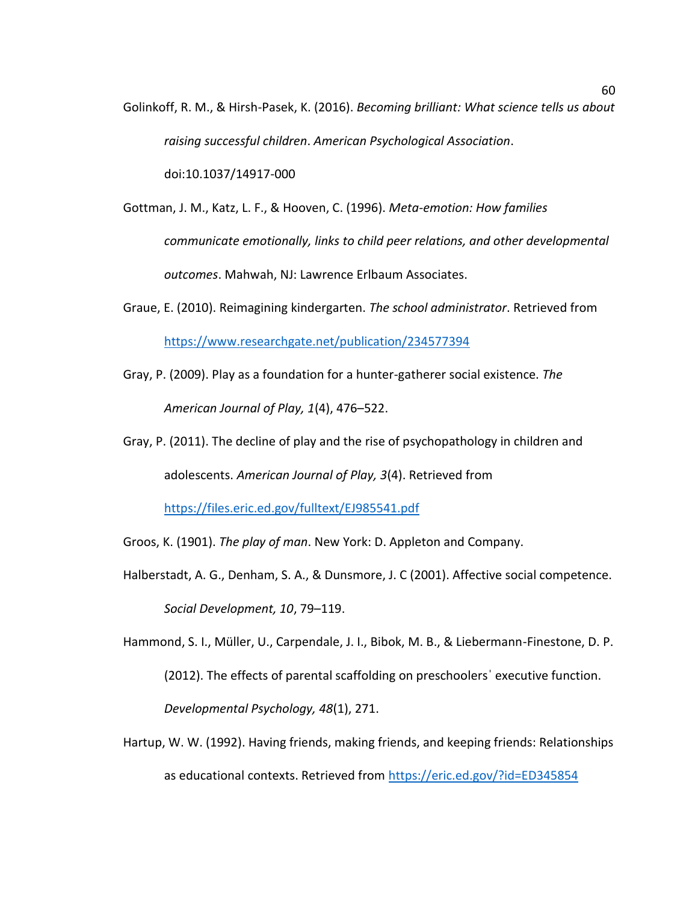Golinkoff, R. M., & Hirsh-Pasek, K. (2016). *Becoming brilliant: What science tells us about raising successful children*. *American Psychological Association*. doi:10.1037/14917-000

Gottman, J. M., Katz, L. F., & Hooven, C. (1996). *Meta-emotion: How families communicate emotionally, links to child peer relations, and other developmental outcomes*. Mahwah, NJ: Lawrence Erlbaum Associates.

Graue, E. (2010). Reimagining kindergarten. *The school administrator*. Retrieved from https://www.researchgate.net/publication/234577394

Gray, P. (2009). Play as a foundation for a hunter-gatherer social existence. *The American Journal of Play, 1*(4), 476–522.

Gray, P. (2011). The decline of play and the rise of psychopathology in children and adolescents. *American Journal of Play, 3*(4). Retrieved from https://files.eric.ed.gov/fulltext/EJ985541.pdf

Groos, K. (1901). *The play of man*. New York: D. Appleton and Company.

Halberstadt, A. G., Denham, S. A., & Dunsmore, J. C (2001). Affective social competence. *Social Development, 10*, 79–119.

Hammond, S. I., Müller, U., Carpendale, J. I., Bibok, M. B., & Liebermann-Finestone, D. P. (2012). The effects of parental scaffolding on preschoolersˈ executive function. *Developmental Psychology, 48*(1), 271.

Hartup, W. W. (1992). Having friends, making friends, and keeping friends: Relationships as educational contexts. Retrieved from https://eric.ed.gov/?id=ED345854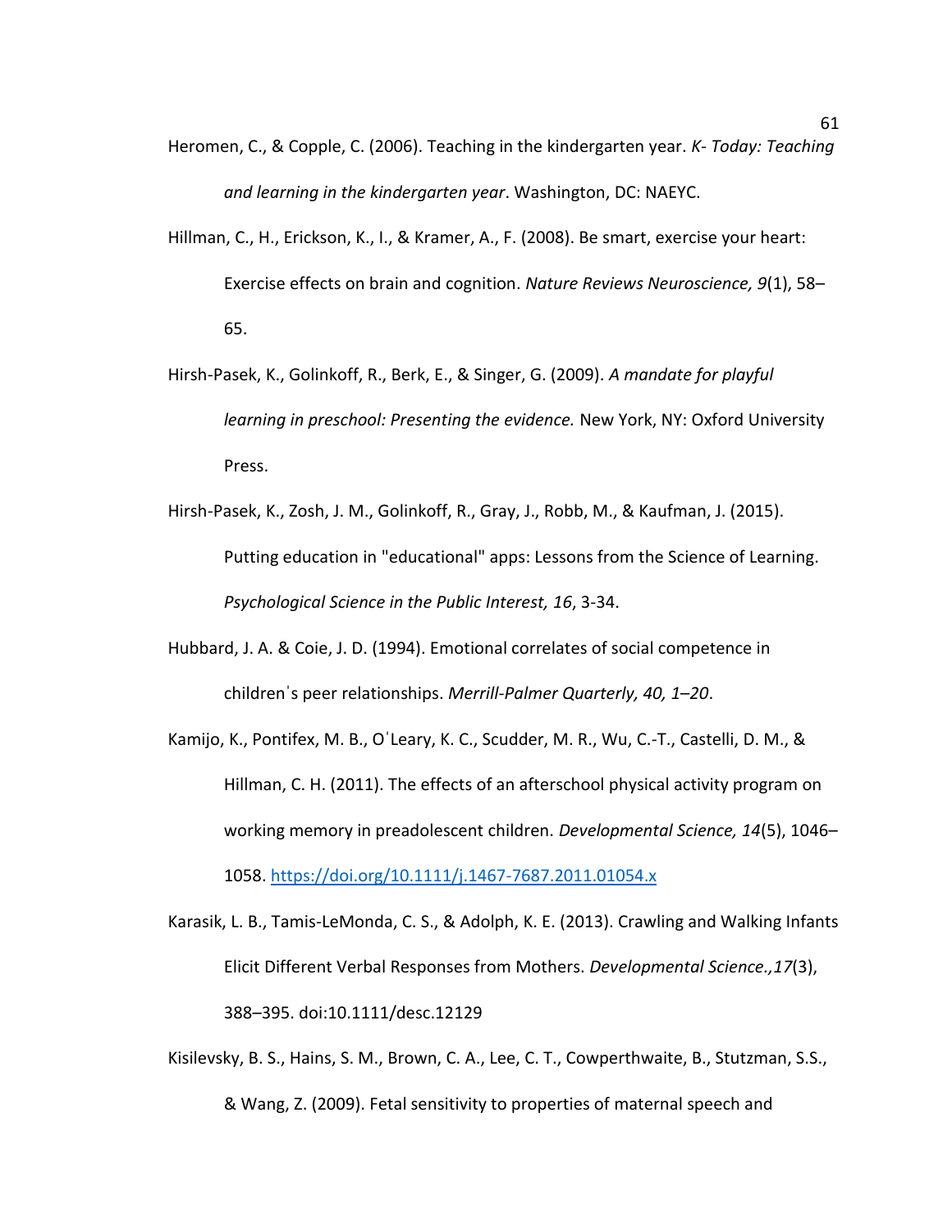Heromen, C., & Copple, C. (2006). Teaching in the kindergarten year. *K- Today: Teaching and learning in the kindergarten year*. Washington, DC: NAEYC.

Hillman, C., H., Erickson, K., I., & Kramer, A., F. (2008). Be smart, exercise your heart: Exercise effects on brain and cognition. *Nature Reviews Neuroscience, 9*(1), 58–65.

Hirsh-Pasek, K., Golinkoff, R., Berk, E., & Singer, G. (2009). *A mandate for playful learning in preschool: Presenting the evidence.* New York, NY: Oxford University Press.

Hirsh-Pasek, K., Zosh, J. M., Golinkoff, R., Gray, J., Robb, M., & Kaufman, J. (2015). Putting education in "educational" apps: Lessons from the Science of Learning. *Psychological Science in the Public Interest, 16*, 3-34.

Hubbard, J. A. & Coie, J. D. (1994). Emotional correlates of social competence in childrenˈs peer relationships. *Merrill-Palmer Quarterly, 40, 1–20*.

Kamijo, K., Pontifex, M. B., OˈLeary, K. C., Scudder, M. R., Wu, C.-T., Castelli, D. M., & Hillman, C. H. (2011). The effects of an afterschool physical activity program on working memory in preadolescent children. *Developmental Science, 14*(5), 1046–1058. https://doi.org/10.1111/j.1467-7687.2011.01054.x

Karasik, L. B., Tamis-LeMonda, C. S., & Adolph, K. E. (2013). Crawling and Walking Infants Elicit Different Verbal Responses from Mothers. *Developmental Science.,17*(3), 388–395. doi:10.1111/desc.12129

Kisilevsky, B. S., Hains, S. M., Brown, C. A., Lee, C. T., Cowperthwaite, B., Stutzman, S.S., & Wang, Z. (2009). Fetal sensitivity to properties of maternal speech and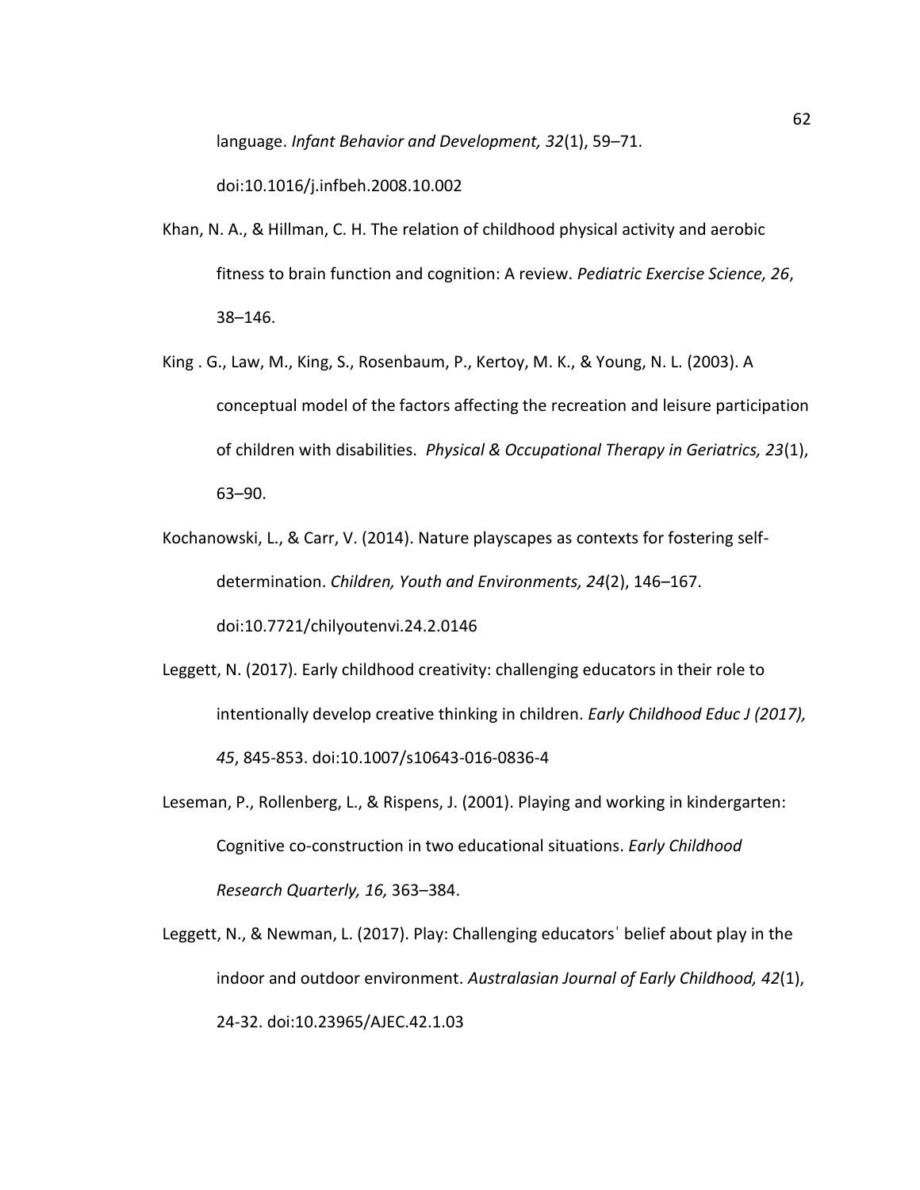language. *Infant Behavior and Development, 32*(1), 59–71. doi:10.1016/j.infbeh.2008.10.002

Khan, N. A., & Hillman, C. H. The relation of childhood physical activity and aerobic fitness to brain function and cognition: A review. *Pediatric Exercise Science, 26*, 38–146.

King . G., Law, M., King, S., Rosenbaum, P., Kertoy, M. K., & Young, N. L. (2003). A conceptual model of the factors affecting the recreation and leisure participation of children with disabilities. *Physical & Occupational Therapy in Geriatrics, 23*(1), 63–90.

Kochanowski, L., & Carr, V. (2014). Nature playscapes as contexts for fostering self-determination. *Children, Youth and Environments, 24*(2), 146–167. doi:10.7721/chilyoutenvi.24.2.0146

Leggett, N. (2017). Early childhood creativity: challenging educators in their role to intentionally develop creative thinking in children. *Early Childhood Educ J (2017), 45*, 845-853. doi:10.1007/s10643-016-0836-4

Leseman, P., Rollenberg, L., & Rispens, J. (2001). Playing and working in kindergarten: Cognitive co-construction in two educational situations. *Early Childhood Research Quarterly, 16,* 363–384.

Leggett, N., & Newman, L. (2017). Play: Challenging educatorsˈ belief about play in the indoor and outdoor environment. *Australasian Journal of Early Childhood, 42*(1), 24-32. doi:10.23965/AJEC.42.1.03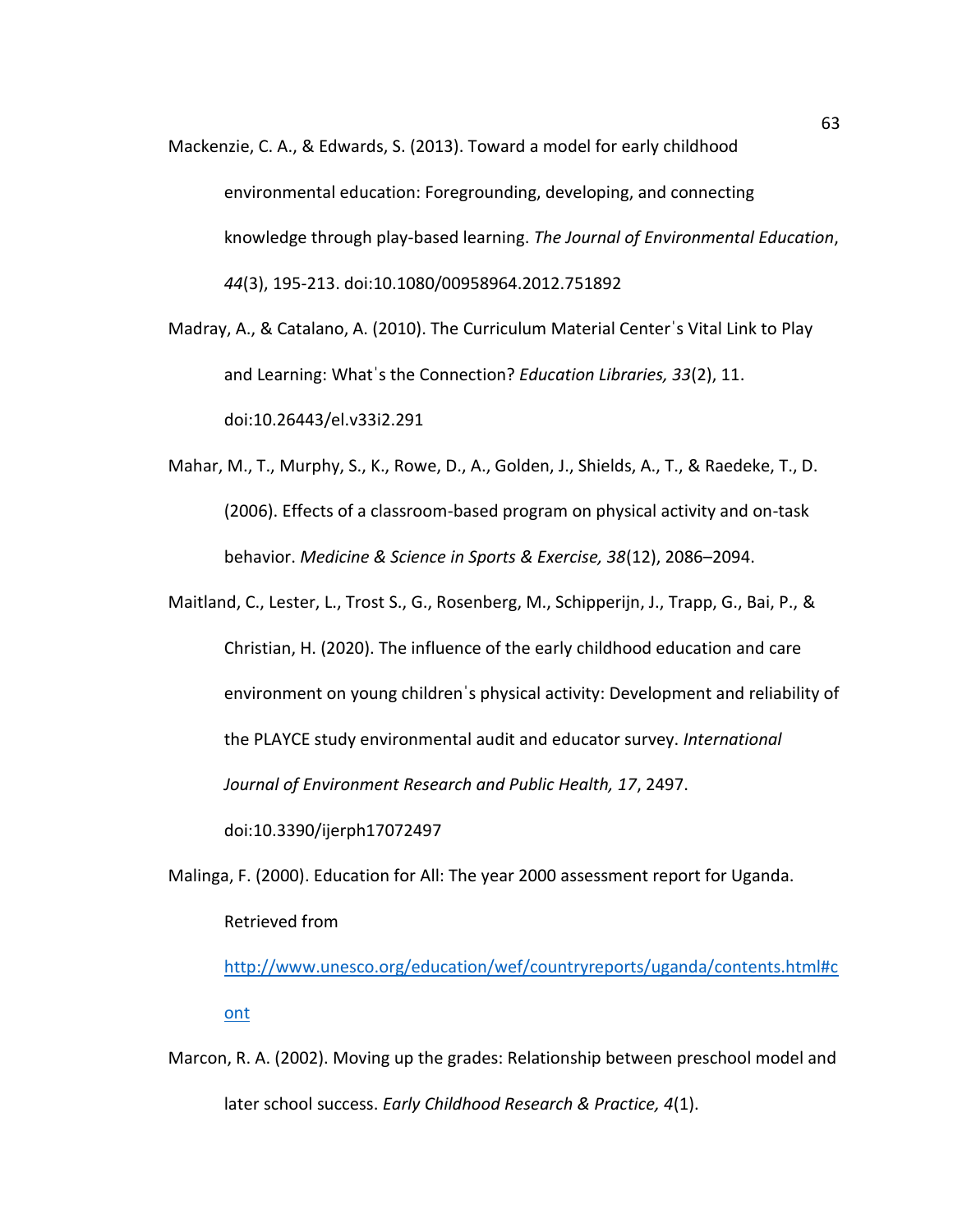Mackenzie, C. A., & Edwards, S. (2013). Toward a model for early childhood environmental education: Foregrounding, developing, and connecting knowledge through play-based learning. *The Journal of Environmental Education*, *44*(3), 195-213. doi:10.1080/00958964.2012.751892

Madray, A., & Catalano, A. (2010). The Curriculum Material Center's Vital Link to Play and Learning: What's the Connection? *Education Libraries, 33*(2), 11. doi:10.26443/el.v33i2.291

Mahar, M., T., Murphy, S., K., Rowe, D., A., Golden, J., Shields, A., T., & Raedeke, T., D. (2006). Effects of a classroom-based program on physical activity and on-task behavior. *Medicine & Science in Sports & Exercise, 38*(12), 2086–2094.

Maitland, C., Lester, L., Trost S., G., Rosenberg, M., Schipperijn, J., Trapp, G., Bai, P., & Christian, H. (2020). The influence of the early childhood education and care environment on young children's physical activity: Development and reliability of the PLAYCE study environmental audit and educator survey. *International Journal of Environment Research and Public Health, 17*, 2497. doi:10.3390/ijerph17072497

Malinga, F. (2000). Education for All: The year 2000 assessment report for Uganda. Retrieved from [http://www.unesco.org/education/wef/countryreports/uganda/contents.html#cont](http://www.unesco.org/education/wef/countryreports/uganda/contents.html#cont)

Marcon, R. A. (2002). Moving up the grades: Relationship between preschool model and later school success. *Early Childhood Research & Practice, 4*(1).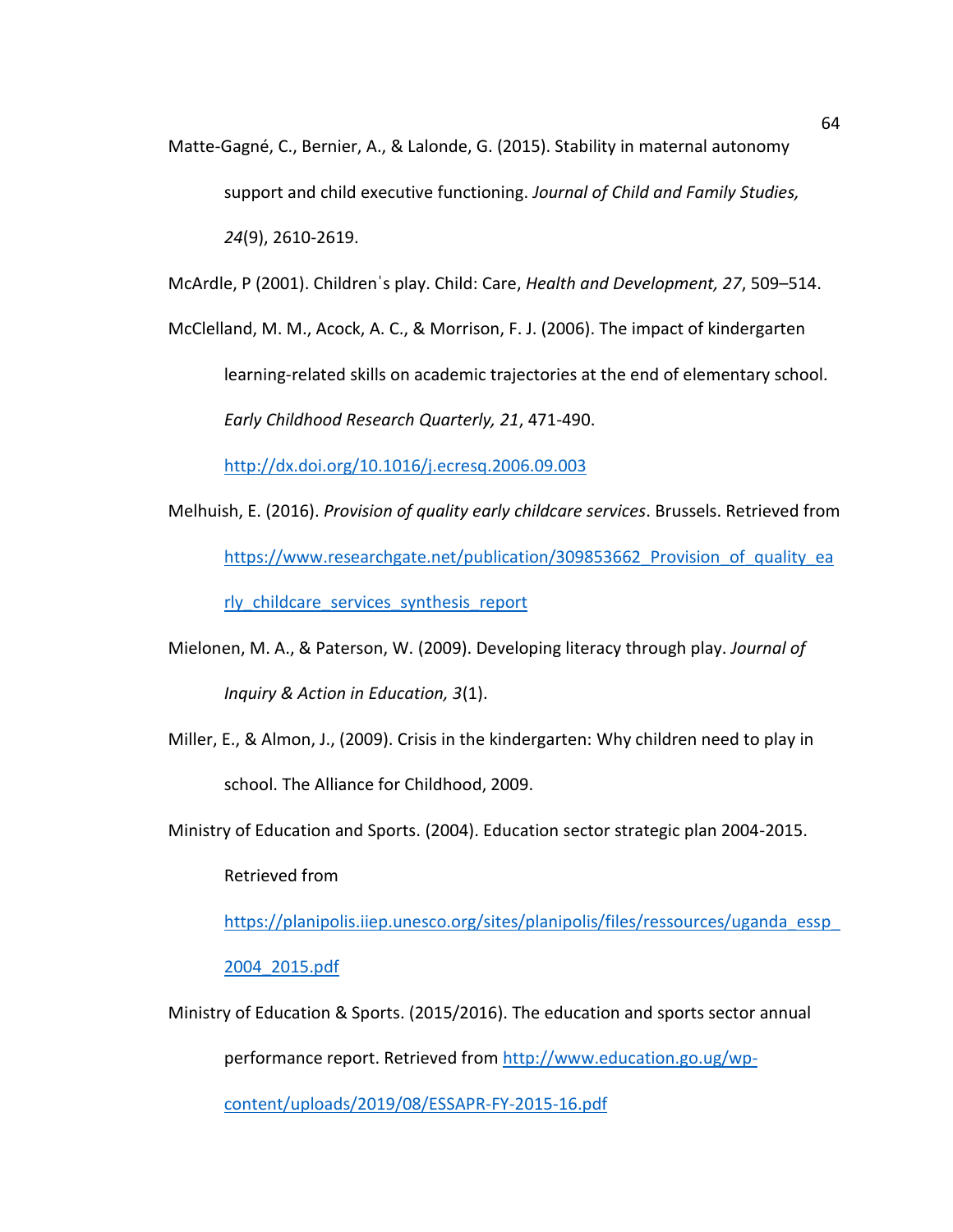Matte-Gagné, C., Bernier, A., & Lalonde, G. (2015). Stability in maternal autonomy support and child executive functioning. *Journal of Child and Family Studies, 24*(9), 2610-2619.

McArdle, P (2001). Childrenˈs play. Child: Care, *Health and Development, 27*, 509–514.

McClelland, M. M., Acock, A. C., & Morrison, F. J. (2006). The impact of kindergarten learning-related skills on academic trajectories at the end of elementary school. *Early Childhood Research Quarterly, 21*, 471-490. http://dx.doi.org/10.1016/j.ecresq.2006.09.003

Melhuish, E. (2016). *Provision of quality early childcare services*. Brussels. Retrieved from https://www.researchgate.net/publication/309853662_Provision_of_quality_early_childcare_services_synthesis_report

Mielonen, M. A., & Paterson, W. (2009). Developing literacy through play. *Journal of Inquiry & Action in Education, 3*(1).

Miller, E., & Almon, J., (2009). Crisis in the kindergarten: Why children need to play in school. The Alliance for Childhood, 2009.

Ministry of Education and Sports. (2004). Education sector strategic plan 2004-2015. Retrieved from https://planipolis.iiep.unesco.org/sites/planipolis/files/ressources/uganda_essp_2004_2015.pdf

Ministry of Education & Sports. (2015/2016). The education and sports sector annual performance report. Retrieved from http://www.education.go.ug/wp-content/uploads/2019/08/ESSAPR-FY-2015-16.pdf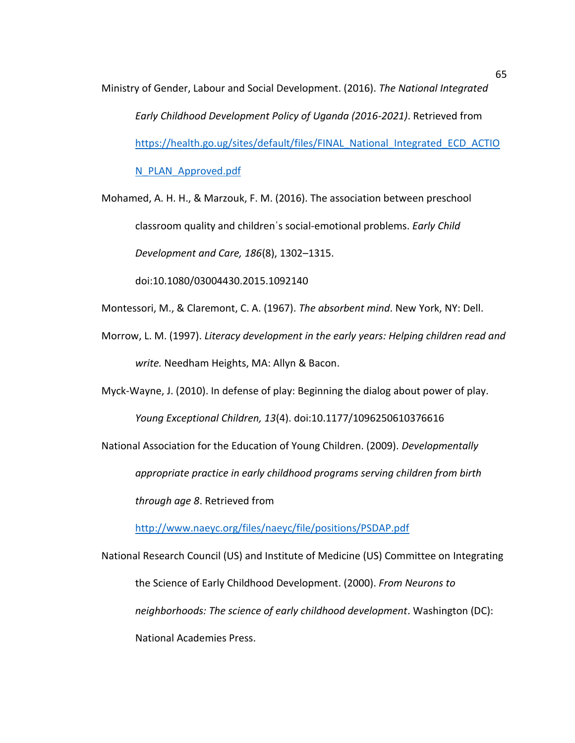Ministry of Gender, Labour and Social Development. (2016). *The National Integrated Early Childhood Development Policy of Uganda (2016-2021)*. Retrieved from https://health.go.ug/sites/default/files/FINAL_National_Integrated_ECD_ACTION_PLAN_Approved.pdf

Mohamed, A. H. H., & Marzouk, F. M. (2016). The association between preschool classroom quality and children's social-emotional problems. *Early Child Development and Care, 186*(8), 1302–1315. doi:10.1080/03004430.2015.1092140

Montessori, M., & Claremont, C. A. (1967). *The absorbent mind*. New York, NY: Dell.

Morrow, L. M. (1997). *Literacy development in the early years: Helping children read and write.* Needham Heights, MA: Allyn & Bacon.

Myck-Wayne, J. (2010). In defense of play: Beginning the dialog about power of play. *Young Exceptional Children, 13*(4). doi:10.1177/1096250610376616

National Association for the Education of Young Children. (2009). *Developmentally appropriate practice in early childhood programs serving children from birth through age 8*. Retrieved from http://www.naeyc.org/files/naeyc/file/positions/PSDAP.pdf

National Research Council (US) and Institute of Medicine (US) Committee on Integrating the Science of Early Childhood Development. (2000). *From Neurons to neighborhoods: The science of early childhood development*. Washington (DC): National Academies Press.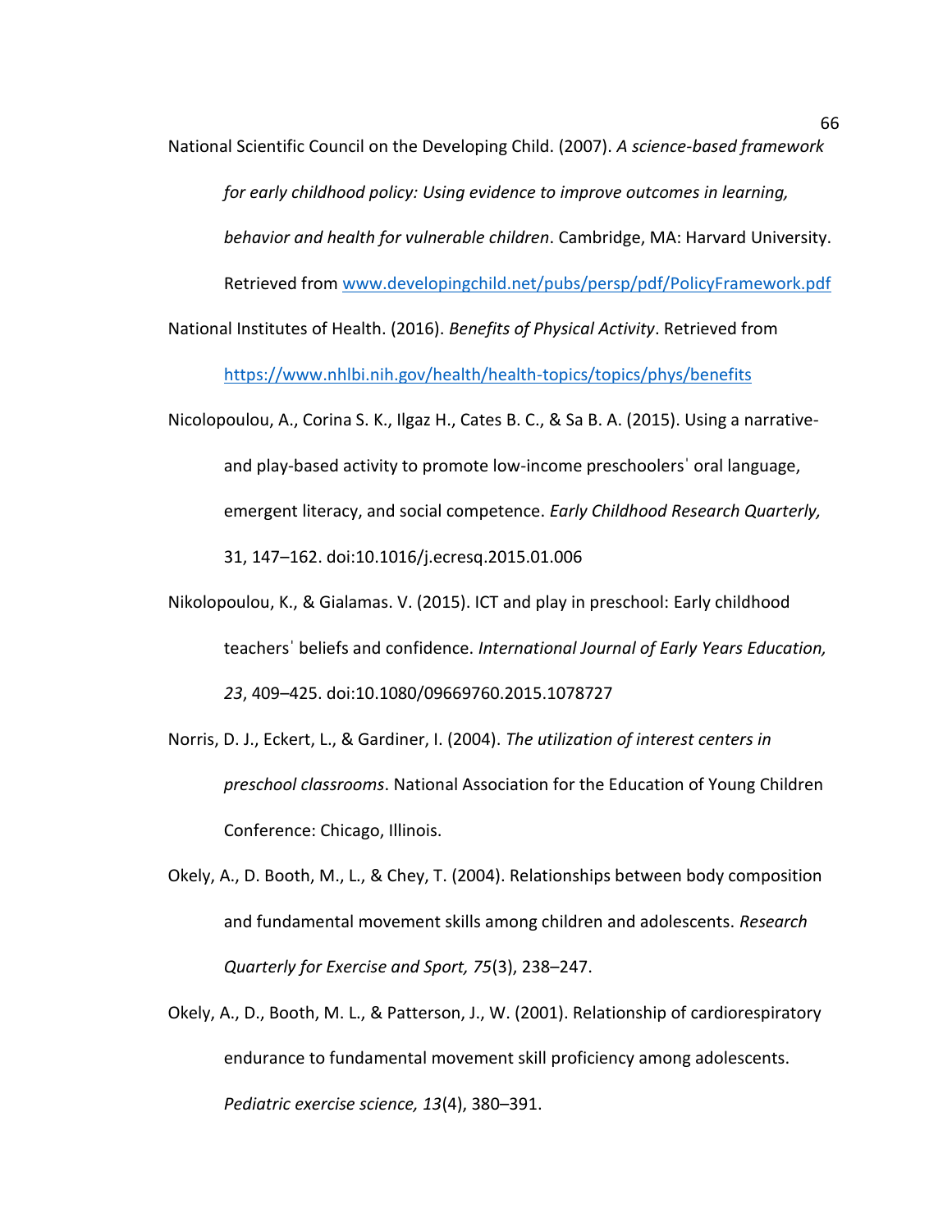National Scientific Council on the Developing Child. (2007). *A science-based framework for early childhood policy: Using evidence to improve outcomes in learning, behavior and health for vulnerable children*. Cambridge, MA: Harvard University. Retrieved from www.developingchild.net/pubs/persp/pdf/PolicyFramework.pdf

National Institutes of Health. (2016). *Benefits of Physical Activity*. Retrieved from https://www.nhlbi.nih.gov/health/health-topics/topics/phys/benefits

Nicolopoulou, A., Corina S. K., Ilgaz H., Cates B. C., & Sa B. A. (2015). Using a narrative- and play-based activity to promote low-income preschoolersˈ oral language, emergent literacy, and social competence. *Early Childhood Research Quarterly,* 31, 147–162. doi:10.1016/j.ecresq.2015.01.006

Nikolopoulou, K., & Gialamas. V. (2015). ICT and play in preschool: Early childhood teachersˈ beliefs and confidence. *International Journal of Early Years Education, 23*, 409–425. doi:10.1080/09669760.2015.1078727

Norris, D. J., Eckert, L., & Gardiner, I. (2004). *The utilization of interest centers in preschool classrooms*. National Association for the Education of Young Children Conference: Chicago, Illinois.

Okely, A., D. Booth, M., L., & Chey, T. (2004). Relationships between body composition and fundamental movement skills among children and adolescents. *Research Quarterly for Exercise and Sport, 75*(3), 238–247.

Okely, A., D., Booth, M. L., & Patterson, J., W. (2001). Relationship of cardiorespiratory endurance to fundamental movement skill proficiency among adolescents. *Pediatric exercise science, 13*(4), 380–391.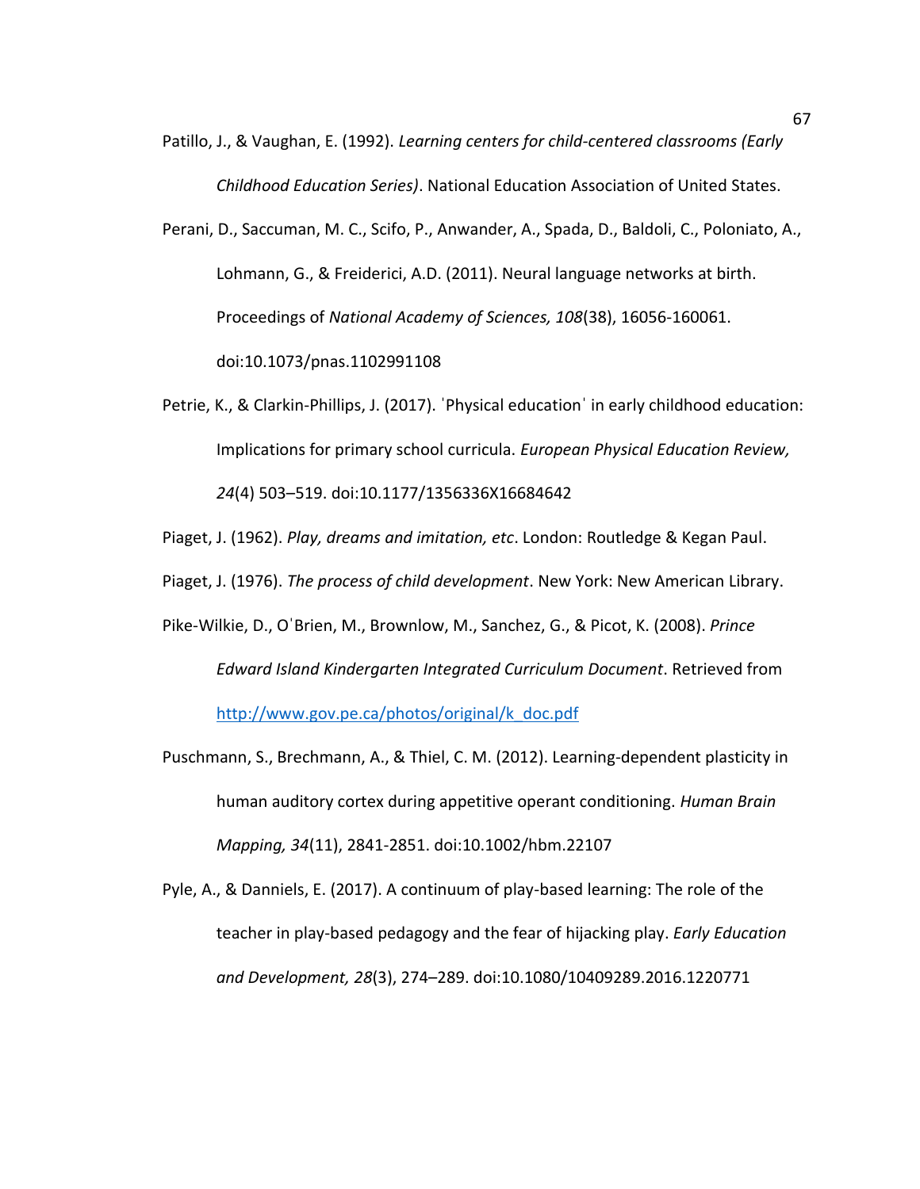Patillo, J., & Vaughan, E. (1992). *Learning centers for child-centered classrooms (Early Childhood Education Series)*. National Education Association of United States.

Perani, D., Saccuman, M. C., Scifo, P., Anwander, A., Spada, D., Baldoli, C., Poloniato, A., Lohmann, G., & Freiderici, A.D. (2011). Neural language networks at birth. Proceedings of *National Academy of Sciences, 108*(38), 16056-160061. doi:10.1073/pnas.1102991108

Petrie, K., & Clarkin-Phillips, J. (2017). ˈPhysical educationˈ in early childhood education: Implications for primary school curricula. *European Physical Education Review, 24*(4) 503–519. doi:10.1177/1356336X16684642

Piaget, J. (1962). *Play, dreams and imitation, etc*. London: Routledge & Kegan Paul.

Piaget, J. (1976). *The process of child development*. New York: New American Library.

Pike-Wilkie, D., OˈBrien, M., Brownlow, M., Sanchez, G., & Picot, K. (2008). *Prince Edward Island Kindergarten Integrated Curriculum Document*. Retrieved from http://www.gov.pe.ca/photos/original/k_doc.pdf

Puschmann, S., Brechmann, A., & Thiel, C. M. (2012). Learning-dependent plasticity in human auditory cortex during appetitive operant conditioning. *Human Brain Mapping, 34*(11), 2841-2851. doi:10.1002/hbm.22107

Pyle, A., & Danniels, E. (2017). A continuum of play-based learning: The role of the teacher in play-based pedagogy and the fear of hijacking play. *Early Education and Development, 28*(3), 274–289. doi:10.1080/10409289.2016.1220771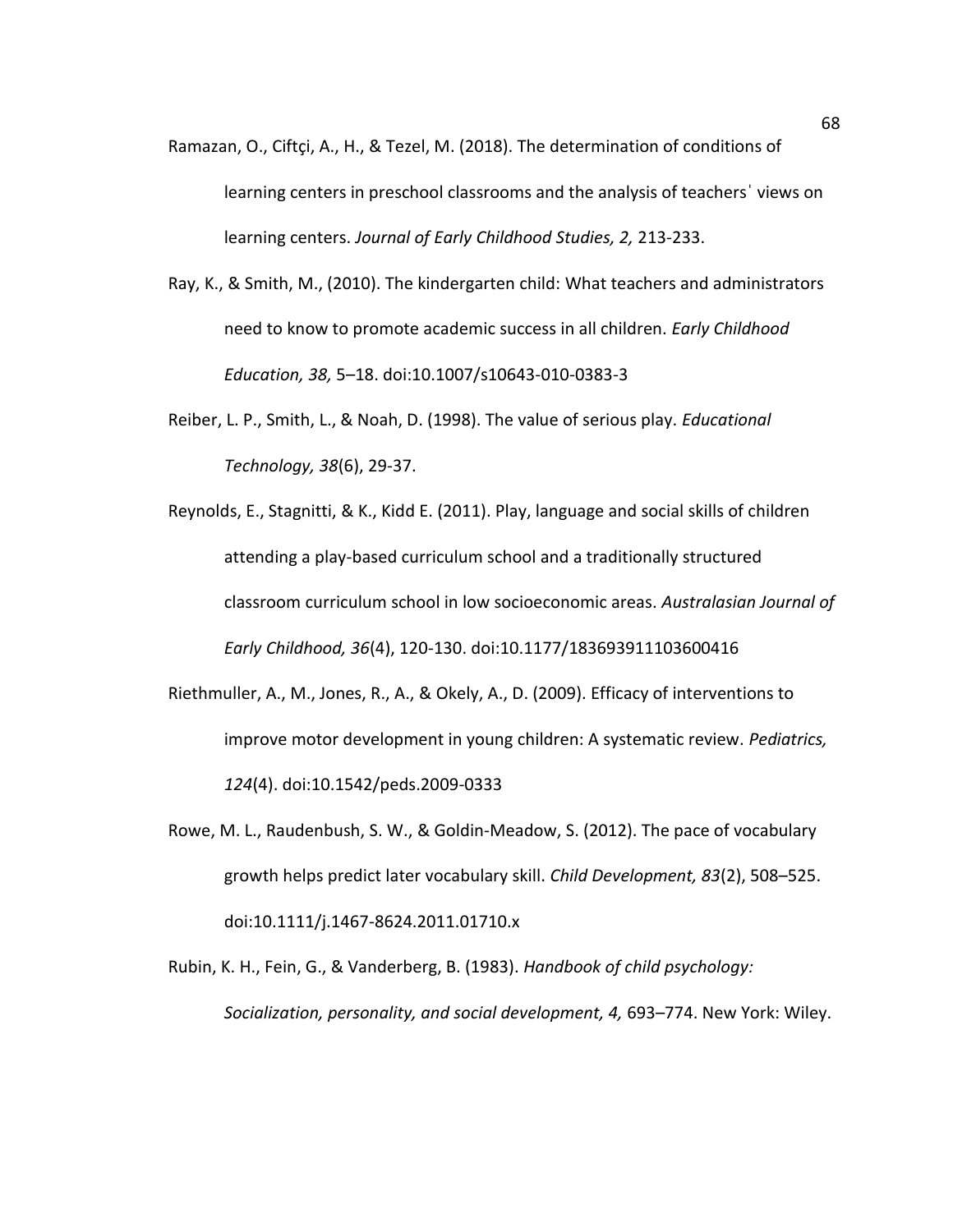Ramazan, O., Ciftçi, A., H., & Tezel, M. (2018). The determination of conditions of learning centers in preschool classrooms and the analysis of teachersˈ views on learning centers. *Journal of Early Childhood Studies, 2,* 213-233.

Ray, K., & Smith, M., (2010). The kindergarten child: What teachers and administrators need to know to promote academic success in all children. *Early Childhood Education, 38,* 5–18. doi:10.1007/s10643-010-0383-3

Reiber, L. P., Smith, L., & Noah, D. (1998). The value of serious play. *Educational Technology, 38*(6), 29-37.

Reynolds, E., Stagnitti, & K., Kidd E. (2011). Play, language and social skills of children attending a play-based curriculum school and a traditionally structured classroom curriculum school in low socioeconomic areas. *Australasian Journal of Early Childhood, 36*(4), 120-130. doi:10.1177/183693911103600416

Riethmuller, A., M., Jones, R., A., & Okely, A., D. (2009). Efficacy of interventions to improve motor development in young children: A systematic review. *Pediatrics, 124*(4). doi:10.1542/peds.2009-0333

Rowe, M. L., Raudenbush, S. W., & Goldin-Meadow, S. (2012). The pace of vocabulary growth helps predict later vocabulary skill. *Child Development, 83*(2), 508–525. doi:10.1111/j.1467-8624.2011.01710.x

Rubin, K. H., Fein, G., & Vanderberg, B. (1983). *Handbook of child psychology: Socialization, personality, and social development, 4,* 693–774. New York: Wiley.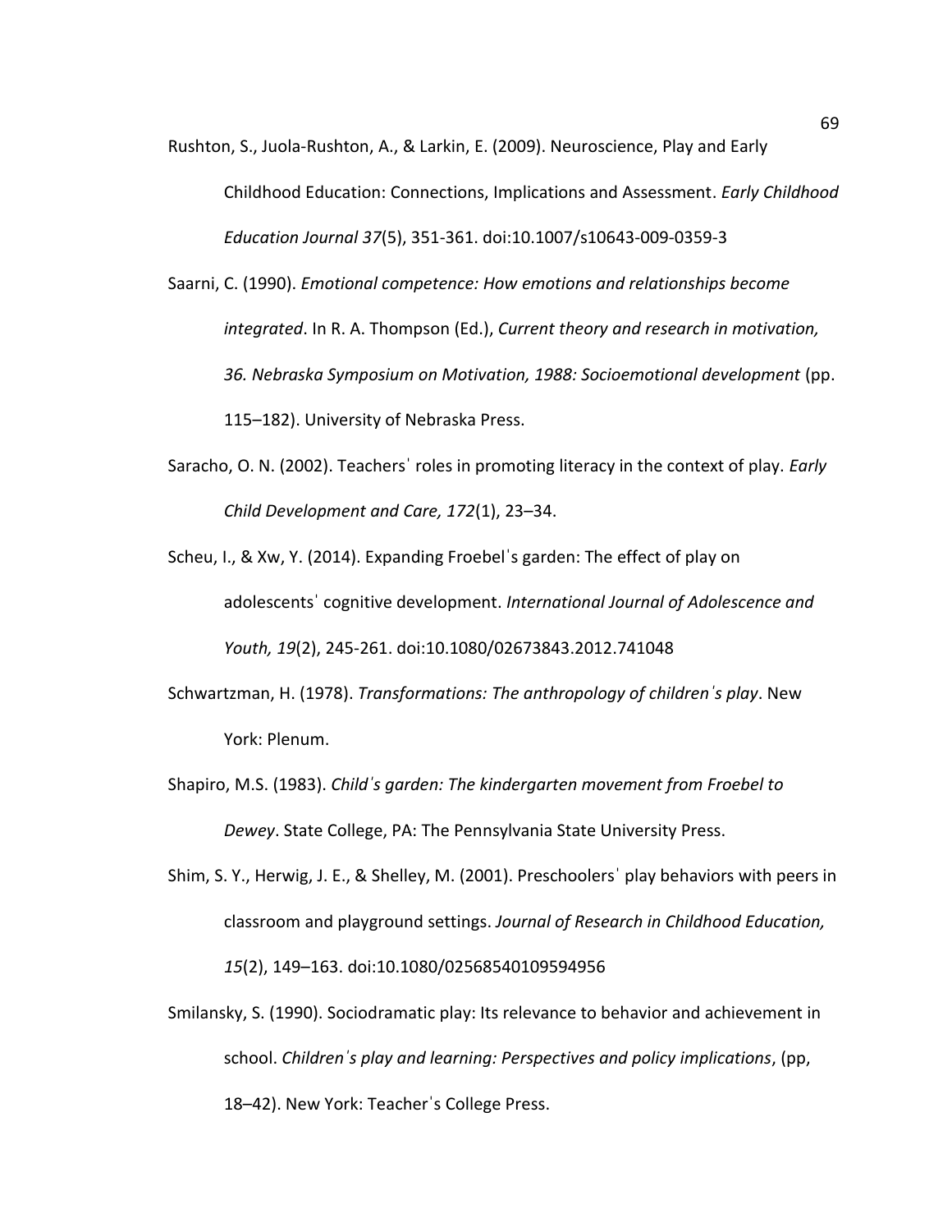Rushton, S., Juola-Rushton, A., & Larkin, E. (2009). Neuroscience, Play and Early Childhood Education: Connections, Implications and Assessment. *Early Childhood Education Journal 37*(5), 351-361. doi:10.1007/s10643-009-0359-3

Saarni, C. (1990). *Emotional competence: How emotions and relationships become integrated*. In R. A. Thompson (Ed.), *Current theory and research in motivation, 36. Nebraska Symposium on Motivation, 1988: Socioemotional development* (pp. 115–182). University of Nebraska Press.

Saracho, O. N. (2002). Teachersˈ roles in promoting literacy in the context of play. *Early Child Development and Care, 172*(1), 23–34.

Scheu, I., & Xw, Y. (2014). Expanding Froebelˈs garden: The effect of play on adolescentsˈ cognitive development. *International Journal of Adolescence and Youth, 19*(2), 245-261. doi:10.1080/02673843.2012.741048

Schwartzman, H. (1978). *Transformations: The anthropology of childrenˈs play*. New York: Plenum.

Shapiro, M.S. (1983). *Childˈs garden: The kindergarten movement from Froebel to Dewey*. State College, PA: The Pennsylvania State University Press.

Shim, S. Y., Herwig, J. E., & Shelley, M. (2001). Preschoolersˈ play behaviors with peers in classroom and playground settings. *Journal of Research in Childhood Education, 15*(2), 149–163. doi:10.1080/02568540109594956

Smilansky, S. (1990). Sociodramatic play: Its relevance to behavior and achievement in school. *Childrenˈs play and learning: Perspectives and policy implications*, (pp, 18–42). New York: Teacherˈs College Press.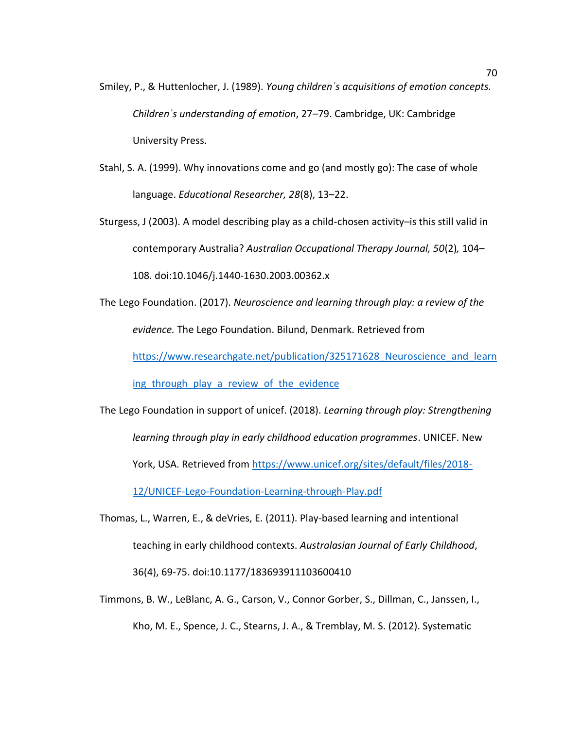Smiley, P., & Huttenlocher, J. (1989). *Young childrenˈs acquisitions of emotion concepts. Childrenˈs understanding of emotion*, 27–79. Cambridge, UK: Cambridge University Press.

Stahl, S. A. (1999). Why innovations come and go (and mostly go): The case of whole language. *Educational Researcher, 28*(8), 13–22.

Sturgess, J (2003). A model describing play as a child-chosen activity–is this still valid in contemporary Australia? *Australian Occupational Therapy Journal, 50*(2)*,* 104–108*.* doi:10.1046/j.1440-1630.2003.00362.x

The Lego Foundation. (2017). *Neuroscience and learning through play: a review of the evidence.* The Lego Foundation. Bilund, Denmark. Retrieved from https://www.researchgate.net/publication/325171628_Neuroscience_and_learning_through_play_a_review_of_the_evidence

The Lego Foundation in support of unicef. (2018). *Learning through play: Strengthening learning through play in early childhood education programmes*. UNICEF. New York, USA. Retrieved from https://www.unicef.org/sites/default/files/2018-12/UNICEF-Lego-Foundation-Learning-through-Play.pdf

Thomas, L., Warren, E., & deVries, E. (2011). Play-based learning and intentional teaching in early childhood contexts. *Australasian Journal of Early Childhood*, 36(4), 69-75. doi:10.1177/183693911103600410

Timmons, B. W., LeBlanc, A. G., Carson, V., Connor Gorber, S., Dillman, C., Janssen, I., Kho, M. E., Spence, J. C., Stearns, J. A., & Tremblay, M. S. (2012). Systematic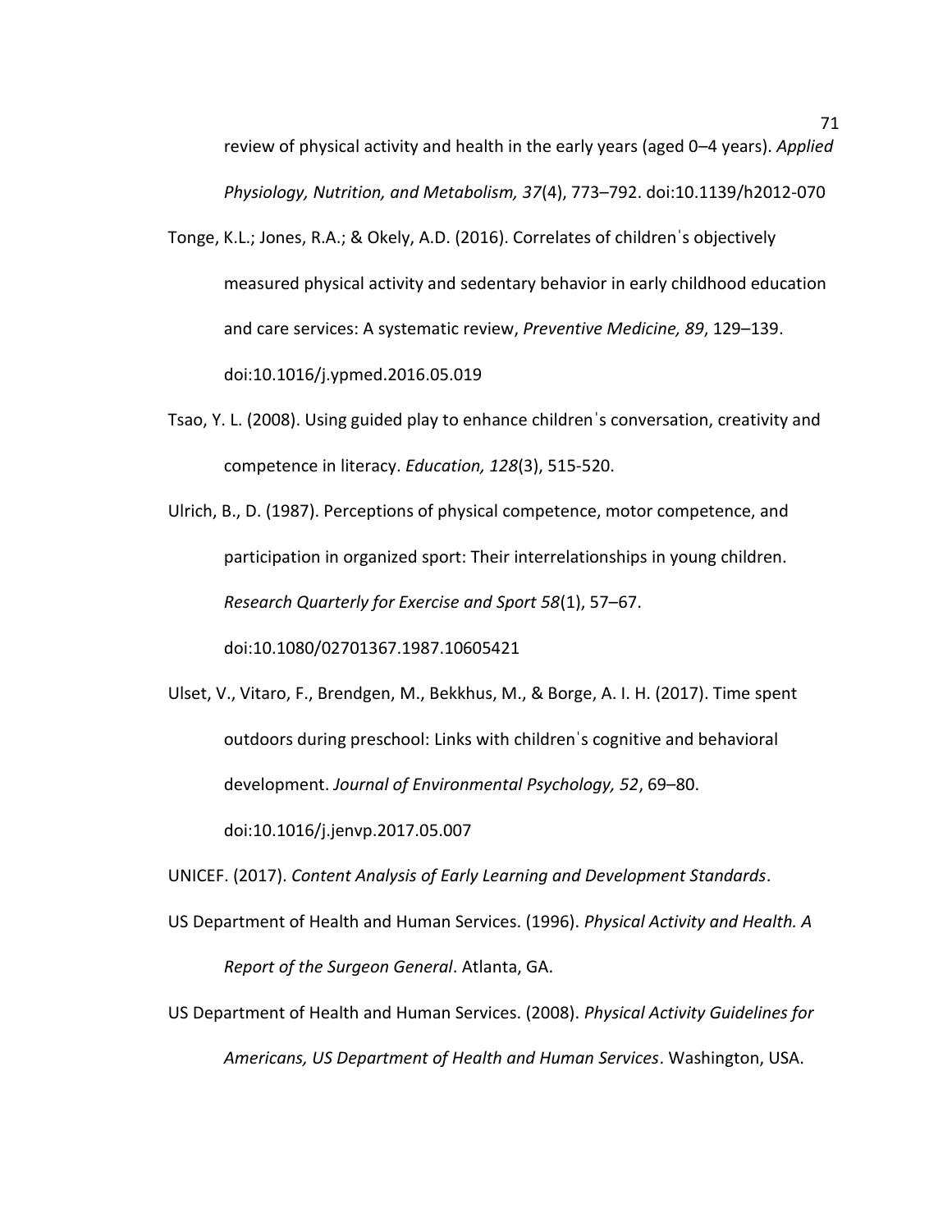review of physical activity and health in the early years (aged 0–4 years). *Applied Physiology, Nutrition, and Metabolism, 37*(4), 773–792. doi:10.1139/h2012-070

Tonge, K.L.; Jones, R.A.; & Okely, A.D. (2016). Correlates of childrenˈs objectively measured physical activity and sedentary behavior in early childhood education and care services: A systematic review, *Preventive Medicine, 89*, 129–139. doi:10.1016/j.ypmed.2016.05.019

Tsao, Y. L. (2008). Using guided play to enhance childrenˈs conversation, creativity and competence in literacy. *Education, 128*(3), 515-520.

Ulrich, B., D. (1987). Perceptions of physical competence, motor competence, and participation in organized sport: Their interrelationships in young children. *Research Quarterly for Exercise and Sport 58*(1), 57–67. doi:10.1080/02701367.1987.10605421

Ulset, V., Vitaro, F., Brendgen, M., Bekkhus, M., & Borge, A. I. H. (2017). Time spent outdoors during preschool: Links with childrenˈs cognitive and behavioral development. *Journal of Environmental Psychology, 52*, 69–80. doi:10.1016/j.jenvp.2017.05.007

UNICEF. (2017). *Content Analysis of Early Learning and Development Standards*.

US Department of Health and Human Services. (1996). *Physical Activity and Health. A Report of the Surgeon General*. Atlanta, GA.

US Department of Health and Human Services. (2008). *Physical Activity Guidelines for Americans, US Department of Health and Human Services*. Washington, USA.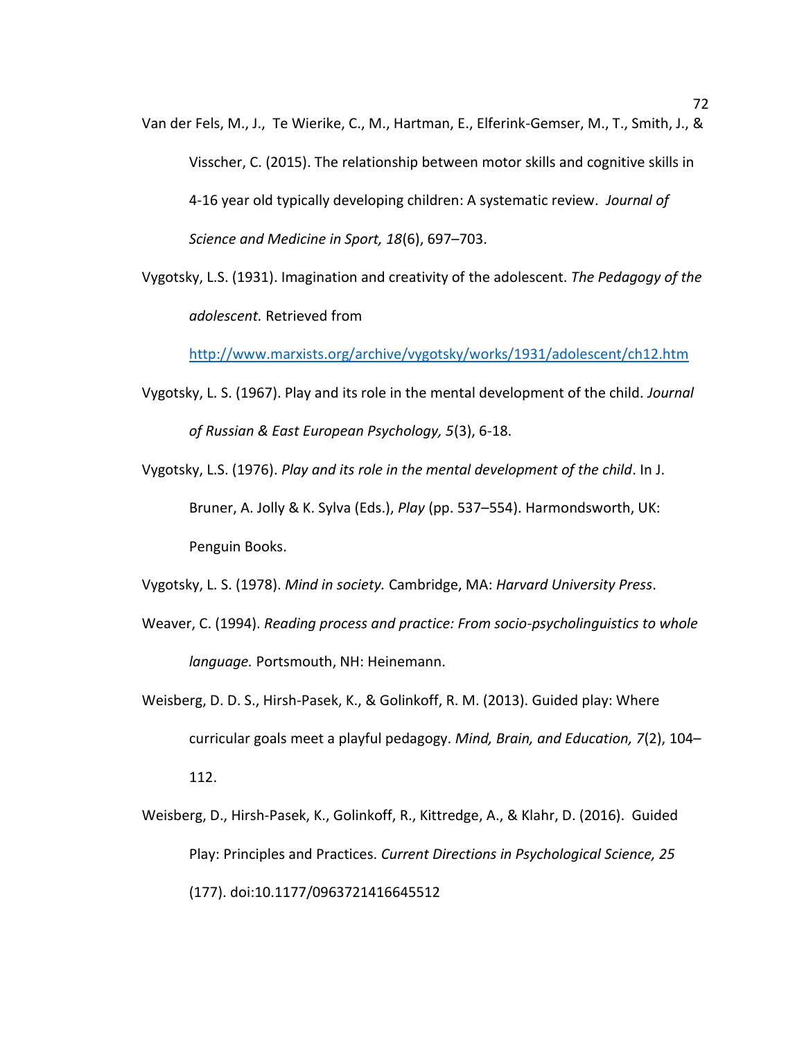Van der Fels, M., J., Te Wierike, C., M., Hartman, E., Elferink-Gemser, M., T., Smith, J., & Visscher, C. (2015). The relationship between motor skills and cognitive skills in 4-16 year old typically developing children: A systematic review. *Journal of Science and Medicine in Sport, 18*(6), 697–703.

Vygotsky, L.S. (1931). Imagination and creativity of the adolescent. *The Pedagogy of the adolescent.* Retrieved from http://www.marxists.org/archive/vygotsky/works/1931/adolescent/ch12.htm

Vygotsky, L. S. (1967). Play and its role in the mental development of the child. *Journal of Russian & East European Psychology, 5*(3), 6-18.

Vygotsky, L.S. (1976). *Play and its role in the mental development of the child*. In J. Bruner, A. Jolly & K. Sylva (Eds.), *Play* (pp. 537–554). Harmondsworth, UK: Penguin Books.

Vygotsky, L. S. (1978). *Mind in society.* Cambridge, MA: *Harvard University Press*.

Weaver, C. (1994). *Reading process and practice: From socio-psycholinguistics to whole language.* Portsmouth, NH: Heinemann.

Weisberg, D. D. S., Hirsh-Pasek, K., & Golinkoff, R. M. (2013). Guided play: Where curricular goals meet a playful pedagogy. *Mind, Brain, and Education, 7*(2), 104–112.

Weisberg, D., Hirsh-Pasek, K., Golinkoff, R., Kittredge, A., & Klahr, D. (2016). Guided Play: Principles and Practices. *Current Directions in Psychological Science, 25* (177). doi:10.1177/0963721416645512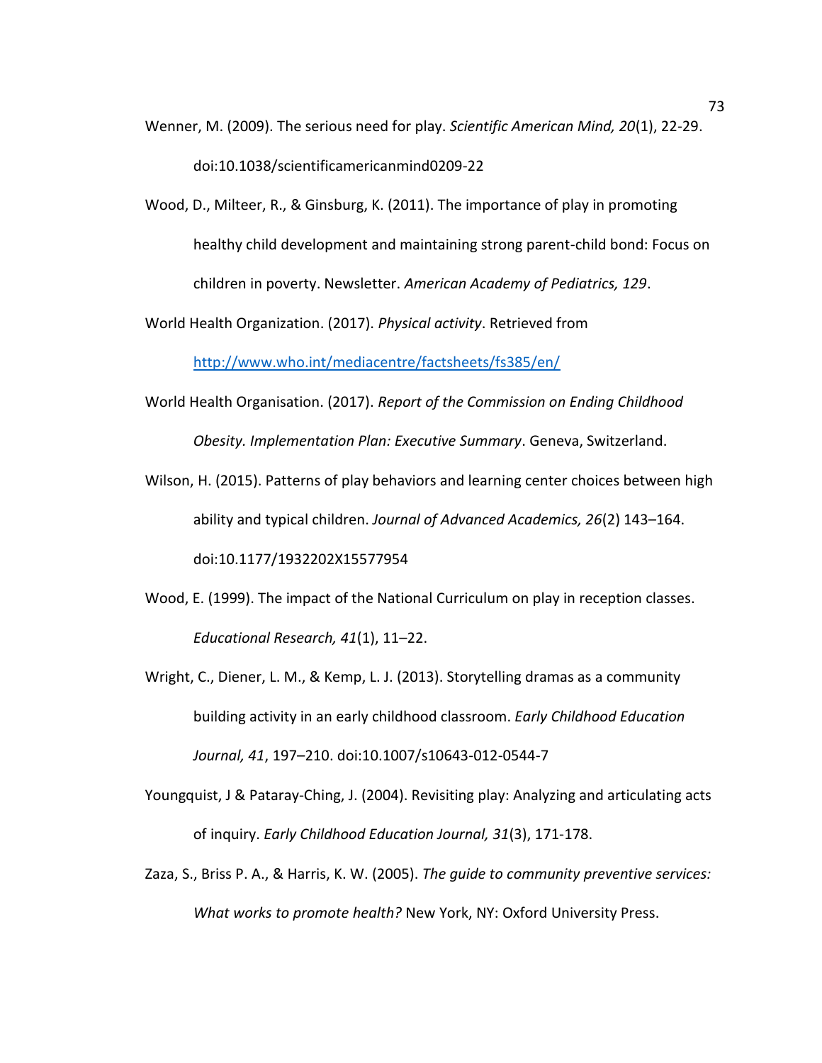Wenner, M. (2009). The serious need for play. *Scientific American Mind, 20*(1), 22-29. doi:10.1038/scientificamericanmind0209-22

Wood, D., Milteer, R., & Ginsburg, K. (2011). The importance of play in promoting healthy child development and maintaining strong parent-child bond: Focus on children in poverty. Newsletter. *American Academy of Pediatrics, 129*.

World Health Organization. (2017). *Physical activity*. Retrieved from [http://www.who.int/mediacentre/factsheets/fs385/en/](http://www.who.int/mediacentre/factsheets/fs385/en/)

World Health Organisation. (2017). *Report of the Commission on Ending Childhood Obesity. Implementation Plan: Executive Summary*. Geneva, Switzerland.

Wilson, H. (2015). Patterns of play behaviors and learning center choices between high ability and typical children. *Journal of Advanced Academics, 26*(2) 143–164. doi:10.1177/1932202X15577954

Wood, E. (1999). The impact of the National Curriculum on play in reception classes. *Educational Research, 41*(1), 11–22.

Wright, C., Diener, L. M., & Kemp, L. J. (2013). Storytelling dramas as a community building activity in an early childhood classroom. *Early Childhood Education Journal, 41*, 197–210. doi:10.1007/s10643-012-0544-7

Youngquist, J & Pataray-Ching, J. (2004). Revisiting play: Analyzing and articulating acts of inquiry. *Early Childhood Education Journal, 31*(3), 171-178.

Zaza, S., Briss P. A., & Harris, K. W. (2005). *The guide to community preventive services: What works to promote health?* New York, NY: Oxford University Press.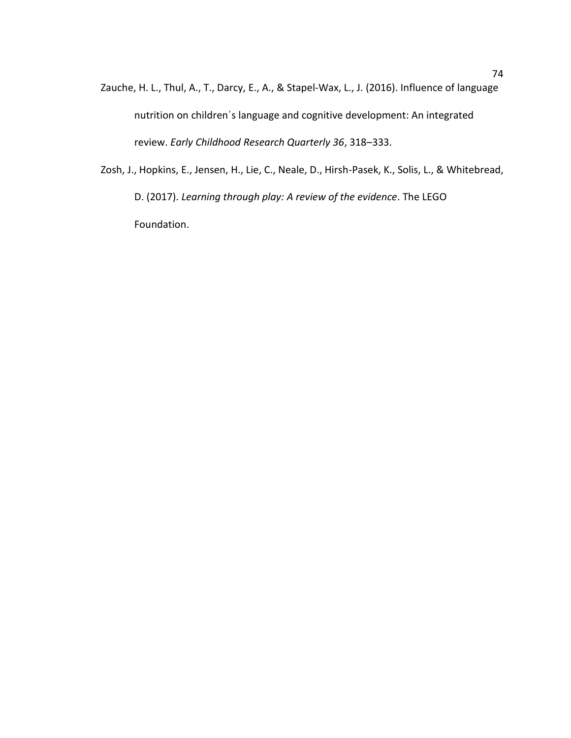Zauche, H. L., Thul, A., T., Darcy, E., A., & Stapel-Wax, L., J. (2016). Influence of language nutrition on childrenˈs language and cognitive development: An integrated review. *Early Childhood Research Quarterly 36*, 318–333.

Zosh, J., Hopkins, E., Jensen, H., Lie, C., Neale, D., Hirsh-Pasek, K., Solis, L., & Whitebread, D. (2017). *Learning through play: A review of the evidence*. The LEGO Foundation.